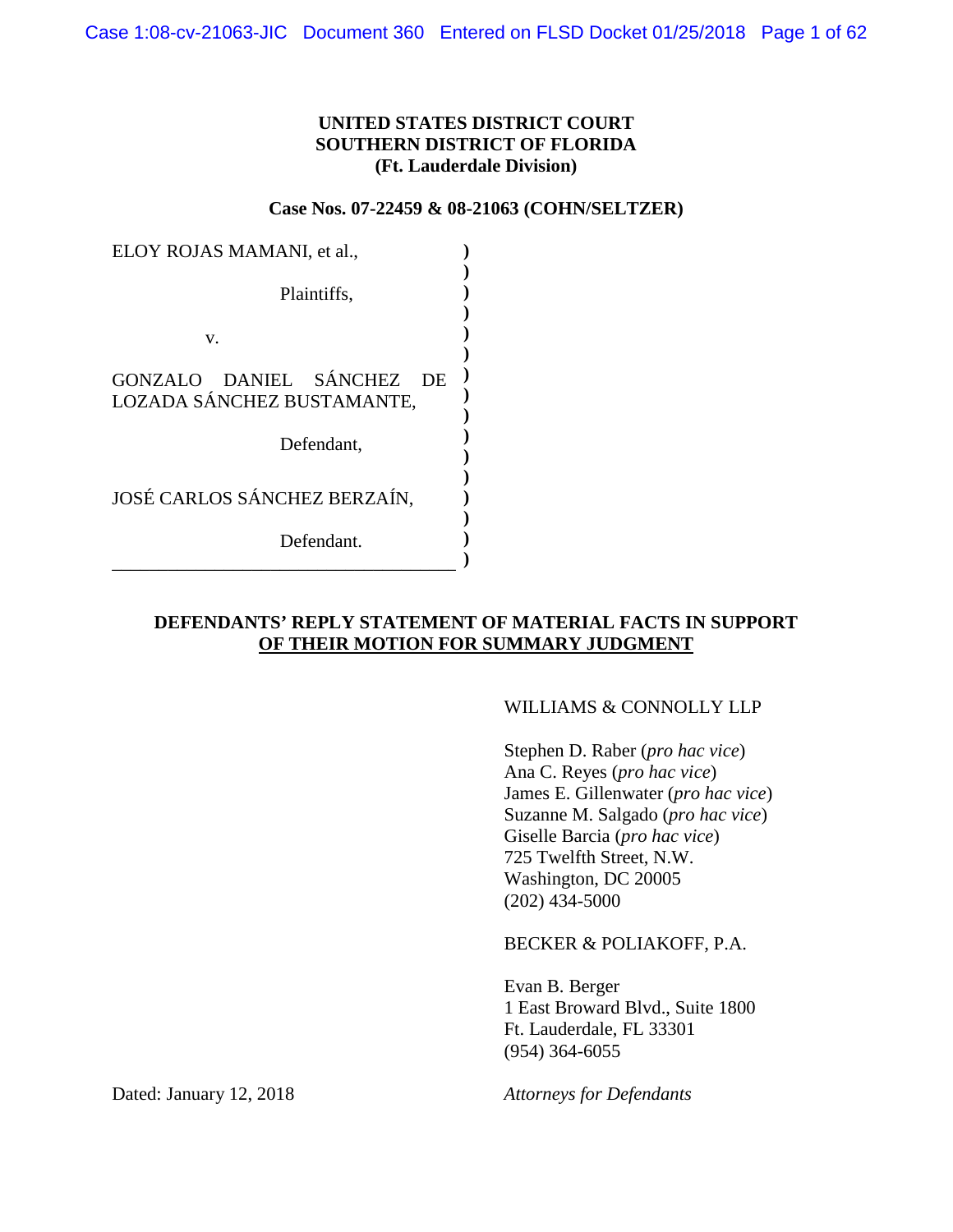**UNITED STATES DISTRICT COURT**
**SOUTHERN DISTRICT OF FLORIDA**
**(Ft. Lauderdale Division)**

**Case Nos. 07-22459 & 08-21063 (COHN/SELTZER)**

ELOY ROJAS MAMANI, et al.,

Plaintiffs,

v.

GONZALO DANIEL SÁNCHEZ DE LOZADA SÁNCHEZ BUSTAMANTE,

Defendant,

JOSÉ CARLOS SÁNCHEZ BERZAÍN,

Defendant.

**DEFENDANTS' REPLY STATEMENT OF MATERIAL FACTS IN SUPPORT OF THEIR MOTION FOR SUMMARY JUDGMENT**

WILLIAMS & CONNOLLY LLP

Stephen D. Raber (*pro hac vice*)
Ana C. Reyes (*pro hac vice*)
James E. Gillenwater (*pro hac vice*)
Suzanne M. Salgado (*pro hac vice*)
Giselle Barcia (*pro hac vice*)
725 Twelfth Street, N.W.
Washington, DC 20005
(202) 434-5000

BECKER & POLIAKOFF, P.A.

Evan B. Berger
1 East Broward Blvd., Suite 1800
Ft. Lauderdale, FL 33301
(954) 364-6055

Dated: January 12, 2018

*Attorneys for Defendants*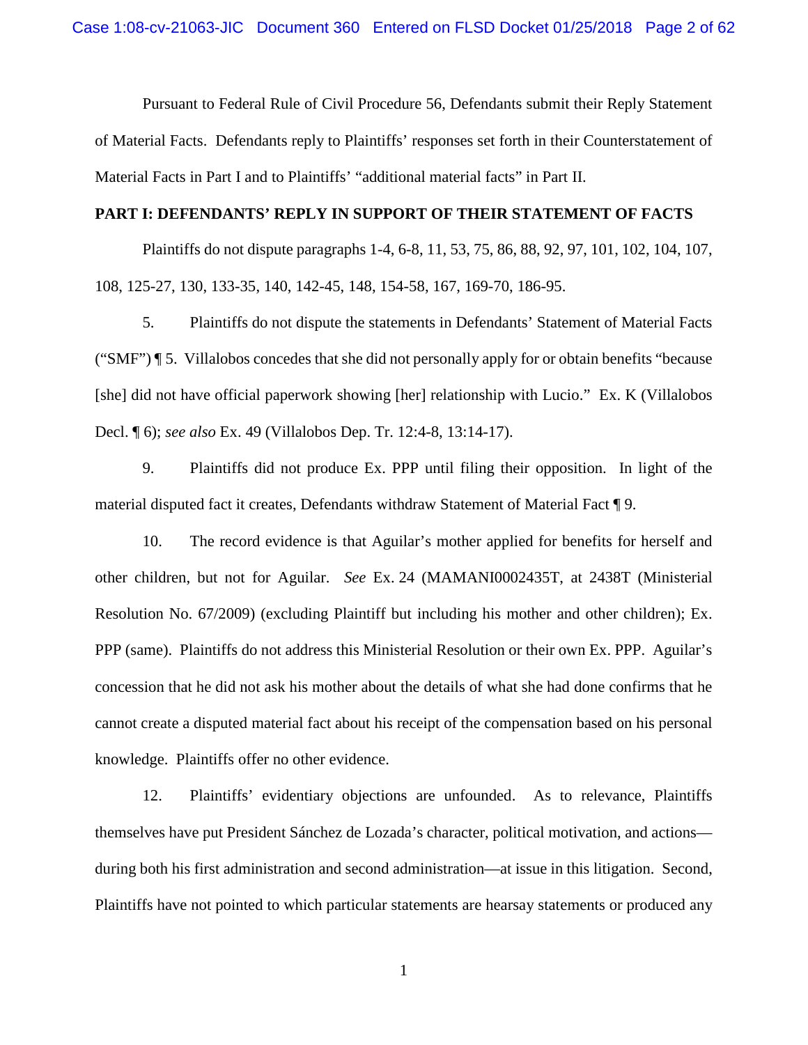Pursuant to Federal Rule of Civil Procedure 56, Defendants submit their Reply Statement of Material Facts. Defendants reply to Plaintiffs' responses set forth in their Counterstatement of Material Facts in Part I and to Plaintiffs' "additional material facts" in Part II.

**PART I: DEFENDANTS' REPLY IN SUPPORT OF THEIR STATEMENT OF FACTS**

Plaintiffs do not dispute paragraphs 1-4, 6-8, 11, 53, 75, 86, 88, 92, 97, 101, 102, 104, 107, 108, 125-27, 130, 133-35, 140, 142-45, 148, 154-58, 167, 169-70, 186-95.

5. Plaintiffs do not dispute the statements in Defendants' Statement of Material Facts ("SMF") ¶ 5. Villalobos concedes that she did not personally apply for or obtain benefits "because [she] did not have official paperwork showing [her] relationship with Lucio." Ex. K (Villalobos Decl. ¶ 6); *see also* Ex. 49 (Villalobos Dep. Tr. 12:4-8, 13:14-17).

9. Plaintiffs did not produce Ex. PPP until filing their opposition. In light of the material disputed fact it creates, Defendants withdraw Statement of Material Fact ¶ 9.

10. The record evidence is that Aguilar's mother applied for benefits for herself and other children, but not for Aguilar. *See* Ex. 24 (MAMANI0002435T, at 2438T (Ministerial Resolution No. 67/2009) (excluding Plaintiff but including his mother and other children); Ex. PPP (same). Plaintiffs do not address this Ministerial Resolution or their own Ex. PPP. Aguilar's concession that he did not ask his mother about the details of what she had done confirms that he cannot create a disputed material fact about his receipt of the compensation based on his personal knowledge. Plaintiffs offer no other evidence.

12. Plaintiffs' evidentiary objections are unfounded. As to relevance, Plaintiffs themselves have put President Sánchez de Lozada's character, political motivation, and actions—during both his first administration and second administration—at issue in this litigation. Second, Plaintiffs have not pointed to which particular statements are hearsay statements or produced any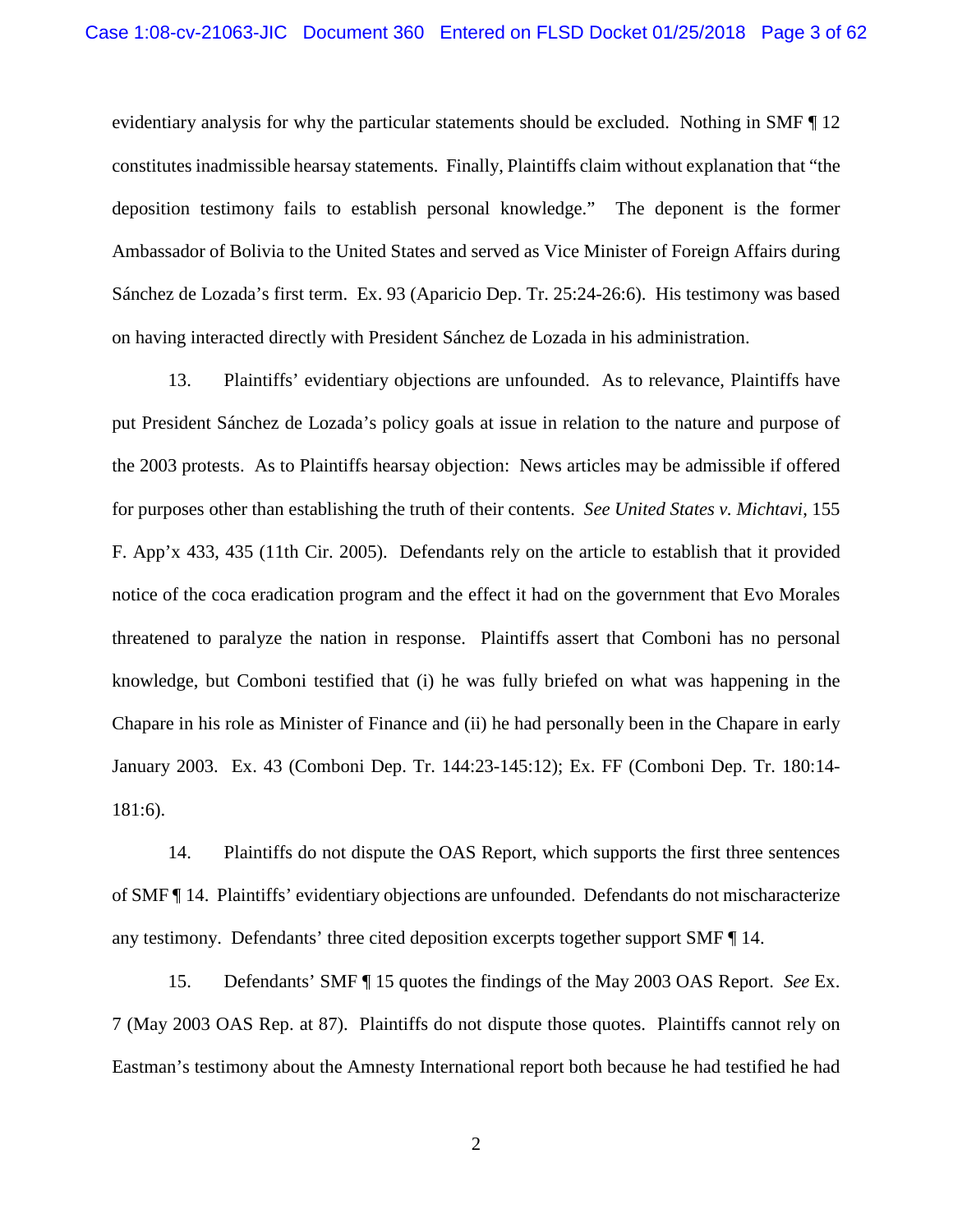evidentiary analysis for why the particular statements should be excluded. Nothing in SMF ¶ 12 constitutes inadmissible hearsay statements. Finally, Plaintiffs claim without explanation that "the deposition testimony fails to establish personal knowledge." The deponent is the former Ambassador of Bolivia to the United States and served as Vice Minister of Foreign Affairs during Sánchez de Lozada's first term. Ex. 93 (Aparicio Dep. Tr. 25:24-26:6). His testimony was based on having interacted directly with President Sánchez de Lozada in his administration.

13. Plaintiffs' evidentiary objections are unfounded. As to relevance, Plaintiffs have put President Sánchez de Lozada's policy goals at issue in relation to the nature and purpose of the 2003 protests. As to Plaintiffs hearsay objection: News articles may be admissible if offered for purposes other than establishing the truth of their contents. *See United States v. Michtavi*, 155 F. App'x 433, 435 (11th Cir. 2005). Defendants rely on the article to establish that it provided notice of the coca eradication program and the effect it had on the government that Evo Morales threatened to paralyze the nation in response. Plaintiffs assert that Comboni has no personal knowledge, but Comboni testified that (i) he was fully briefed on what was happening in the Chapare in his role as Minister of Finance and (ii) he had personally been in the Chapare in early January 2003. Ex. 43 (Comboni Dep. Tr. 144:23-145:12); Ex. FF (Comboni Dep. Tr. 180:14-181:6).

14. Plaintiffs do not dispute the OAS Report, which supports the first three sentences of SMF ¶ 14. Plaintiffs' evidentiary objections are unfounded. Defendants do not mischaracterize any testimony. Defendants' three cited deposition excerpts together support SMF ¶ 14.

15. Defendants' SMF ¶ 15 quotes the findings of the May 2003 OAS Report. *See* Ex. 7 (May 2003 OAS Rep. at 87). Plaintiffs do not dispute those quotes. Plaintiffs cannot rely on Eastman's testimony about the Amnesty International report both because he had testified he had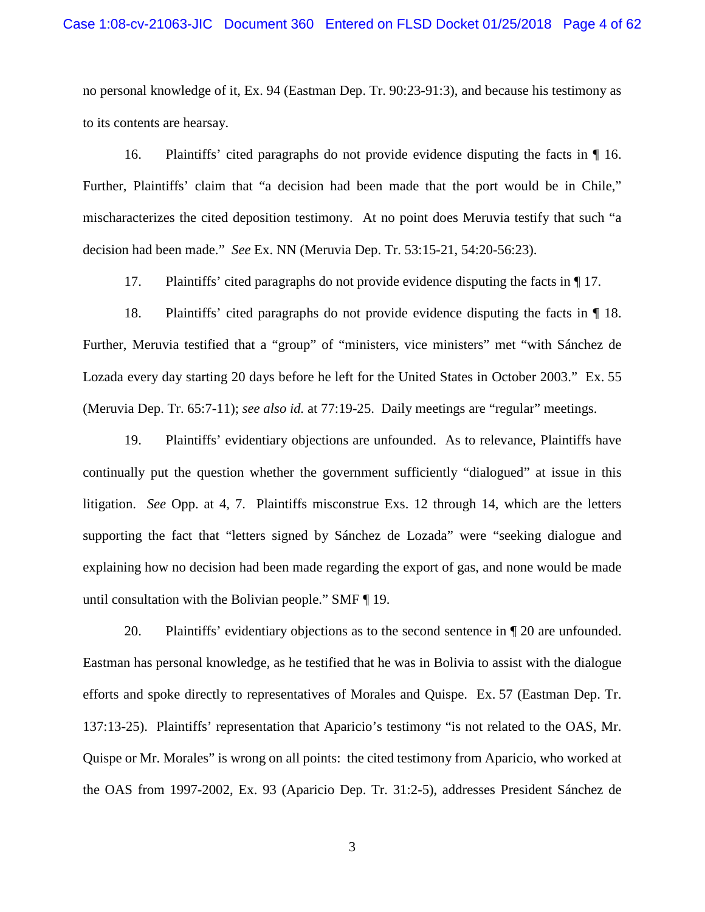no personal knowledge of it, Ex. 94 (Eastman Dep. Tr. 90:23-91:3), and because his testimony as to its contents are hearsay.

16. Plaintiffs' cited paragraphs do not provide evidence disputing the facts in ¶ 16. Further, Plaintiffs' claim that "a decision had been made that the port would be in Chile," mischaracterizes the cited deposition testimony. At no point does Meruvia testify that such "a decision had been made." *See* Ex. NN (Meruvia Dep. Tr. 53:15-21, 54:20-56:23).

17. Plaintiffs' cited paragraphs do not provide evidence disputing the facts in ¶ 17.

18. Plaintiffs' cited paragraphs do not provide evidence disputing the facts in ¶ 18. Further, Meruvia testified that a "group" of "ministers, vice ministers" met "with Sánchez de Lozada every day starting 20 days before he left for the United States in October 2003." Ex. 55 (Meruvia Dep. Tr. 65:7-11); *see also id.* at 77:19-25. Daily meetings are "regular" meetings.

19. Plaintiffs' evidentiary objections are unfounded. As to relevance, Plaintiffs have continually put the question whether the government sufficiently "dialogued" at issue in this litigation. *See* Opp. at 4, 7. Plaintiffs misconstrue Exs. 12 through 14, which are the letters supporting the fact that "letters signed by Sánchez de Lozada" were "seeking dialogue and explaining how no decision had been made regarding the export of gas, and none would be made until consultation with the Bolivian people." SMF ¶ 19.

20. Plaintiffs' evidentiary objections as to the second sentence in ¶ 20 are unfounded. Eastman has personal knowledge, as he testified that he was in Bolivia to assist with the dialogue efforts and spoke directly to representatives of Morales and Quispe. Ex. 57 (Eastman Dep. Tr. 137:13-25). Plaintiffs' representation that Aparicio's testimony "is not related to the OAS, Mr. Quispe or Mr. Morales" is wrong on all points: the cited testimony from Aparicio, who worked at the OAS from 1997-2002, Ex. 93 (Aparicio Dep. Tr. 31:2-5), addresses President Sánchez de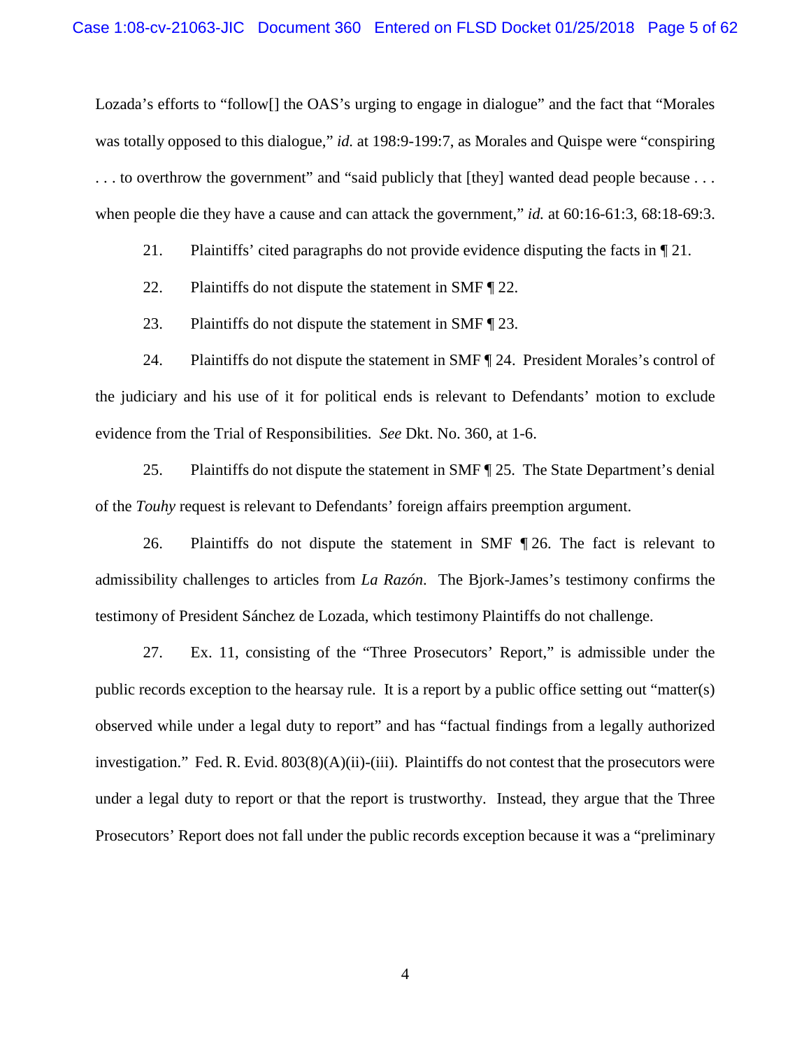Lozada's efforts to "follow[] the OAS's urging to engage in dialogue" and the fact that "Morales was totally opposed to this dialogue," *id.* at 198:9-199:7, as Morales and Quispe were "conspiring . . . to overthrow the government" and "said publicly that [they] wanted dead people because . . . when people die they have a cause and can attack the government," *id.* at 60:16-61:3, 68:18-69:3.

21. Plaintiffs' cited paragraphs do not provide evidence disputing the facts in ¶ 21.

22. Plaintiffs do not dispute the statement in SMF ¶ 22.

23. Plaintiffs do not dispute the statement in SMF ¶ 23.

24. Plaintiffs do not dispute the statement in SMF ¶ 24. President Morales's control of the judiciary and his use of it for political ends is relevant to Defendants' motion to exclude evidence from the Trial of Responsibilities. *See* Dkt. No. 360, at 1-6.

25. Plaintiffs do not dispute the statement in SMF ¶ 25. The State Department's denial of the *Touhy* request is relevant to Defendants' foreign affairs preemption argument.

26. Plaintiffs do not dispute the statement in SMF ¶ 26. The fact is relevant to admissibility challenges to articles from *La Razón*. The Bjork-James's testimony confirms the testimony of President Sánchez de Lozada, which testimony Plaintiffs do not challenge.

27. Ex. 11, consisting of the "Three Prosecutors' Report," is admissible under the public records exception to the hearsay rule. It is a report by a public office setting out "matter(s) observed while under a legal duty to report" and has "factual findings from a legally authorized investigation." Fed. R. Evid. 803(8)(A)(ii)-(iii). Plaintiffs do not contest that the prosecutors were under a legal duty to report or that the report is trustworthy. Instead, they argue that the Three Prosecutors' Report does not fall under the public records exception because it was a "preliminary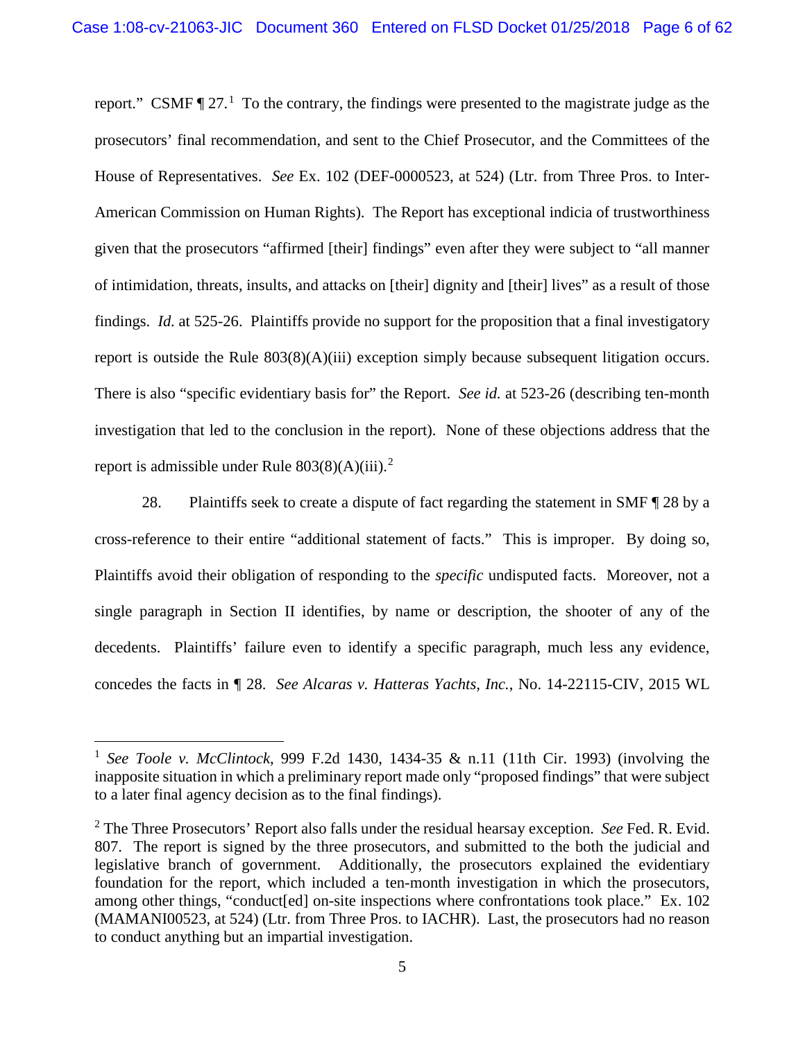report." CSMF ¶ 27.[1] To the contrary, the findings were presented to the magistrate judge as the prosecutors' final recommendation, and sent to the Chief Prosecutor, and the Committees of the House of Representatives. *See* Ex. 102 (DEF-0000523, at 524) (Ltr. from Three Pros. to Inter-American Commission on Human Rights). The Report has exceptional indicia of trustworthiness given that the prosecutors "affirmed [their] findings" even after they were subject to "all manner of intimidation, threats, insults, and attacks on [their] dignity and [their] lives" as a result of those findings. *Id.* at 525-26. Plaintiffs provide no support for the proposition that a final investigatory report is outside the Rule 803(8)(A)(iii) exception simply because subsequent litigation occurs. There is also "specific evidentiary basis for" the Report. *See id.* at 523-26 (describing ten-month investigation that led to the conclusion in the report). None of these objections address that the report is admissible under Rule 803(8)(A)(iii).[2]

28. Plaintiffs seek to create a dispute of fact regarding the statement in SMF ¶ 28 by a cross-reference to their entire "additional statement of facts." This is improper. By doing so, Plaintiffs avoid their obligation of responding to the *specific* undisputed facts. Moreover, not a single paragraph in Section II identifies, by name or description, the shooter of any of the decedents. Plaintiffs' failure even to identify a specific paragraph, much less any evidence, concedes the facts in ¶ 28. *See Alcaras v. Hatteras Yachts, Inc.*, No. 14-22115-CIV, 2015 WL

---

[1] *See Toole v. McClintock*, 999 F.2d 1430, 1434-35 & n.11 (11th Cir. 1993) (involving the inapposite situation in which a preliminary report made only "proposed findings" that were subject to a later final agency decision as to the final findings).

[2] The Three Prosecutors' Report also falls under the residual hearsay exception. *See* Fed. R. Evid. 807. The report is signed by the three prosecutors, and submitted to the both the judicial and legislative branch of government. Additionally, the prosecutors explained the evidentiary foundation for the report, which included a ten-month investigation in which the prosecutors, among other things, "conduct[ed] on-site inspections where confrontations took place." Ex. 102 (MAMANI00523, at 524) (Ltr. from Three Pros. to IACHR). Last, the prosecutors had no reason to conduct anything but an impartial investigation.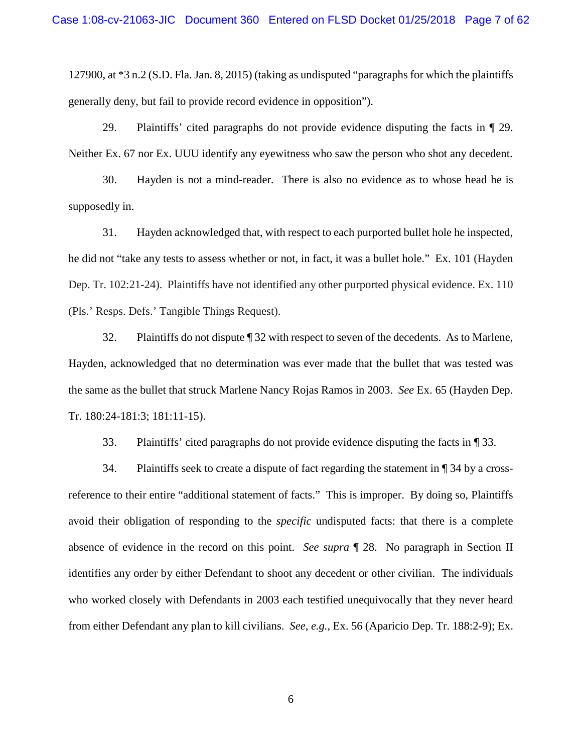127900, at *3 n.2 (S.D. Fla. Jan. 8, 2015) (taking as undisputed "paragraphs for which the plaintiffs generally deny, but fail to provide record evidence in opposition").

29. Plaintiffs' cited paragraphs do not provide evidence disputing the facts in ¶ 29. Neither Ex. 67 nor Ex. UUU identify any eyewitness who saw the person who shot any decedent.

30. Hayden is not a mind-reader. There is also no evidence as to whose head he is supposedly in.

31. Hayden acknowledged that, with respect to each purported bullet hole he inspected, he did not "take any tests to assess whether or not, in fact, it was a bullet hole." Ex. 101 (Hayden Dep. Tr. 102:21-24). Plaintiffs have not identified any other purported physical evidence. Ex. 110 (Pls.' Resps. Defs.' Tangible Things Request).

32. Plaintiffs do not dispute ¶ 32 with respect to seven of the decedents. As to Marlene, Hayden, acknowledged that no determination was ever made that the bullet that was tested was the same as the bullet that struck Marlene Nancy Rojas Ramos in 2003. *See* Ex. 65 (Hayden Dep. Tr. 180:24-181:3; 181:11-15).

33. Plaintiffs' cited paragraphs do not provide evidence disputing the facts in ¶ 33.

34. Plaintiffs seek to create a dispute of fact regarding the statement in ¶ 34 by a cross-reference to their entire "additional statement of facts." This is improper. By doing so, Plaintiffs avoid their obligation of responding to the *specific* undisputed facts: that there is a complete absence of evidence in the record on this point. *See supra* ¶ 28. No paragraph in Section II identifies any order by either Defendant to shoot any decedent or other civilian. The individuals who worked closely with Defendants in 2003 each testified unequivocally that they never heard from either Defendant any plan to kill civilians. *See, e.g.*, Ex. 56 (Aparicio Dep. Tr. 188:2-9); Ex.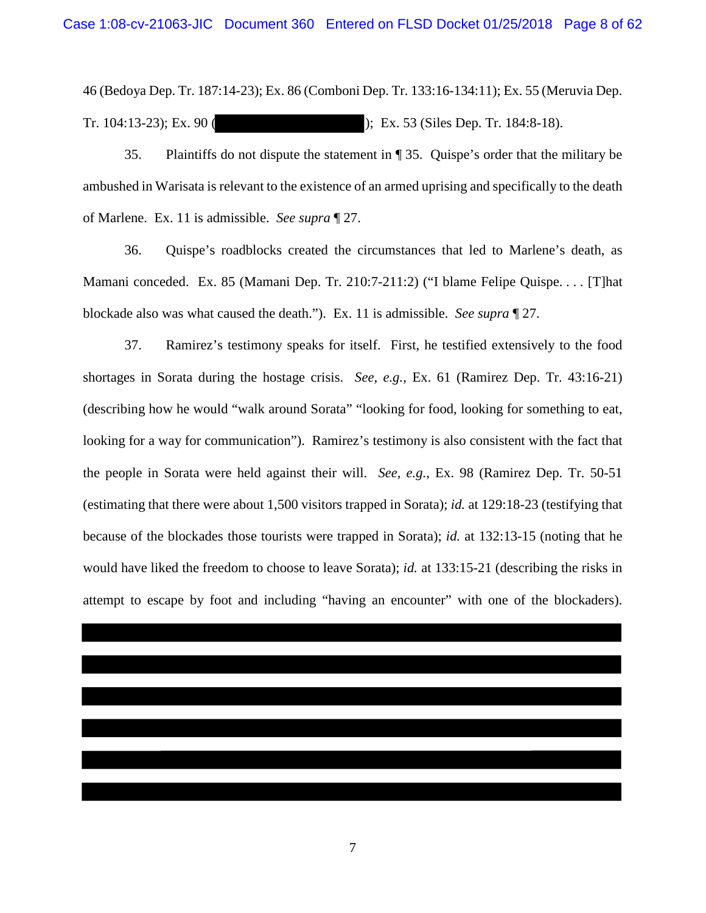46 (Bedoya Dep. Tr. 187:14-23); Ex. 86 (Comboni Dep. Tr. 133:16-134:11); Ex. 55 (Meruvia Dep. Tr. 104:13-23); Ex. 90 ( ); Ex. 53 (Siles Dep. Tr. 184:8-18).

35. Plaintiffs do not dispute the statement in ¶ 35. Quispe's order that the military be ambushed in Warisata is relevant to the existence of an armed uprising and specifically to the death of Marlene. Ex. 11 is admissible. *See supra* ¶ 27.

36. Quispe's roadblocks created the circumstances that led to Marlene's death, as Mamani conceded. Ex. 85 (Mamani Dep. Tr. 210:7-211:2) ("I blame Felipe Quispe. . . . [T]hat blockade also was what caused the death."). Ex. 11 is admissible. *See supra* ¶ 27.

37. Ramirez's testimony speaks for itself. First, he testified extensively to the food shortages in Sorata during the hostage crisis. *See, e.g.*, Ex. 61 (Ramirez Dep. Tr. 43:16-21) (describing how he would "walk around Sorata" "looking for food, looking for something to eat, looking for a way for communication"). Ramirez's testimony is also consistent with the fact that the people in Sorata were held against their will. *See, e.g.*, Ex. 98 (Ramirez Dep. Tr. 50-51 (estimating that there were about 1,500 visitors trapped in Sorata); *id.* at 129:18-23 (testifying that because of the blockades those tourists were trapped in Sorata); *id.* at 132:13-15 (noting that he would have liked the freedom to choose to leave Sorata); *id.* at 133:15-21 (describing the risks in attempt to escape by foot and including "having an encounter" with one of the blockaders).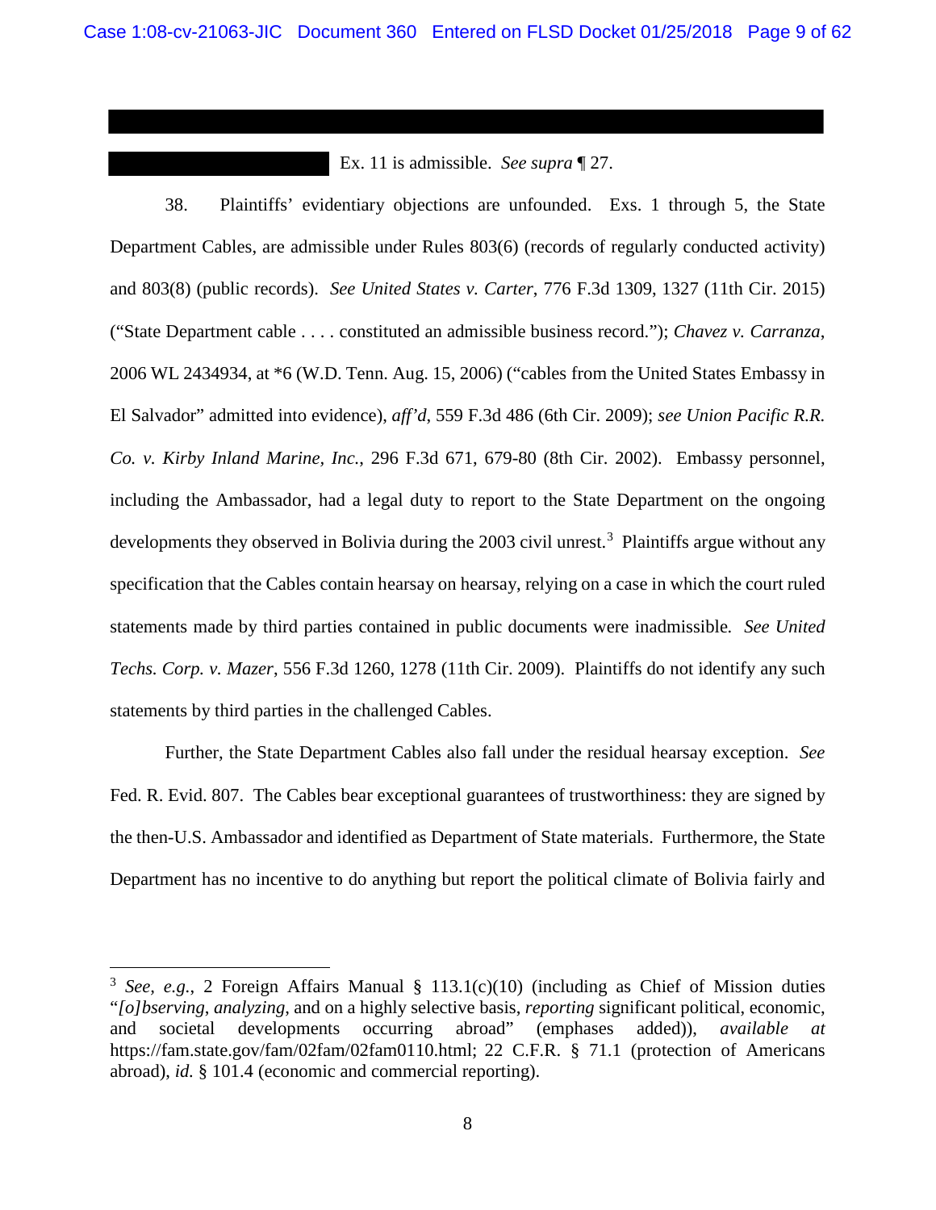Ex. 11 is admissible. *See supra* ¶ 27.

38. Plaintiffs' evidentiary objections are unfounded. Exs. 1 through 5, the State Department Cables, are admissible under Rules 803(6) (records of regularly conducted activity) and 803(8) (public records). *See United States v. Carter*, 776 F.3d 1309, 1327 (11th Cir. 2015) ("State Department cable . . . . constituted an admissible business record."); *Chavez v. Carranza*, 2006 WL 2434934, at *6 (W.D. Tenn. Aug. 15, 2006) ("cables from the United States Embassy in El Salvador" admitted into evidence), *aff'd*, 559 F.3d 486 (6th Cir. 2009); *see Union Pacific R.R. Co. v. Kirby Inland Marine, Inc.*, 296 F.3d 671, 679-80 (8th Cir. 2002). Embassy personnel, including the Ambassador, had a legal duty to report to the State Department on the ongoing developments they observed in Bolivia during the 2003 civil unrest.[3] Plaintiffs argue without any specification that the Cables contain hearsay on hearsay, relying on a case in which the court ruled statements made by third parties contained in public documents were inadmissible. *See United Techs. Corp. v. Mazer*, 556 F.3d 1260, 1278 (11th Cir. 2009). Plaintiffs do not identify any such statements by third parties in the challenged Cables.

Further, the State Department Cables also fall under the residual hearsay exception. *See* Fed. R. Evid. 807. The Cables bear exceptional guarantees of trustworthiness: they are signed by the then-U.S. Ambassador and identified as Department of State materials. Furthermore, the State Department has no incentive to do anything but report the political climate of Bolivia fairly and

---

[3] *See*, *e.g.*, 2 Foreign Affairs Manual § 113.1(c)(10) (including as Chief of Mission duties "*[o]bserving*, *analyzing*, and on a highly selective basis, *reporting* significant political, economic, and societal developments occurring abroad" (emphases added)), *available at* https://fam.state.gov/fam/02fam/02fam0110.html; 22 C.F.R. § 71.1 (protection of Americans abroad), *id.* § 101.4 (economic and commercial reporting).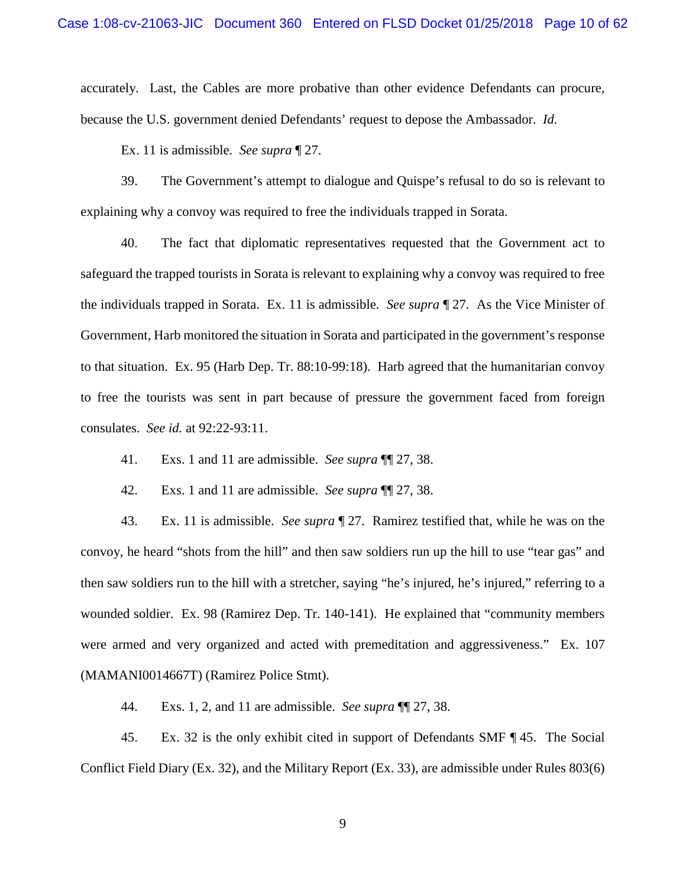accurately. Last, the Cables are more probative than other evidence Defendants can procure, because the U.S. government denied Defendants' request to depose the Ambassador. *Id.*

Ex. 11 is admissible. *See supra* ¶ 27.

39. The Government's attempt to dialogue and Quispe's refusal to do so is relevant to explaining why a convoy was required to free the individuals trapped in Sorata.

40. The fact that diplomatic representatives requested that the Government act to safeguard the trapped tourists in Sorata is relevant to explaining why a convoy was required to free the individuals trapped in Sorata. Ex. 11 is admissible. *See supra* ¶ 27. As the Vice Minister of Government, Harb monitored the situation in Sorata and participated in the government's response to that situation. Ex. 95 (Harb Dep. Tr. 88:10-99:18). Harb agreed that the humanitarian convoy to free the tourists was sent in part because of pressure the government faced from foreign consulates. *See id.* at 92:22-93:11.

41. Exs. 1 and 11 are admissible. *See supra* ¶¶ 27, 38.

42. Exs. 1 and 11 are admissible. *See supra* ¶¶ 27, 38.

43. Ex. 11 is admissible. *See supra* ¶ 27. Ramirez testified that, while he was on the convoy, he heard "shots from the hill" and then saw soldiers run up the hill to use "tear gas" and then saw soldiers run to the hill with a stretcher, saying "he's injured, he's injured," referring to a wounded soldier. Ex. 98 (Ramirez Dep. Tr. 140-141). He explained that "community members were armed and very organized and acted with premeditation and aggressiveness." Ex. 107 (MAMANI0014667T) (Ramirez Police Stmt).

44. Exs. 1, 2, and 11 are admissible. *See supra* ¶¶ 27, 38.

45. Ex. 32 is the only exhibit cited in support of Defendants SMF ¶ 45. The Social Conflict Field Diary (Ex. 32), and the Military Report (Ex. 33), are admissible under Rules 803(6)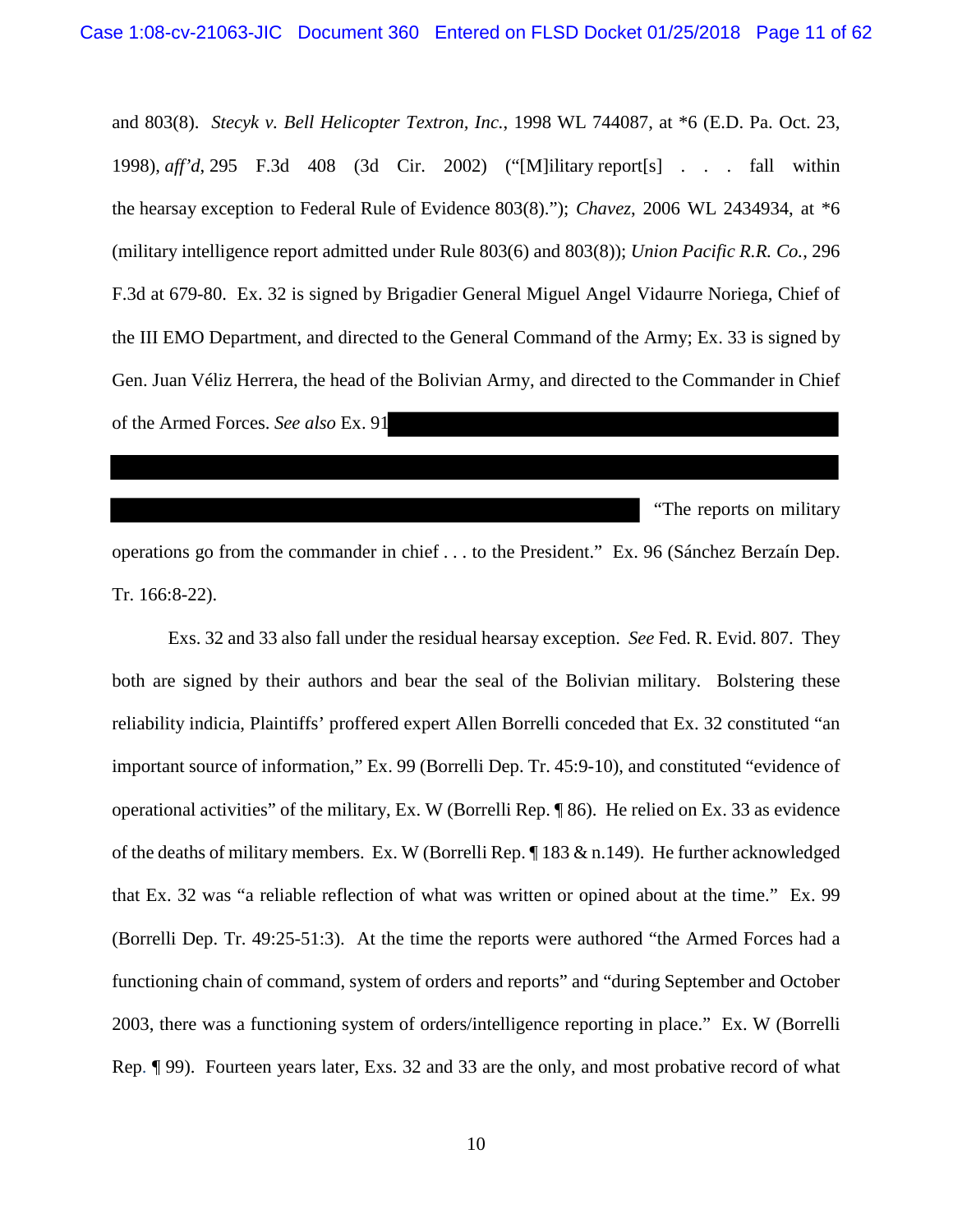and 803(8). *Stecyk v. Bell Helicopter Textron, Inc.*, 1998 WL 744087, at *6 (E.D. Pa. Oct. 23, 1998), *aff'd*, 295 F.3d 408 (3d Cir. 2002) ("[M]ilitary report[s] . . . fall within the hearsay exception to Federal Rule of Evidence 803(8)."); *Chavez*, 2006 WL 2434934, at *6 (military intelligence report admitted under Rule 803(6) and 803(8)); *Union Pacific R.R. Co.*, 296 F.3d at 679-80. Ex. 32 is signed by Brigadier General Miguel Angel Vidaurre Noriega, Chief of the III EMO Department, and directed to the General Command of the Army; Ex. 33 is signed by Gen. Juan Véliz Herrera, the head of the Bolivian Army, and directed to the Commander in Chief of the Armed Forces. *See also* Ex. 91 [REDACTED] "The reports on military operations go from the commander in chief . . . to the President." Ex. 96 (Sánchez Berzaín Dep. Tr. 166:8-22).

Exs. 32 and 33 also fall under the residual hearsay exception. *See* Fed. R. Evid. 807. They both are signed by their authors and bear the seal of the Bolivian military. Bolstering these reliability indicia, Plaintiffs' proffered expert Allen Borrelli conceded that Ex. 32 constituted "an important source of information," Ex. 99 (Borrelli Dep. Tr. 45:9-10), and constituted "evidence of operational activities" of the military, Ex. W (Borrelli Rep. ¶ 86). He relied on Ex. 33 as evidence of the deaths of military members. Ex. W (Borrelli Rep. ¶ 183 & n.149). He further acknowledged that Ex. 32 was "a reliable reflection of what was written or opined about at the time." Ex. 99 (Borrelli Dep. Tr. 49:25-51:3). At the time the reports were authored "the Armed Forces had a functioning chain of command, system of orders and reports" and "during September and October 2003, there was a functioning system of orders/intelligence reporting in place." Ex. W (Borrelli Rep. ¶ 99). Fourteen years later, Exs. 32 and 33 are the only, and most probative record of what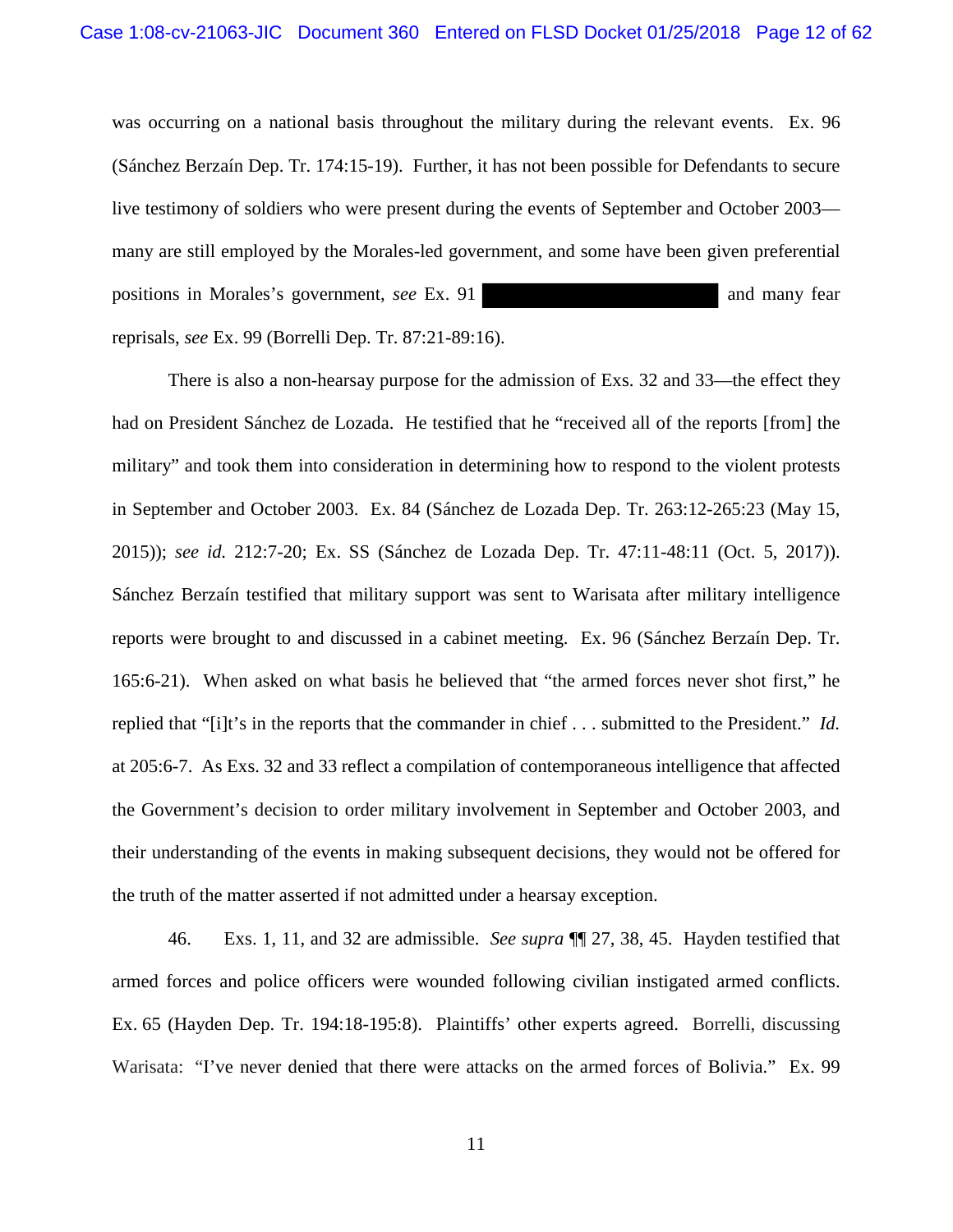was occurring on a national basis throughout the military during the relevant events. Ex. 96 (Sánchez Berzaín Dep. Tr. 174:15-19). Further, it has not been possible for Defendants to secure live testimony of soldiers who were present during the events of September and October 2003—many are still employed by the Morales-led government, and some have been given preferential positions in Morales's government, *see* Ex. 91 ██████████████ and many fear reprisals, *see* Ex. 99 (Borrelli Dep. Tr. 87:21-89:16).

There is also a non-hearsay purpose for the admission of Exs. 32 and 33—the effect they had on President Sánchez de Lozada. He testified that he "received all of the reports [from] the military" and took them into consideration in determining how to respond to the violent protests in September and October 2003. Ex. 84 (Sánchez de Lozada Dep. Tr. 263:12-265:23 (May 15, 2015)); *see id.* 212:7-20; Ex. SS (Sánchez de Lozada Dep. Tr. 47:11-48:11 (Oct. 5, 2017)). Sánchez Berzaín testified that military support was sent to Warisata after military intelligence reports were brought to and discussed in a cabinet meeting. Ex. 96 (Sánchez Berzaín Dep. Tr. 165:6-21). When asked on what basis he believed that "the armed forces never shot first," he replied that "[i]t's in the reports that the commander in chief . . . submitted to the President." *Id.* at 205:6-7. As Exs. 32 and 33 reflect a compilation of contemporaneous intelligence that affected the Government's decision to order military involvement in September and October 2003, and their understanding of the events in making subsequent decisions, they would not be offered for the truth of the matter asserted if not admitted under a hearsay exception.

46. Exs. 1, 11, and 32 are admissible. *See supra* ¶¶ 27, 38, 45. Hayden testified that armed forces and police officers were wounded following civilian instigated armed conflicts. Ex. 65 (Hayden Dep. Tr. 194:18-195:8). Plaintiffs' other experts agreed. Borrelli, discussing Warisata: "I've never denied that there were attacks on the armed forces of Bolivia." Ex. 99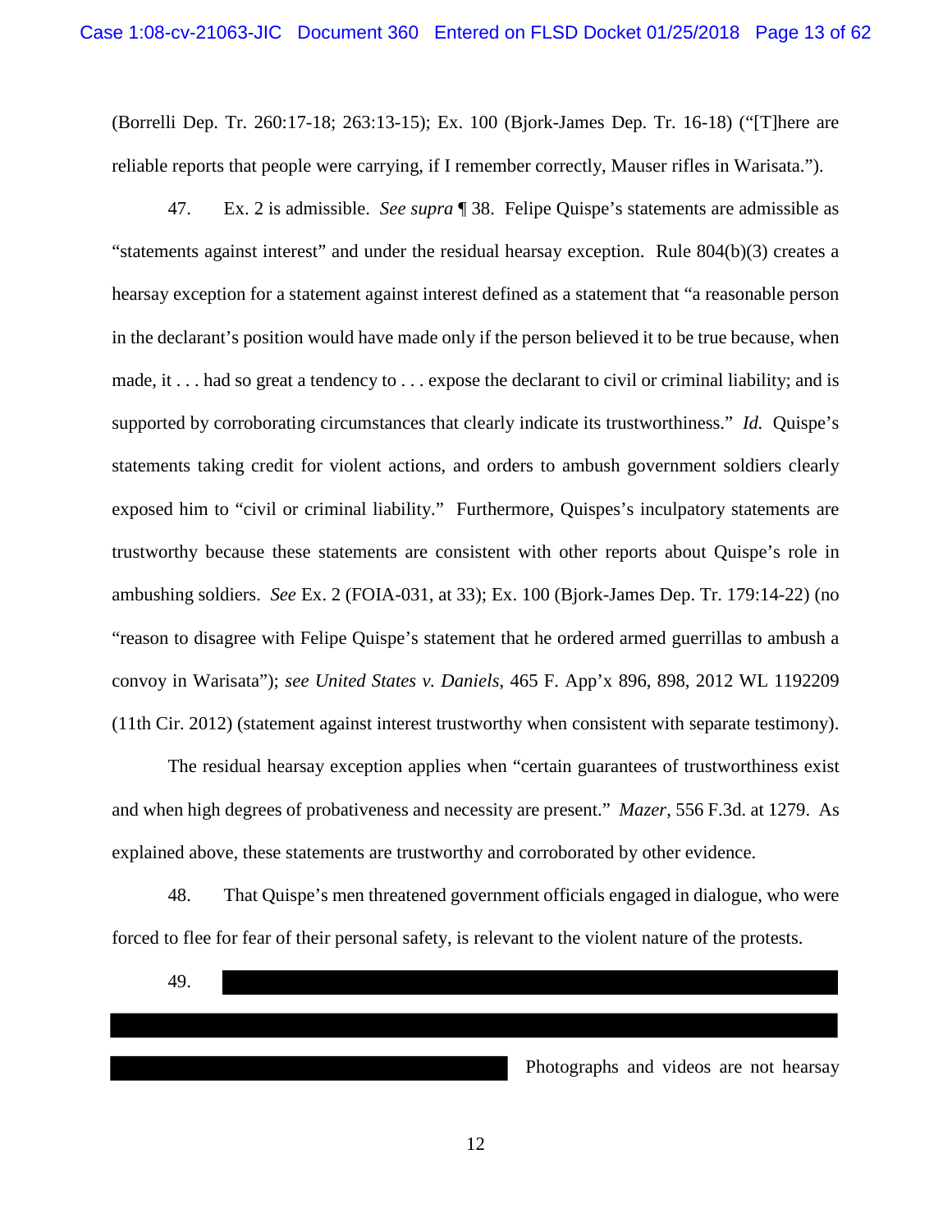(Borrelli Dep. Tr. 260:17-18; 263:13-15); Ex. 100 (Bjork-James Dep. Tr. 16-18) ("[T]here are reliable reports that people were carrying, if I remember correctly, Mauser rifles in Warisata.").

47. Ex. 2 is admissible. *See supra* ¶ 38. Felipe Quispe's statements are admissible as "statements against interest" and under the residual hearsay exception. Rule 804(b)(3) creates a hearsay exception for a statement against interest defined as a statement that "a reasonable person in the declarant's position would have made only if the person believed it to be true because, when made, it . . . had so great a tendency to . . . expose the declarant to civil or criminal liability; and is supported by corroborating circumstances that clearly indicate its trustworthiness." *Id.* Quispe's statements taking credit for violent actions, and orders to ambush government soldiers clearly exposed him to "civil or criminal liability." Furthermore, Quispes's inculpatory statements are trustworthy because these statements are consistent with other reports about Quispe's role in ambushing soldiers. *See* Ex. 2 (FOIA-031, at 33); Ex. 100 (Bjork-James Dep. Tr. 179:14-22) (no "reason to disagree with Felipe Quispe's statement that he ordered armed guerrillas to ambush a convoy in Warisata"); *see United States v. Daniels*, 465 F. App'x 896, 898, 2012 WL 1192209 (11th Cir. 2012) (statement against interest trustworthy when consistent with separate testimony).

The residual hearsay exception applies when "certain guarantees of trustworthiness exist and when high degrees of probativeness and necessity are present." *Mazer*, 556 F.3d. at 1279. As explained above, these statements are trustworthy and corroborated by other evidence.

48. That Quispe's men threatened government officials engaged in dialogue, who were forced to flee for fear of their personal safety, is relevant to the violent nature of the protests.

49. [REDACTED] Photographs and videos are not hearsay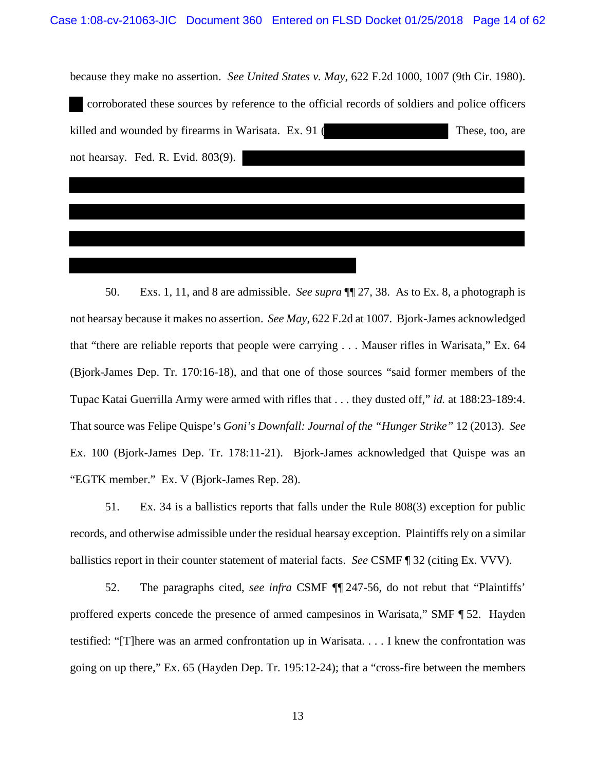because they make no assertion. *See United States v. May*, 622 F.2d 1000, 1007 (9th Cir. 1980). ██ corroborated these sources by reference to the official records of soldiers and police officers killed and wounded by firearms in Warisata. Ex. 91 (████████████ These, too, are not hearsay. Fed. R. Evid. 803(9). ████████████████████████████████

50. Exs. 1, 11, and 8 are admissible. *See supra* ¶¶ 27, 38. As to Ex. 8, a photograph is not hearsay because it makes no assertion. *See May*, 622 F.2d at 1007. Bjork-James acknowledged that "there are reliable reports that people were carrying . . . Mauser rifles in Warisata," Ex. 64 (Bjork-James Dep. Tr. 170:16-18), and that one of those sources "said former members of the Tupac Katai Guerrilla Army were armed with rifles that . . . they dusted off," *id.* at 188:23-189:4. That source was Felipe Quispe's *Goni's Downfall: Journal of the "Hunger Strike"* 12 (2013). *See* Ex. 100 (Bjork-James Dep. Tr. 178:11-21). Bjork-James acknowledged that Quispe was an "EGTK member." Ex. V (Bjork-James Rep. 28).

51. Ex. 34 is a ballistics reports that falls under the Rule 808(3) exception for public records, and otherwise admissible under the residual hearsay exception. Plaintiffs rely on a similar ballistics report in their counter statement of material facts. *See* CSMF ¶ 32 (citing Ex. VVV).

52. The paragraphs cited, *see infra* CSMF ¶¶ 247-56, do not rebut that "Plaintiffs' proffered experts concede the presence of armed campesinos in Warisata," SMF ¶ 52. Hayden testified: "[T]here was an armed confrontation up in Warisata. . . . I knew the confrontation was going on up there," Ex. 65 (Hayden Dep. Tr. 195:12-24); that a "cross-fire between the members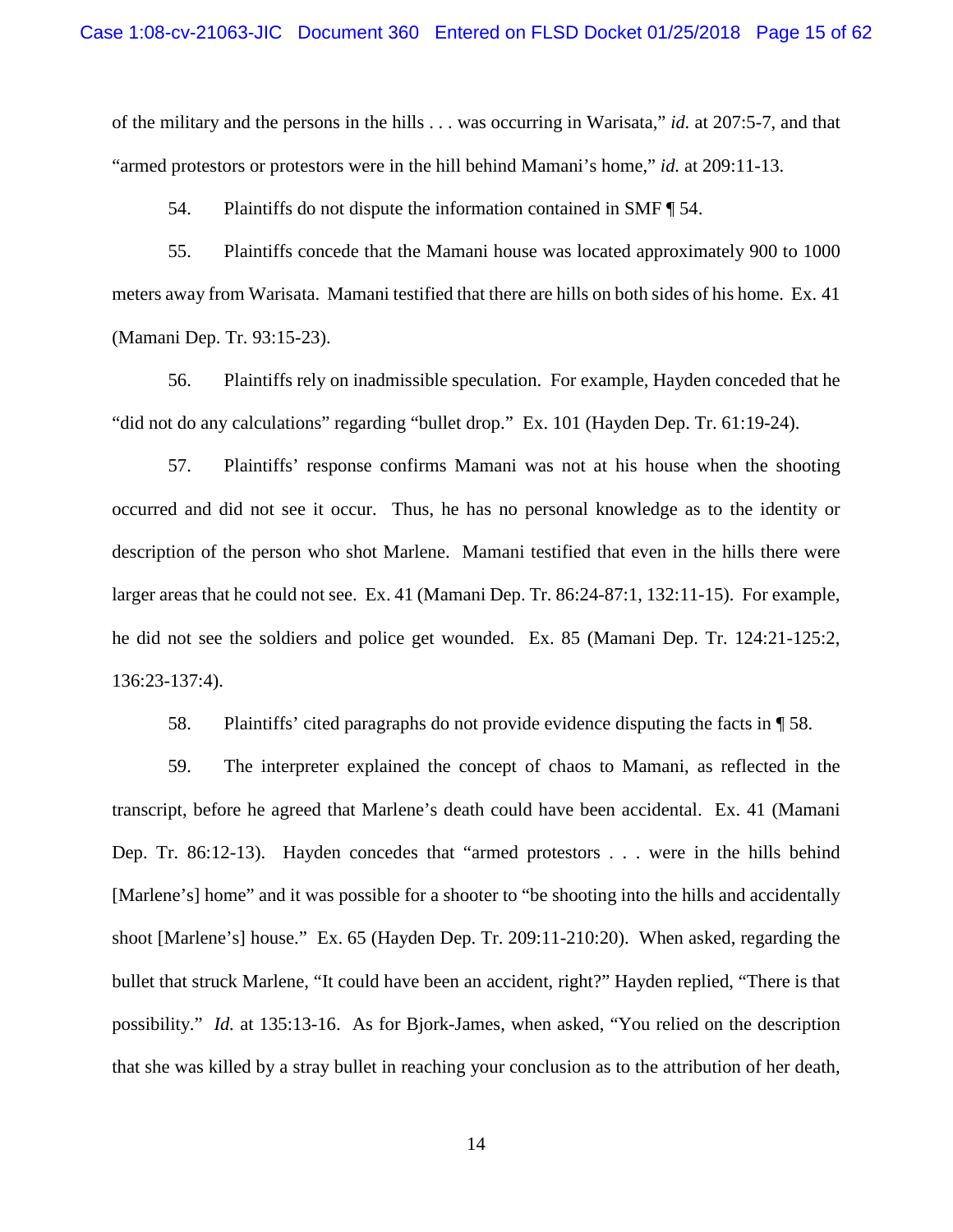of the military and the persons in the hills . . . was occurring in Warisata," *id.* at 207:5-7, and that "armed protestors or protestors were in the hill behind Mamani's home," *id.* at 209:11-13.

54. Plaintiffs do not dispute the information contained in SMF ¶ 54.

55. Plaintiffs concede that the Mamani house was located approximately 900 to 1000 meters away from Warisata. Mamani testified that there are hills on both sides of his home. Ex. 41 (Mamani Dep. Tr. 93:15-23).

56. Plaintiffs rely on inadmissible speculation. For example, Hayden conceded that he "did not do any calculations" regarding "bullet drop." Ex. 101 (Hayden Dep. Tr. 61:19-24).

57. Plaintiffs' response confirms Mamani was not at his house when the shooting occurred and did not see it occur. Thus, he has no personal knowledge as to the identity or description of the person who shot Marlene. Mamani testified that even in the hills there were larger areas that he could not see. Ex. 41 (Mamani Dep. Tr. 86:24-87:1, 132:11-15). For example, he did not see the soldiers and police get wounded. Ex. 85 (Mamani Dep. Tr. 124:21-125:2, 136:23-137:4).

58. Plaintiffs' cited paragraphs do not provide evidence disputing the facts in ¶ 58.

59. The interpreter explained the concept of chaos to Mamani, as reflected in the transcript, before he agreed that Marlene's death could have been accidental. Ex. 41 (Mamani Dep. Tr. 86:12-13). Hayden concedes that "armed protestors . . . were in the hills behind [Marlene's] home" and it was possible for a shooter to "be shooting into the hills and accidentally shoot [Marlene's] house." Ex. 65 (Hayden Dep. Tr. 209:11-210:20). When asked, regarding the bullet that struck Marlene, "It could have been an accident, right?" Hayden replied, "There is that possibility." *Id.* at 135:13-16. As for Bjork-James, when asked, "You relied on the description that she was killed by a stray bullet in reaching your conclusion as to the attribution of her death,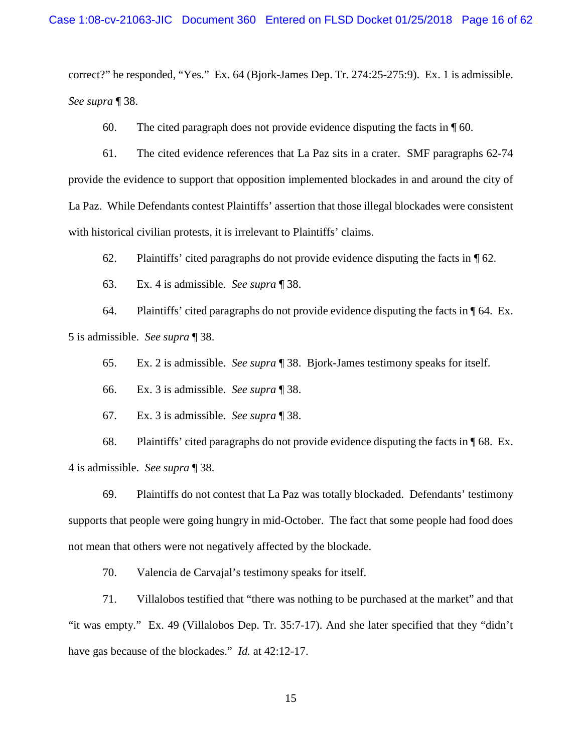correct?" he responded, "Yes." Ex. 64 (Bjork-James Dep. Tr. 274:25-275:9). Ex. 1 is admissible. *See supra* ¶ 38.

60. The cited paragraph does not provide evidence disputing the facts in ¶ 60.

61. The cited evidence references that La Paz sits in a crater. SMF paragraphs 62-74 provide the evidence to support that opposition implemented blockades in and around the city of La Paz. While Defendants contest Plaintiffs' assertion that those illegal blockades were consistent with historical civilian protests, it is irrelevant to Plaintiffs' claims.

62. Plaintiffs' cited paragraphs do not provide evidence disputing the facts in ¶ 62.

63. Ex. 4 is admissible. *See supra* ¶ 38.

64. Plaintiffs' cited paragraphs do not provide evidence disputing the facts in ¶ 64. Ex. 5 is admissible. *See supra* ¶ 38.

65. Ex. 2 is admissible. *See supra* ¶ 38. Bjork-James testimony speaks for itself.

66. Ex. 3 is admissible. *See supra* ¶ 38.

67. Ex. 3 is admissible. *See supra* ¶ 38.

68. Plaintiffs' cited paragraphs do not provide evidence disputing the facts in ¶ 68. Ex. 4 is admissible. *See supra* ¶ 38.

69. Plaintiffs do not contest that La Paz was totally blockaded. Defendants' testimony supports that people were going hungry in mid-October. The fact that some people had food does not mean that others were not negatively affected by the blockade.

70. Valencia de Carvajal's testimony speaks for itself.

71. Villalobos testified that "there was nothing to be purchased at the market" and that "it was empty." Ex. 49 (Villalobos Dep. Tr. 35:7-17). And she later specified that they "didn't have gas because of the blockades." *Id.* at 42:12-17.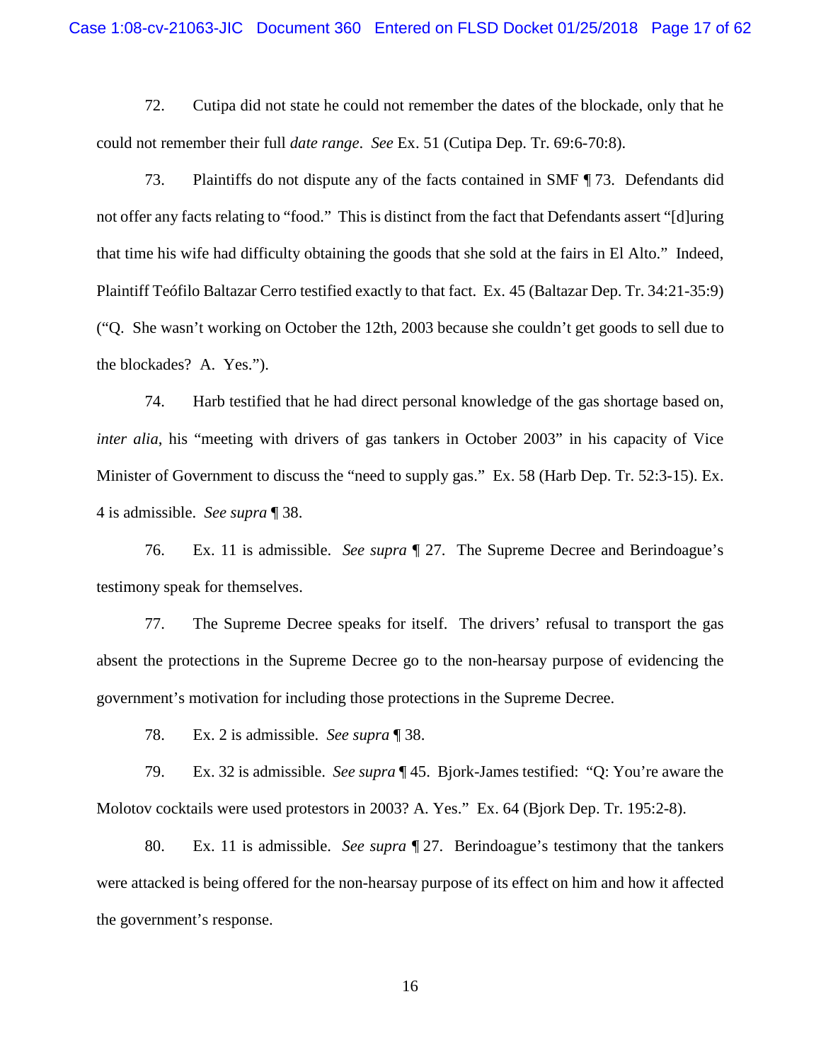72. Cutipa did not state he could not remember the dates of the blockade, only that he could not remember their full *date range*. *See* Ex. 51 (Cutipa Dep. Tr. 69:6-70:8).

73. Plaintiffs do not dispute any of the facts contained in SMF ¶ 73. Defendants did not offer any facts relating to "food." This is distinct from the fact that Defendants assert "[d]uring that time his wife had difficulty obtaining the goods that she sold at the fairs in El Alto." Indeed, Plaintiff Teófilo Baltazar Cerro testified exactly to that fact. Ex. 45 (Baltazar Dep. Tr. 34:21-35:9) ("Q. She wasn't working on October the 12th, 2003 because she couldn't get goods to sell due to the blockades? A. Yes.").

74. Harb testified that he had direct personal knowledge of the gas shortage based on, *inter alia*, his "meeting with drivers of gas tankers in October 2003" in his capacity of Vice Minister of Government to discuss the "need to supply gas." Ex. 58 (Harb Dep. Tr. 52:3-15). Ex. 4 is admissible. *See supra* ¶ 38.

76. Ex. 11 is admissible. *See supra* ¶ 27. The Supreme Decree and Berindoague's testimony speak for themselves.

77. The Supreme Decree speaks for itself. The drivers' refusal to transport the gas absent the protections in the Supreme Decree go to the non-hearsay purpose of evidencing the government's motivation for including those protections in the Supreme Decree.

78. Ex. 2 is admissible. *See supra* ¶ 38.

79. Ex. 32 is admissible. *See supra* ¶ 45. Bjork-James testified: "Q: You're aware the Molotov cocktails were used protestors in 2003? A. Yes." Ex. 64 (Bjork Dep. Tr. 195:2-8).

80. Ex. 11 is admissible. *See supra* ¶ 27. Berindoague's testimony that the tankers were attacked is being offered for the non-hearsay purpose of its effect on him and how it affected the government's response.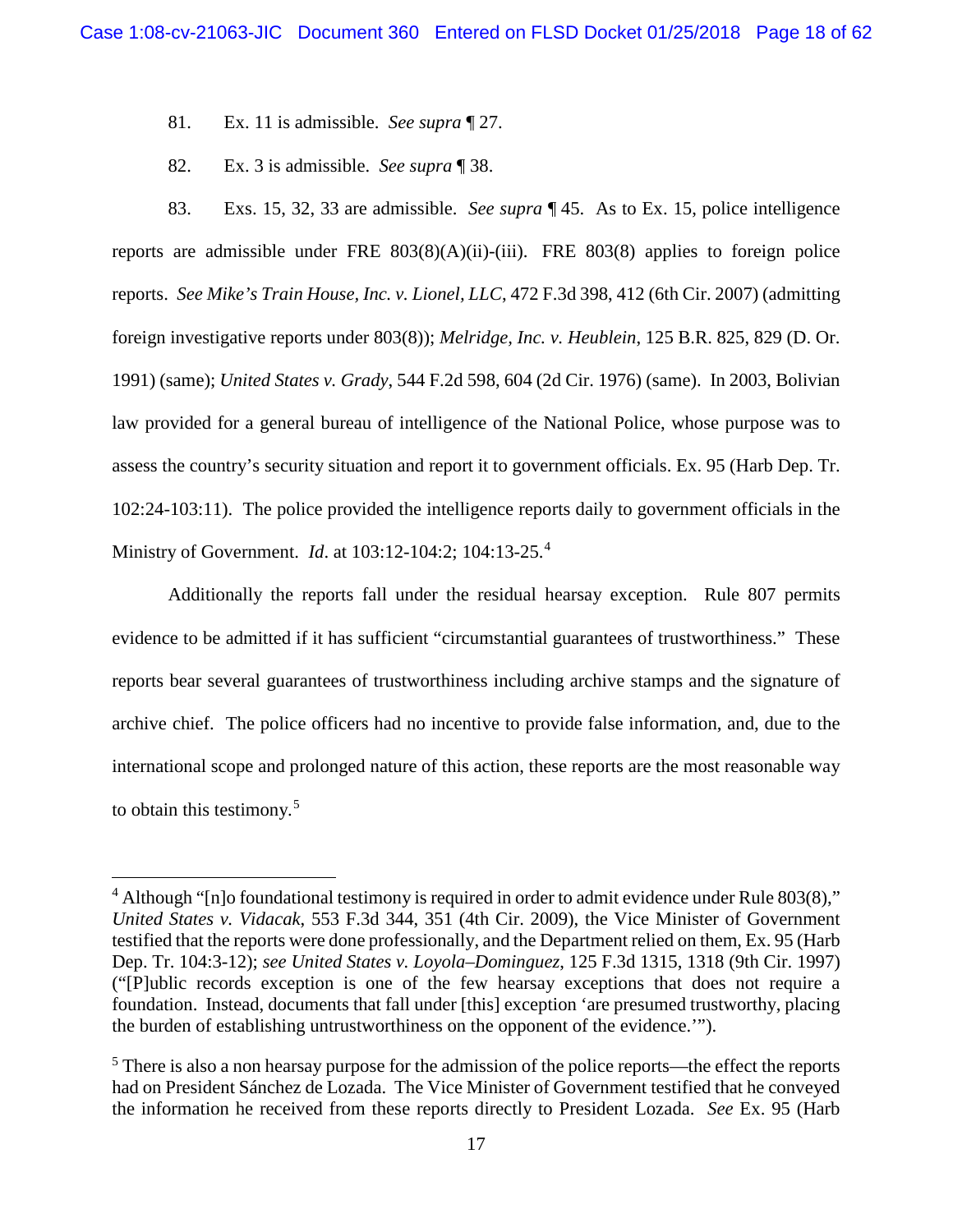81. Ex. 11 is admissible. *See supra* ¶ 27.

82. Ex. 3 is admissible. *See supra* ¶ 38.

83. Exs. 15, 32, 33 are admissible. *See supra* ¶ 45. As to Ex. 15, police intelligence reports are admissible under FRE 803(8)(A)(ii)-(iii). FRE 803(8) applies to foreign police reports. *See Mike's Train House, Inc. v. Lionel, LLC*, 472 F.3d 398, 412 (6th Cir. 2007) (admitting foreign investigative reports under 803(8)); *Melridge, Inc. v. Heublein*, 125 B.R. 825, 829 (D. Or. 1991) (same); *United States v. Grady*, 544 F.2d 598, 604 (2d Cir. 1976) (same). In 2003, Bolivian law provided for a general bureau of intelligence of the National Police, whose purpose was to assess the country's security situation and report it to government officials. Ex. 95 (Harb Dep. Tr. 102:24-103:11). The police provided the intelligence reports daily to government officials in the Ministry of Government. *Id*. at 103:12-104:2; 104:13-25.[4]

Additionally the reports fall under the residual hearsay exception. Rule 807 permits evidence to be admitted if it has sufficient "circumstantial guarantees of trustworthiness." These reports bear several guarantees of trustworthiness including archive stamps and the signature of archive chief. The police officers had no incentive to provide false information, and, due to the international scope and prolonged nature of this action, these reports are the most reasonable way to obtain this testimony.[5]

---

[4] Although "[n]o foundational testimony is required in order to admit evidence under Rule 803(8)," *United States v. Vidacak*, 553 F.3d 344, 351 (4th Cir. 2009), the Vice Minister of Government testified that the reports were done professionally, and the Department relied on them, Ex. 95 (Harb Dep. Tr. 104:3-12); *see United States v. Loyola–Dominguez*, 125 F.3d 1315, 1318 (9th Cir. 1997) ("[P]ublic records exception is one of the few hearsay exceptions that does not require a foundation. Instead, documents that fall under [this] exception 'are presumed trustworthy, placing the burden of establishing untrustworthiness on the opponent of the evidence.'").

[5] There is also a non hearsay purpose for the admission of the police reports—the effect the reports had on President Sánchez de Lozada. The Vice Minister of Government testified that he conveyed the information he received from these reports directly to President Lozada. *See* Ex. 95 (Harb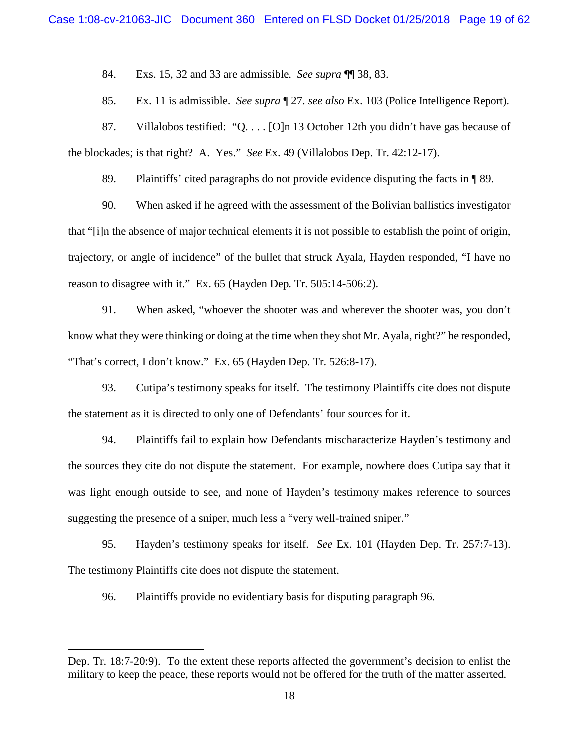84. Exs. 15, 32 and 33 are admissible. *See supra* ¶¶ 38, 83.

85. Ex. 11 is admissible. *See supra* ¶ 27. *see also* Ex. 103 (Police Intelligence Report).

87. Villalobos testified: "Q. . . . [O]n 13 October 12th you didn't have gas because of the blockades; is that right? A. Yes." *See* Ex. 49 (Villalobos Dep. Tr. 42:12-17).

89. Plaintiffs' cited paragraphs do not provide evidence disputing the facts in ¶ 89.

90. When asked if he agreed with the assessment of the Bolivian ballistics investigator that "[i]n the absence of major technical elements it is not possible to establish the point of origin, trajectory, or angle of incidence" of the bullet that struck Ayala, Hayden responded, "I have no reason to disagree with it." Ex. 65 (Hayden Dep. Tr. 505:14-506:2).

91. When asked, "whoever the shooter was and wherever the shooter was, you don't know what they were thinking or doing at the time when they shot Mr. Ayala, right?" he responded, "That's correct, I don't know." Ex. 65 (Hayden Dep. Tr. 526:8-17).

93. Cutipa's testimony speaks for itself. The testimony Plaintiffs cite does not dispute the statement as it is directed to only one of Defendants' four sources for it.

94. Plaintiffs fail to explain how Defendants mischaracterize Hayden's testimony and the sources they cite do not dispute the statement. For example, nowhere does Cutipa say that it was light enough outside to see, and none of Hayden's testimony makes reference to sources suggesting the presence of a sniper, much less a "very well-trained sniper."

95. Hayden's testimony speaks for itself. *See* Ex. 101 (Hayden Dep. Tr. 257:7-13). The testimony Plaintiffs cite does not dispute the statement.

96. Plaintiffs provide no evidentiary basis for disputing paragraph 96.

---

Dep. Tr. 18:7-20:9). To the extent these reports affected the government's decision to enlist the military to keep the peace, these reports would not be offered for the truth of the matter asserted.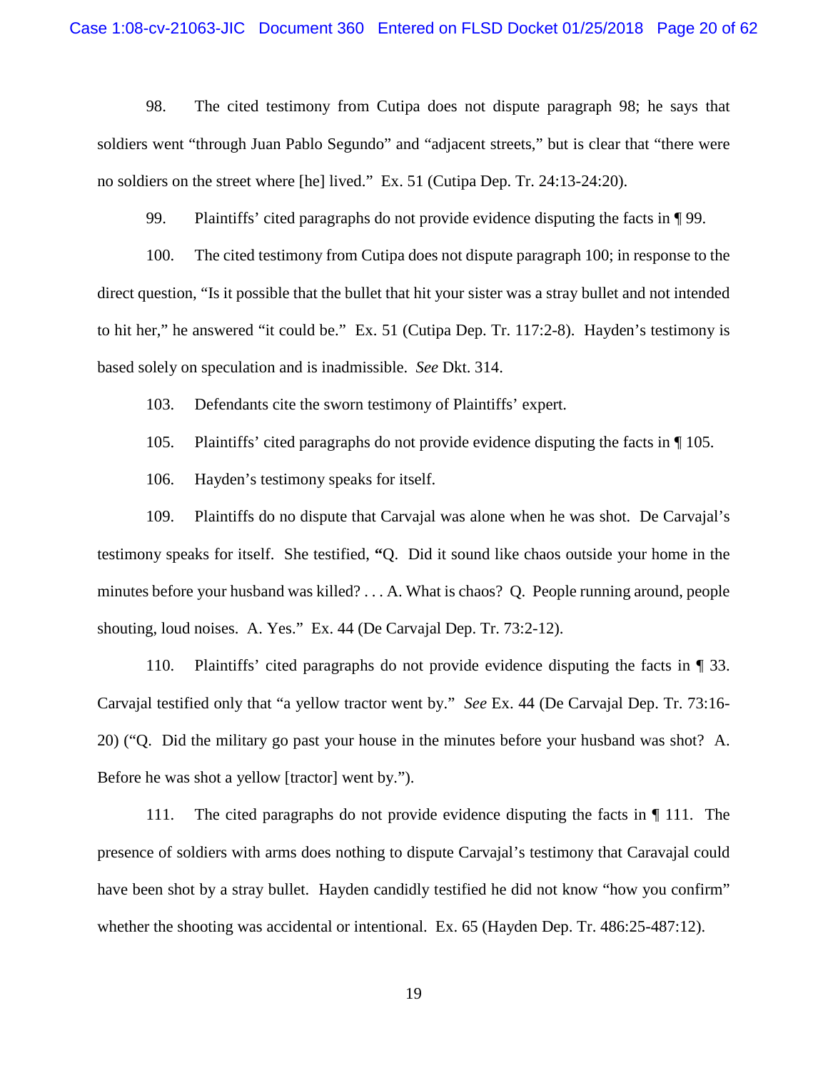98. The cited testimony from Cutipa does not dispute paragraph 98; he says that soldiers went "through Juan Pablo Segundo" and "adjacent streets," but is clear that "there were no soldiers on the street where [he] lived." Ex. 51 (Cutipa Dep. Tr. 24:13-24:20).

99. Plaintiffs' cited paragraphs do not provide evidence disputing the facts in ¶ 99.

100. The cited testimony from Cutipa does not dispute paragraph 100; in response to the direct question, "Is it possible that the bullet that hit your sister was a stray bullet and not intended to hit her," he answered "it could be." Ex. 51 (Cutipa Dep. Tr. 117:2-8). Hayden's testimony is based solely on speculation and is inadmissible. *See* Dkt. 314.

103. Defendants cite the sworn testimony of Plaintiffs' expert.

105. Plaintiffs' cited paragraphs do not provide evidence disputing the facts in ¶ 105.

106. Hayden's testimony speaks for itself.

109. Plaintiffs do no dispute that Carvajal was alone when he was shot. De Carvajal's testimony speaks for itself. She testified, **"**Q. Did it sound like chaos outside your home in the minutes before your husband was killed? . . . A. What is chaos? Q. People running around, people shouting, loud noises. A. Yes." Ex. 44 (De Carvajal Dep. Tr. 73:2-12).

110. Plaintiffs' cited paragraphs do not provide evidence disputing the facts in ¶ 33. Carvajal testified only that "a yellow tractor went by." *See* Ex. 44 (De Carvajal Dep. Tr. 73:16-20) ("Q. Did the military go past your house in the minutes before your husband was shot? A. Before he was shot a yellow [tractor] went by.").

111. The cited paragraphs do not provide evidence disputing the facts in ¶ 111. The presence of soldiers with arms does nothing to dispute Carvajal's testimony that Caravajal could have been shot by a stray bullet. Hayden candidly testified he did not know "how you confirm" whether the shooting was accidental or intentional. Ex. 65 (Hayden Dep. Tr. 486:25-487:12).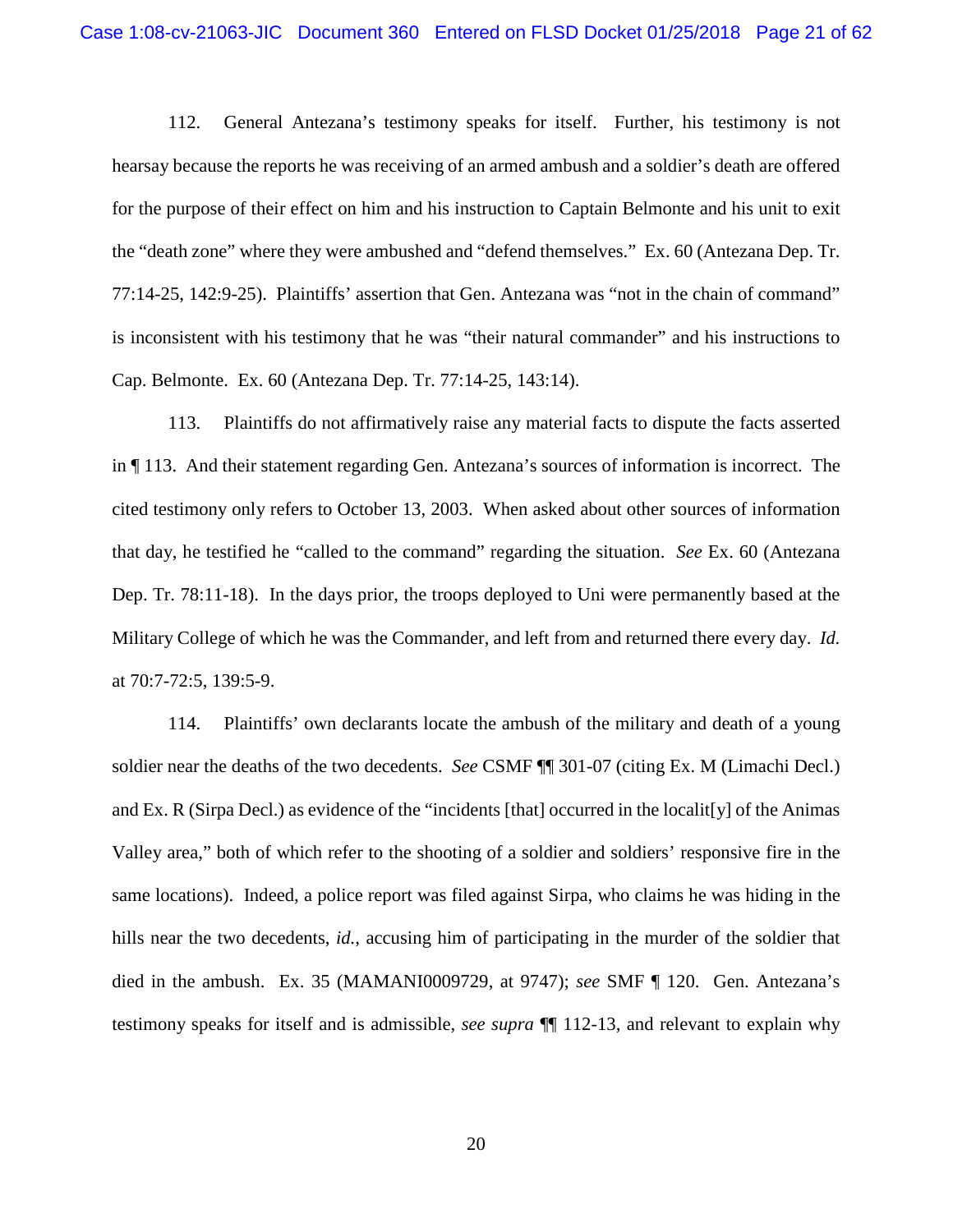112. General Antezana's testimony speaks for itself. Further, his testimony is not hearsay because the reports he was receiving of an armed ambush and a soldier's death are offered for the purpose of their effect on him and his instruction to Captain Belmonte and his unit to exit the "death zone" where they were ambushed and "defend themselves." Ex. 60 (Antezana Dep. Tr. 77:14-25, 142:9-25). Plaintiffs' assertion that Gen. Antezana was "not in the chain of command" is inconsistent with his testimony that he was "their natural commander" and his instructions to Cap. Belmonte. Ex. 60 (Antezana Dep. Tr. 77:14-25, 143:14).

113. Plaintiffs do not affirmatively raise any material facts to dispute the facts asserted in ¶ 113. And their statement regarding Gen. Antezana's sources of information is incorrect. The cited testimony only refers to October 13, 2003. When asked about other sources of information that day, he testified he "called to the command" regarding the situation. *See* Ex. 60 (Antezana Dep. Tr. 78:11-18). In the days prior, the troops deployed to Uni were permanently based at the Military College of which he was the Commander, and left from and returned there every day. *Id.* at 70:7-72:5, 139:5-9.

114. Plaintiffs' own declarants locate the ambush of the military and death of a young soldier near the deaths of the two decedents. *See* CSMF ¶¶ 301-07 (citing Ex. M (Limachi Decl.) and Ex. R (Sirpa Decl.) as evidence of the "incidents [that] occurred in the localit[y] of the Animas Valley area," both of which refer to the shooting of a soldier and soldiers' responsive fire in the same locations). Indeed, a police report was filed against Sirpa, who claims he was hiding in the hills near the two decedents, *id.*, accusing him of participating in the murder of the soldier that died in the ambush. Ex. 35 (MAMANI0009729, at 9747); *see* SMF ¶ 120. Gen. Antezana's testimony speaks for itself and is admissible, *see supra* ¶¶ 112-13, and relevant to explain why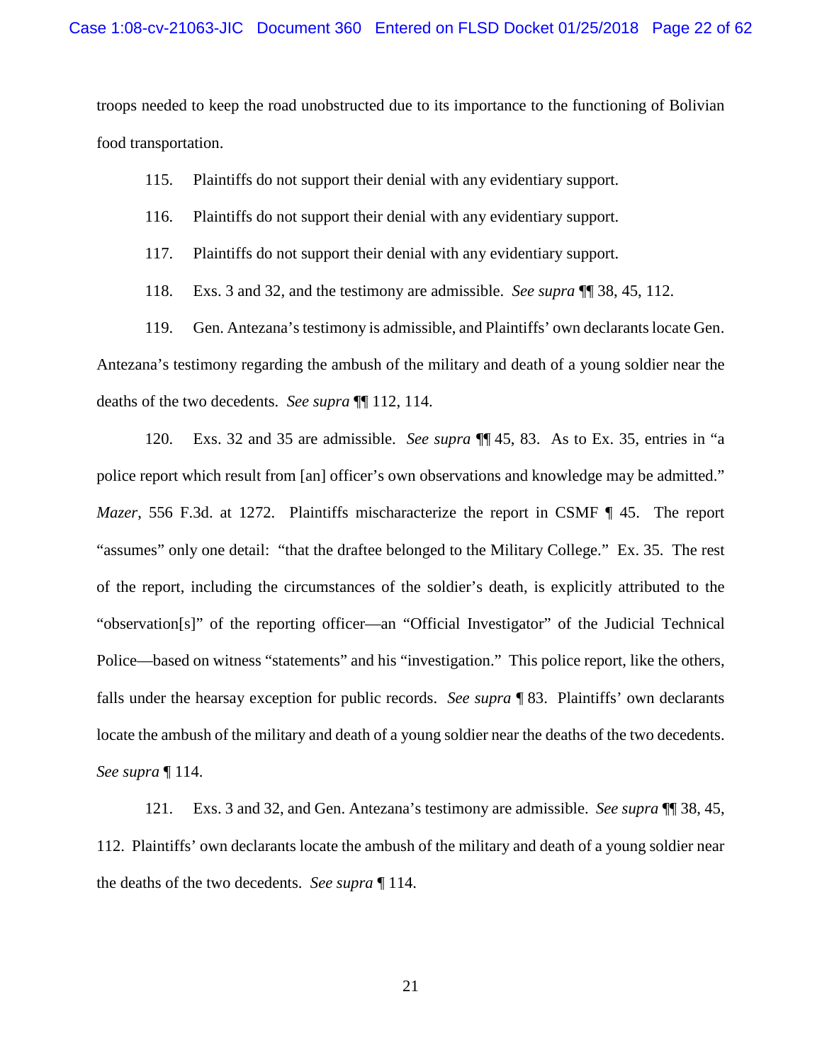troops needed to keep the road unobstructed due to its importance to the functioning of Bolivian food transportation.

115. Plaintiffs do not support their denial with any evidentiary support.

116. Plaintiffs do not support their denial with any evidentiary support.

117. Plaintiffs do not support their denial with any evidentiary support.

118. Exs. 3 and 32, and the testimony are admissible. *See supra* ¶¶ 38, 45, 112.

119. Gen. Antezana's testimony is admissible, and Plaintiffs' own declarants locate Gen. Antezana's testimony regarding the ambush of the military and death of a young soldier near the deaths of the two decedents. *See supra* ¶¶ 112, 114.

120. Exs. 32 and 35 are admissible. *See supra* ¶¶ 45, 83. As to Ex. 35, entries in "a police report which result from [an] officer's own observations and knowledge may be admitted." *Mazer*, 556 F.3d. at 1272. Plaintiffs mischaracterize the report in CSMF ¶ 45. The report "assumes" only one detail: "that the draftee belonged to the Military College." Ex. 35. The rest of the report, including the circumstances of the soldier's death, is explicitly attributed to the "observation[s]" of the reporting officer—an "Official Investigator" of the Judicial Technical Police—based on witness "statements" and his "investigation." This police report, like the others, falls under the hearsay exception for public records. *See supra* ¶ 83. Plaintiffs' own declarants locate the ambush of the military and death of a young soldier near the deaths of the two decedents. *See supra* ¶ 114.

121. Exs. 3 and 32, and Gen. Antezana's testimony are admissible. *See supra* ¶¶ 38, 45, 112. Plaintiffs' own declarants locate the ambush of the military and death of a young soldier near the deaths of the two decedents. *See supra* ¶ 114.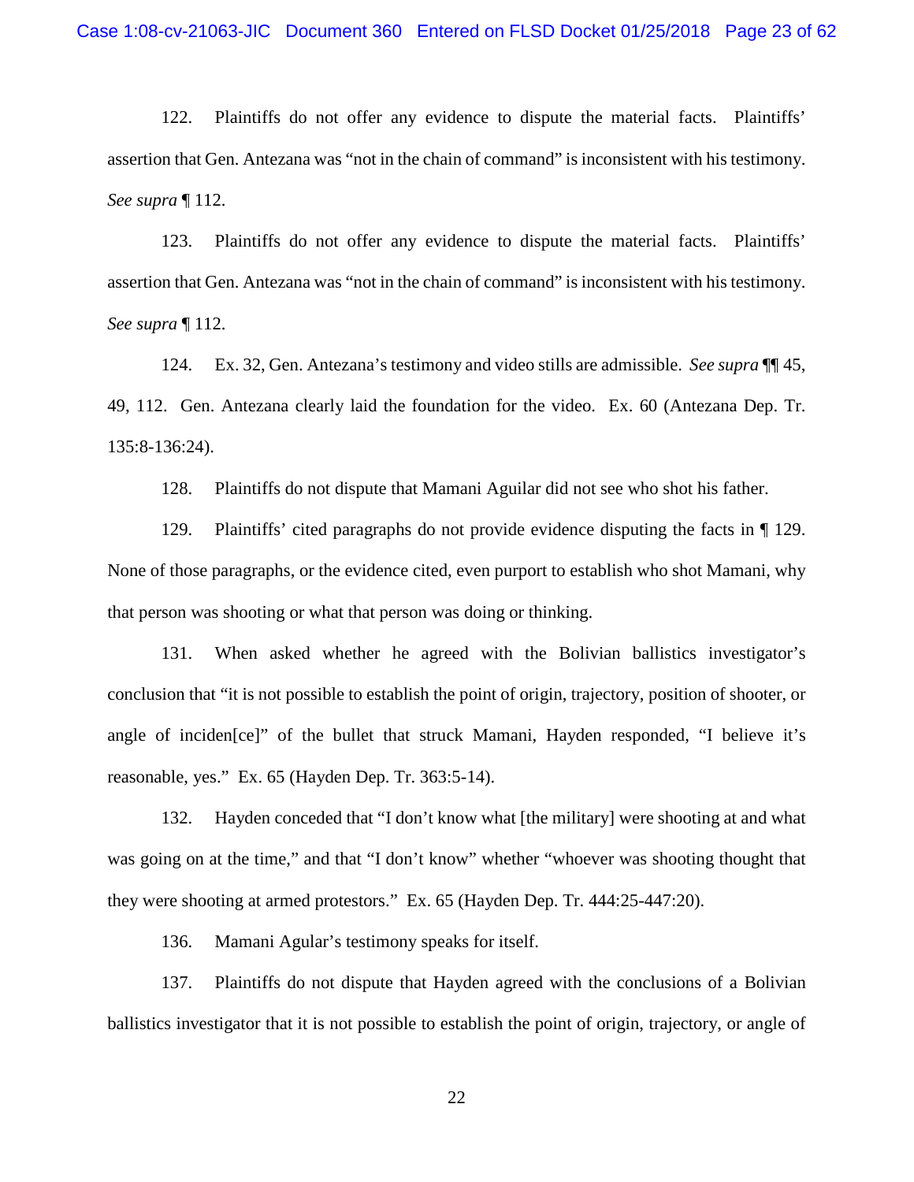122. Plaintiffs do not offer any evidence to dispute the material facts. Plaintiffs' assertion that Gen. Antezana was "not in the chain of command" is inconsistent with his testimony. *See supra* ¶ 112.

123. Plaintiffs do not offer any evidence to dispute the material facts. Plaintiffs' assertion that Gen. Antezana was "not in the chain of command" is inconsistent with his testimony. *See supra* ¶ 112.

124. Ex. 32, Gen. Antezana's testimony and video stills are admissible. *See supra* ¶¶ 45, 49, 112. Gen. Antezana clearly laid the foundation for the video. Ex. 60 (Antezana Dep. Tr. 135:8-136:24).

128. Plaintiffs do not dispute that Mamani Aguilar did not see who shot his father.

129. Plaintiffs' cited paragraphs do not provide evidence disputing the facts in ¶ 129. None of those paragraphs, or the evidence cited, even purport to establish who shot Mamani, why that person was shooting or what that person was doing or thinking.

131. When asked whether he agreed with the Bolivian ballistics investigator's conclusion that "it is not possible to establish the point of origin, trajectory, position of shooter, or angle of inciden[ce]" of the bullet that struck Mamani, Hayden responded, "I believe it's reasonable, yes." Ex. 65 (Hayden Dep. Tr. 363:5-14).

132. Hayden conceded that "I don't know what [the military] were shooting at and what was going on at the time," and that "I don't know" whether "whoever was shooting thought that they were shooting at armed protestors." Ex. 65 (Hayden Dep. Tr. 444:25-447:20).

136. Mamani Agular's testimony speaks for itself.

137. Plaintiffs do not dispute that Hayden agreed with the conclusions of a Bolivian ballistics investigator that it is not possible to establish the point of origin, trajectory, or angle of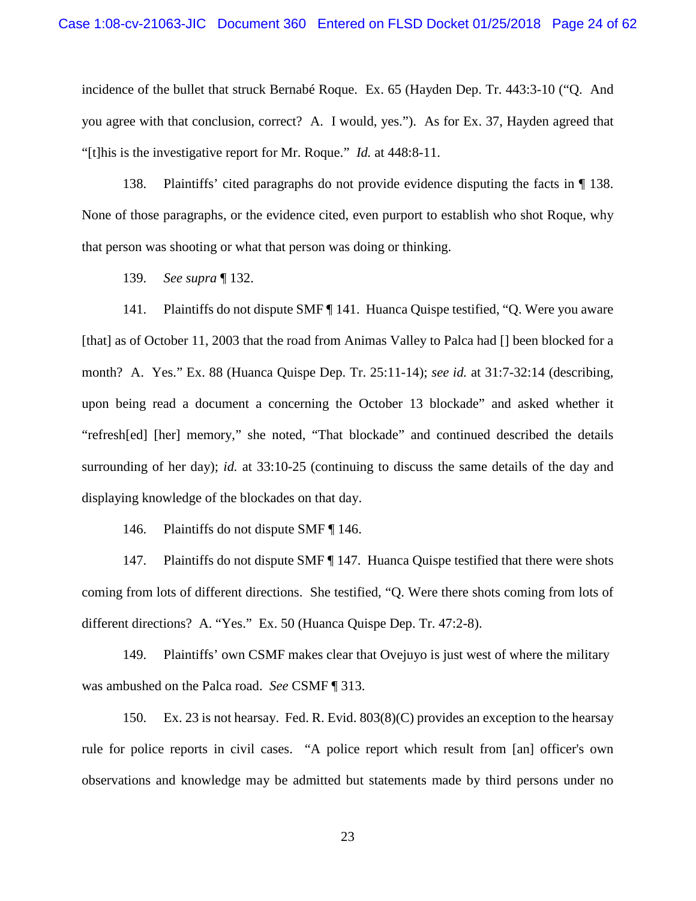incidence of the bullet that struck Bernabé Roque. Ex. 65 (Hayden Dep. Tr. 443:3-10 ("Q. And you agree with that conclusion, correct? A. I would, yes."). As for Ex. 37, Hayden agreed that "[t]his is the investigative report for Mr. Roque." *Id.* at 448:8-11.

138. Plaintiffs' cited paragraphs do not provide evidence disputing the facts in ¶ 138. None of those paragraphs, or the evidence cited, even purport to establish who shot Roque, why that person was shooting or what that person was doing or thinking.

139. *See supra* ¶ 132.

141. Plaintiffs do not dispute SMF ¶ 141. Huanca Quispe testified, "Q. Were you aware [that] as of October 11, 2003 that the road from Animas Valley to Palca had [] been blocked for a month? A. Yes." Ex. 88 (Huanca Quispe Dep. Tr. 25:11-14); *see id.* at 31:7-32:14 (describing, upon being read a document a concerning the October 13 blockade" and asked whether it "refresh[ed] [her] memory," she noted, "That blockade" and continued described the details surrounding of her day); *id.* at 33:10-25 (continuing to discuss the same details of the day and displaying knowledge of the blockades on that day.

146. Plaintiffs do not dispute SMF ¶ 146.

147. Plaintiffs do not dispute SMF ¶ 147. Huanca Quispe testified that there were shots coming from lots of different directions. She testified, "Q. Were there shots coming from lots of different directions? A. "Yes." Ex. 50 (Huanca Quispe Dep. Tr. 47:2-8).

149. Plaintiffs' own CSMF makes clear that Ovejuyo is just west of where the military was ambushed on the Palca road. *See* CSMF ¶ 313.

150. Ex. 23 is not hearsay. Fed. R. Evid. 803(8)(C) provides an exception to the hearsay rule for police reports in civil cases. "A police report which result from [an] officer's own observations and knowledge may be admitted but statements made by third persons under no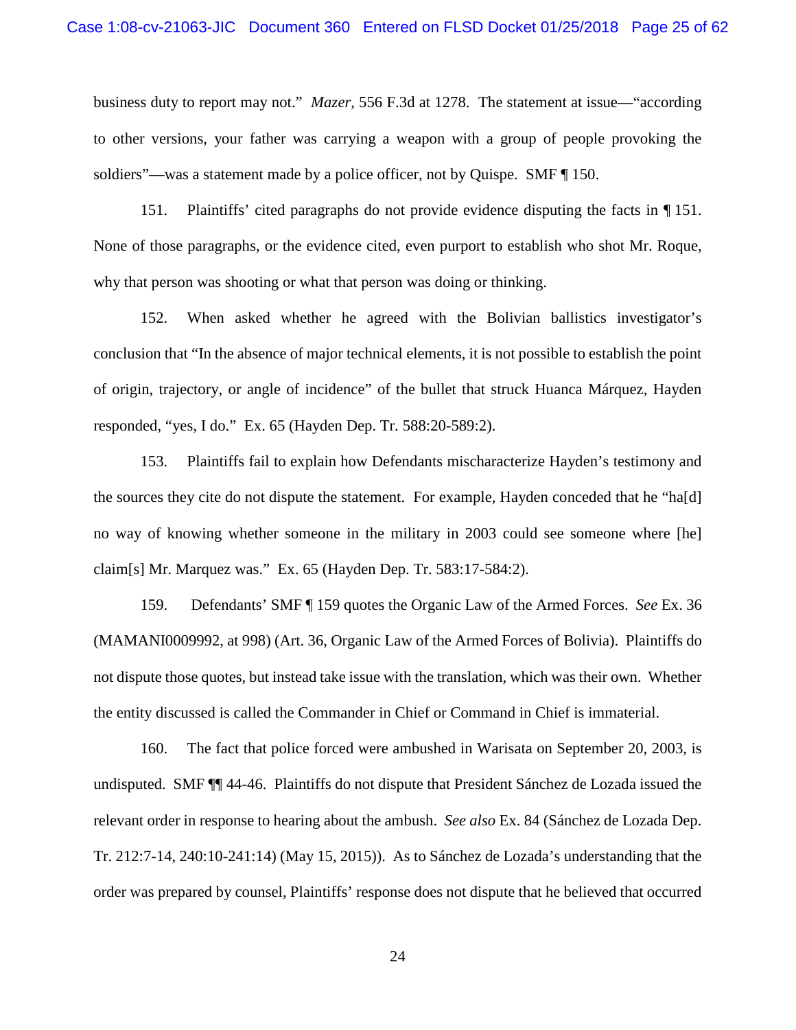business duty to report may not." *Mazer*, 556 F.3d at 1278. The statement at issue—"according to other versions, your father was carrying a weapon with a group of people provoking the soldiers"—was a statement made by a police officer, not by Quispe. SMF ¶ 150.

151. Plaintiffs' cited paragraphs do not provide evidence disputing the facts in ¶ 151. None of those paragraphs, or the evidence cited, even purport to establish who shot Mr. Roque, why that person was shooting or what that person was doing or thinking.

152. When asked whether he agreed with the Bolivian ballistics investigator's conclusion that "In the absence of major technical elements, it is not possible to establish the point of origin, trajectory, or angle of incidence" of the bullet that struck Huanca Márquez, Hayden responded, "yes, I do." Ex. 65 (Hayden Dep. Tr. 588:20-589:2).

153. Plaintiffs fail to explain how Defendants mischaracterize Hayden's testimony and the sources they cite do not dispute the statement. For example, Hayden conceded that he "ha[d] no way of knowing whether someone in the military in 2003 could see someone where [he] claim[s] Mr. Marquez was." Ex. 65 (Hayden Dep. Tr. 583:17-584:2).

159. Defendants' SMF ¶ 159 quotes the Organic Law of the Armed Forces. *See* Ex. 36 (MAMANI0009992, at 998) (Art. 36, Organic Law of the Armed Forces of Bolivia). Plaintiffs do not dispute those quotes, but instead take issue with the translation, which was their own. Whether the entity discussed is called the Commander in Chief or Command in Chief is immaterial.

160. The fact that police forced were ambushed in Warisata on September 20, 2003, is undisputed. SMF ¶¶ 44-46. Plaintiffs do not dispute that President Sánchez de Lozada issued the relevant order in response to hearing about the ambush. *See also* Ex. 84 (Sánchez de Lozada Dep. Tr. 212:7-14, 240:10-241:14) (May 15, 2015)). As to Sánchez de Lozada's understanding that the order was prepared by counsel, Plaintiffs' response does not dispute that he believed that occurred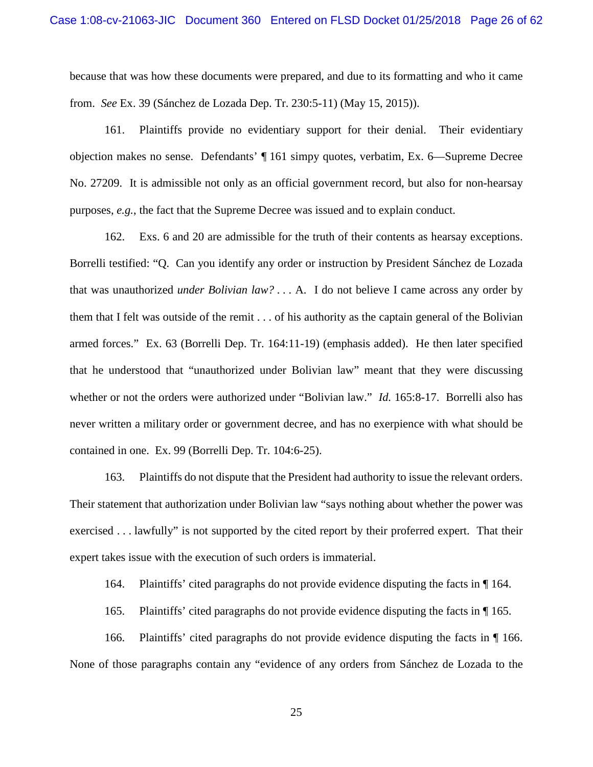because that was how these documents were prepared, and due to its formatting and who it came from. *See* Ex. 39 (Sánchez de Lozada Dep. Tr. 230:5-11) (May 15, 2015)).

161. Plaintiffs provide no evidentiary support for their denial. Their evidentiary objection makes no sense. Defendants' ¶ 161 simpy quotes, verbatim, Ex. 6—Supreme Decree No. 27209. It is admissible not only as an official government record, but also for non-hearsay purposes, *e.g.*, the fact that the Supreme Decree was issued and to explain conduct.

162. Exs. 6 and 20 are admissible for the truth of their contents as hearsay exceptions. Borrelli testified: "Q. Can you identify any order or instruction by President Sánchez de Lozada that was unauthorized *under Bolivian law?* . . . A. I do not believe I came across any order by them that I felt was outside of the remit . . . of his authority as the captain general of the Bolivian armed forces." Ex. 63 (Borrelli Dep. Tr. 164:11-19) (emphasis added). He then later specified that he understood that "unauthorized under Bolivian law" meant that they were discussing whether or not the orders were authorized under "Bolivian law." *Id.* 165:8-17. Borrelli also has never written a military order or government decree, and has no exerpience with what should be contained in one. Ex. 99 (Borrelli Dep. Tr. 104:6-25).

163. Plaintiffs do not dispute that the President had authority to issue the relevant orders. Their statement that authorization under Bolivian law "says nothing about whether the power was exercised . . . lawfully" is not supported by the cited report by their proferred expert. That their expert takes issue with the execution of such orders is immaterial.

164. Plaintiffs' cited paragraphs do not provide evidence disputing the facts in ¶ 164.

165. Plaintiffs' cited paragraphs do not provide evidence disputing the facts in ¶ 165.

166. Plaintiffs' cited paragraphs do not provide evidence disputing the facts in ¶ 166. None of those paragraphs contain any "evidence of any orders from Sánchez de Lozada to the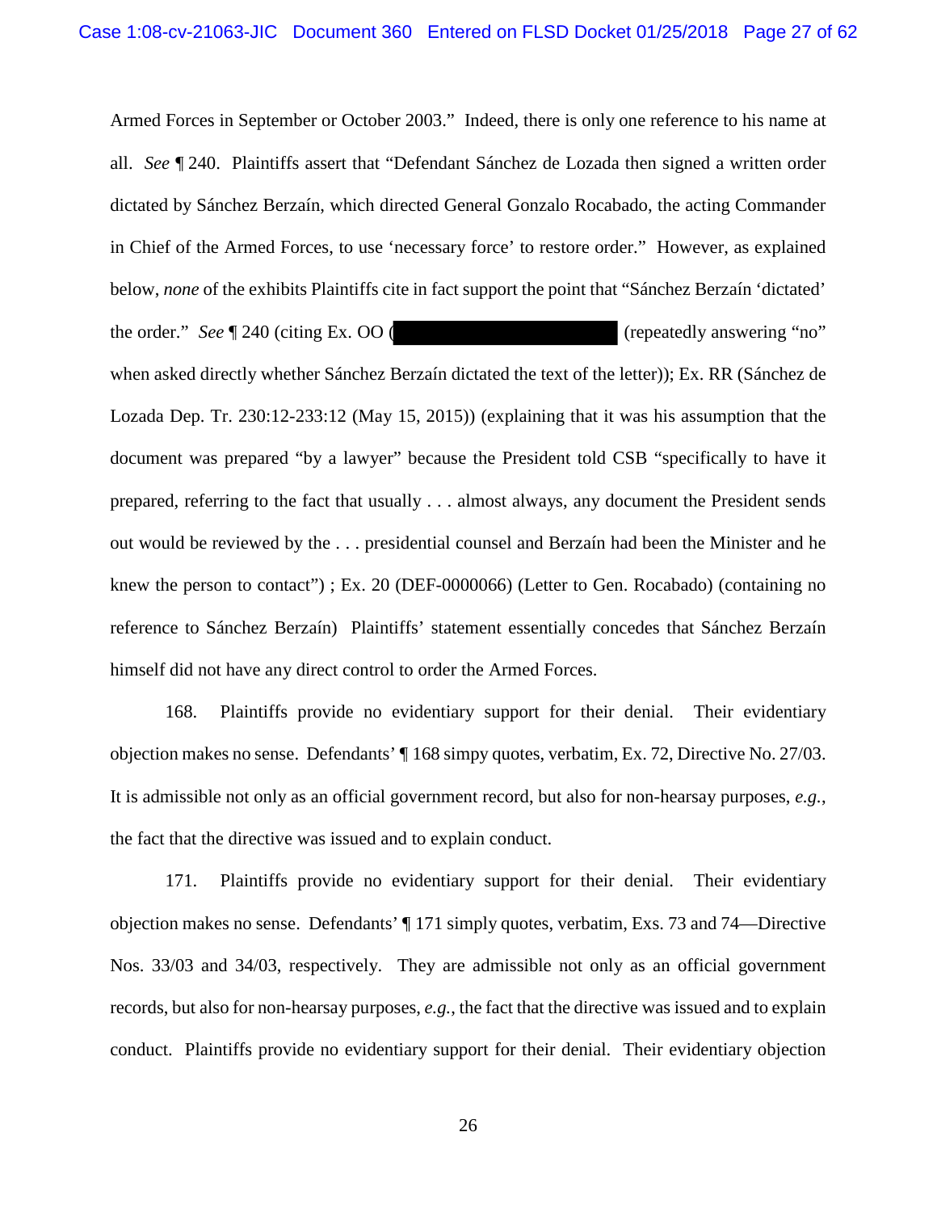Armed Forces in September or October 2003." Indeed, there is only one reference to his name at all. *See* ¶ 240. Plaintiffs assert that "Defendant Sánchez de Lozada then signed a written order dictated by Sánchez Berzaín, which directed General Gonzalo Rocabado, the acting Commander in Chief of the Armed Forces, to use 'necessary force' to restore order." However, as explained below, *none* of the exhibits Plaintiffs cite in fact support the point that "Sánchez Berzaín 'dictated' the order." *See* ¶ 240 (citing Ex. OO (█████████████████ (repeatedly answering "no" when asked directly whether Sánchez Berzaín dictated the text of the letter)); Ex. RR (Sánchez de Lozada Dep. Tr. 230:12-233:12 (May 15, 2015)) (explaining that it was his assumption that the document was prepared "by a lawyer" because the President told CSB "specifically to have it prepared, referring to the fact that usually . . . almost always, any document the President sends out would be reviewed by the . . . presidential counsel and Berzaín had been the Minister and he knew the person to contact") ; Ex. 20 (DEF-0000066) (Letter to Gen. Rocabado) (containing no reference to Sánchez Berzaín) Plaintiffs' statement essentially concedes that Sánchez Berzaín himself did not have any direct control to order the Armed Forces.

168. Plaintiffs provide no evidentiary support for their denial. Their evidentiary objection makes no sense. Defendants' ¶ 168 simpy quotes, verbatim, Ex. 72, Directive No. 27/03. It is admissible not only as an official government record, but also for non-hearsay purposes, *e.g.*, the fact that the directive was issued and to explain conduct.

171. Plaintiffs provide no evidentiary support for their denial. Their evidentiary objection makes no sense. Defendants' ¶ 171 simply quotes, verbatim, Exs. 73 and 74—Directive Nos. 33/03 and 34/03, respectively. They are admissible not only as an official government records, but also for non-hearsay purposes, *e.g.*, the fact that the directive was issued and to explain conduct. Plaintiffs provide no evidentiary support for their denial. Their evidentiary objection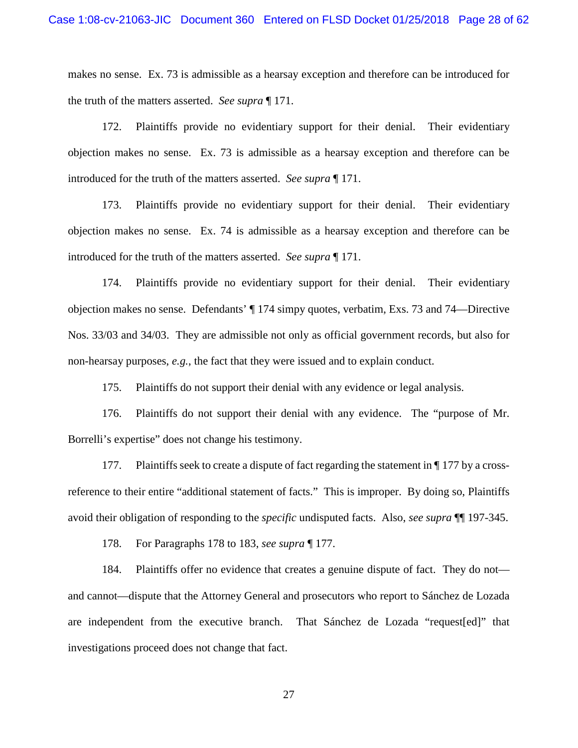makes no sense. Ex. 73 is admissible as a hearsay exception and therefore can be introduced for the truth of the matters asserted. *See supra* ¶ 171.

172. Plaintiffs provide no evidentiary support for their denial. Their evidentiary objection makes no sense. Ex. 73 is admissible as a hearsay exception and therefore can be introduced for the truth of the matters asserted. *See supra* ¶ 171.

173. Plaintiffs provide no evidentiary support for their denial. Their evidentiary objection makes no sense. Ex. 74 is admissible as a hearsay exception and therefore can be introduced for the truth of the matters asserted. *See supra* ¶ 171.

174. Plaintiffs provide no evidentiary support for their denial. Their evidentiary objection makes no sense. Defendants' ¶ 174 simpy quotes, verbatim, Exs. 73 and 74—Directive Nos. 33/03 and 34/03. They are admissible not only as official government records, but also for non-hearsay purposes, *e.g.*, the fact that they were issued and to explain conduct.

175. Plaintiffs do not support their denial with any evidence or legal analysis.

176. Plaintiffs do not support their denial with any evidence. The "purpose of Mr. Borrelli's expertise" does not change his testimony.

177. Plaintiffs seek to create a dispute of fact regarding the statement in ¶ 177 by a cross-reference to their entire "additional statement of facts." This is improper. By doing so, Plaintiffs avoid their obligation of responding to the *specific* undisputed facts. Also, *see supra* ¶¶ 197-345.

178. For Paragraphs 178 to 183, *see supra* ¶ 177.

184. Plaintiffs offer no evidence that creates a genuine dispute of fact. They do not—and cannot—dispute that the Attorney General and prosecutors who report to Sánchez de Lozada are independent from the executive branch. That Sánchez de Lozada "request[ed]" that investigations proceed does not change that fact.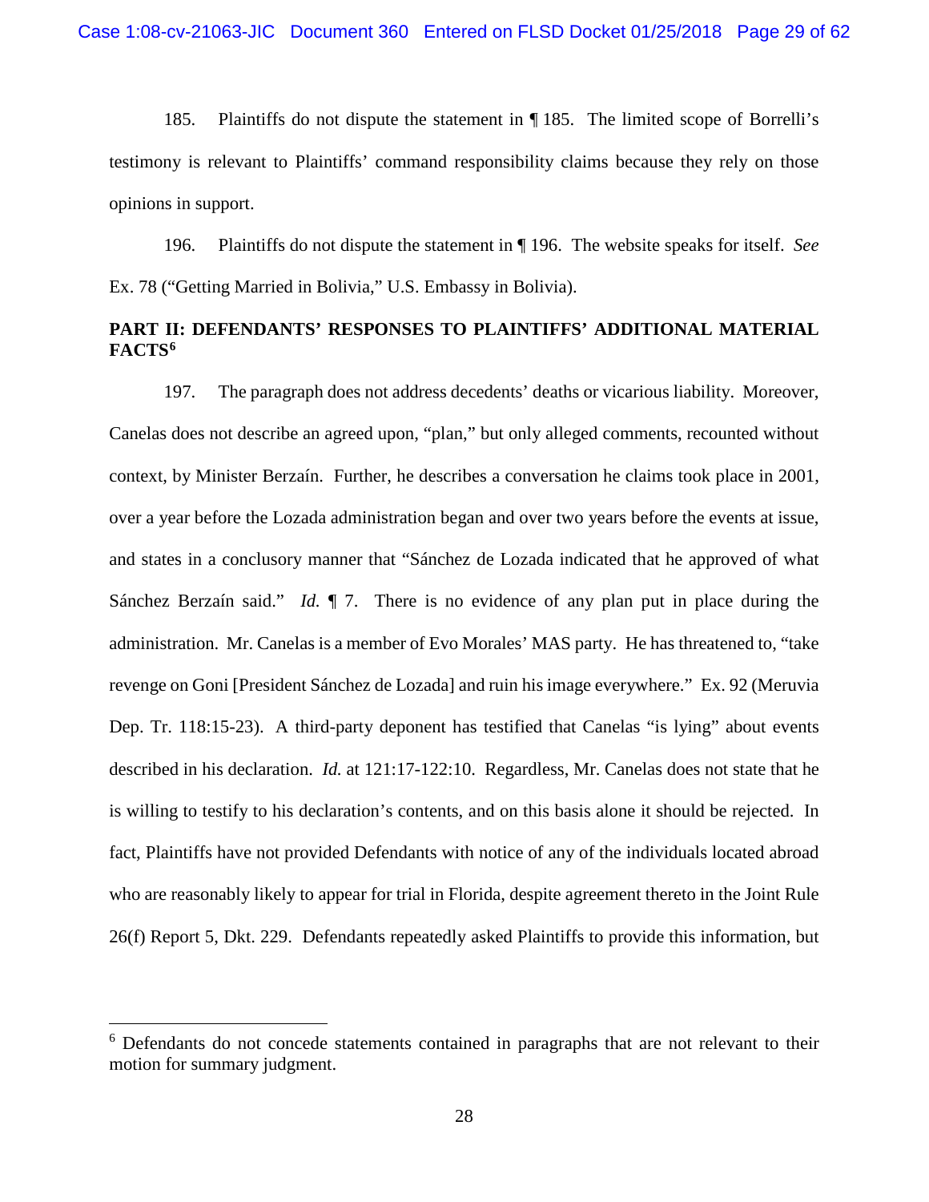185. Plaintiffs do not dispute the statement in ¶ 185. The limited scope of Borrelli's testimony is relevant to Plaintiffs' command responsibility claims because they rely on those opinions in support.

196. Plaintiffs do not dispute the statement in ¶ 196. The website speaks for itself. *See* Ex. 78 ("Getting Married in Bolivia," U.S. Embassy in Bolivia).

## PART II: DEFENDANTS' RESPONSES TO PLAINTIFFS' ADDITIONAL MATERIAL FACTS[6]

197. The paragraph does not address decedents' deaths or vicarious liability. Moreover, Canelas does not describe an agreed upon, "plan," but only alleged comments, recounted without context, by Minister Berzaín. Further, he describes a conversation he claims took place in 2001, over a year before the Lozada administration began and over two years before the events at issue, and states in a conclusory manner that "Sánchez de Lozada indicated that he approved of what Sánchez Berzaín said." *Id.* ¶ 7. There is no evidence of any plan put in place during the administration. Mr. Canelas is a member of Evo Morales' MAS party. He has threatened to, "take revenge on Goni [President Sánchez de Lozada] and ruin his image everywhere." Ex. 92 (Meruvia Dep. Tr. 118:15-23). A third-party deponent has testified that Canelas "is lying" about events described in his declaration. *Id.* at 121:17-122:10. Regardless, Mr. Canelas does not state that he is willing to testify to his declaration's contents, and on this basis alone it should be rejected. In fact, Plaintiffs have not provided Defendants with notice of any of the individuals located abroad who are reasonably likely to appear for trial in Florida, despite agreement thereto in the Joint Rule 26(f) Report 5, Dkt. 229. Defendants repeatedly asked Plaintiffs to provide this information, but

[6] Defendants do not concede statements contained in paragraphs that are not relevant to their motion for summary judgment.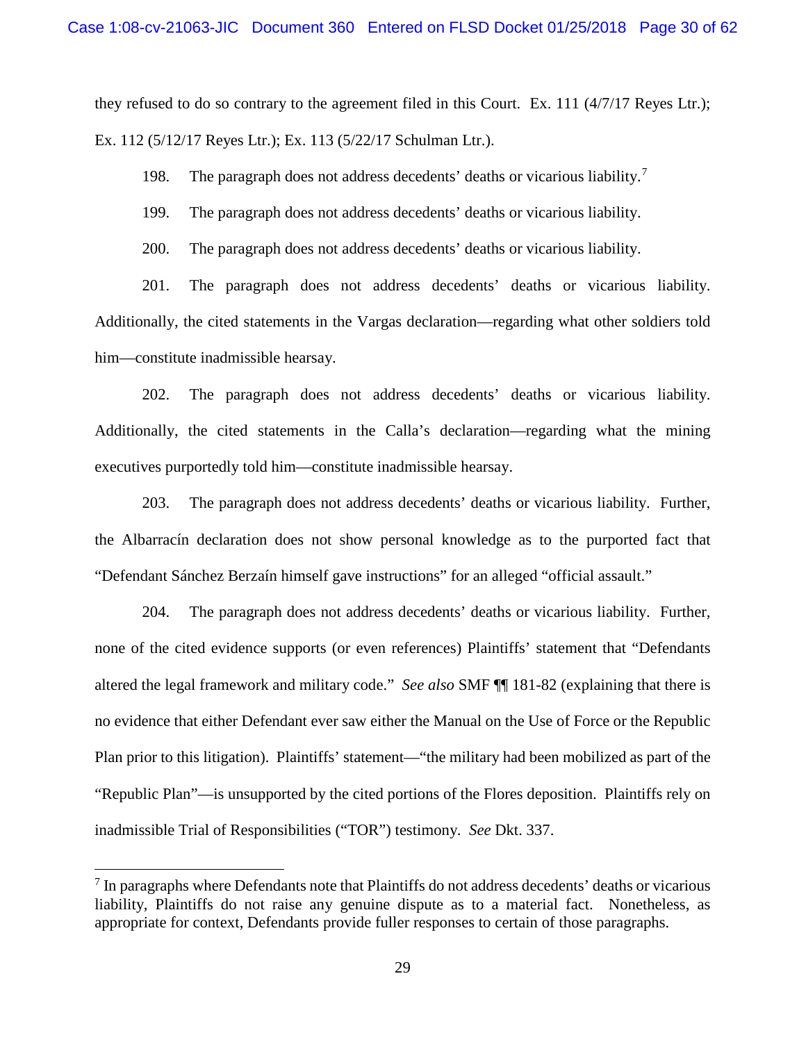they refused to do so contrary to the agreement filed in this Court. Ex. 111 (4/7/17 Reyes Ltr.); Ex. 112 (5/12/17 Reyes Ltr.); Ex. 113 (5/22/17 Schulman Ltr.).

198. The paragraph does not address decedents' deaths or vicarious liability.[7]

199. The paragraph does not address decedents' deaths or vicarious liability.

200. The paragraph does not address decedents' deaths or vicarious liability.

201. The paragraph does not address decedents' deaths or vicarious liability. Additionally, the cited statements in the Vargas declaration—regarding what other soldiers told him—constitute inadmissible hearsay.

202. The paragraph does not address decedents' deaths or vicarious liability. Additionally, the cited statements in the Calla's declaration—regarding what the mining executives purportedly told him—constitute inadmissible hearsay.

203. The paragraph does not address decedents' deaths or vicarious liability. Further, the Albarracín declaration does not show personal knowledge as to the purported fact that "Defendant Sánchez Berzaín himself gave instructions" for an alleged "official assault."

204. The paragraph does not address decedents' deaths or vicarious liability. Further, none of the cited evidence supports (or even references) Plaintiffs' statement that "Defendants altered the legal framework and military code." *See also* SMF ¶¶ 181-82 (explaining that there is no evidence that either Defendant ever saw either the Manual on the Use of Force or the Republic Plan prior to this litigation). Plaintiffs' statement—"the military had been mobilized as part of the "Republic Plan"—is unsupported by the cited portions of the Flores deposition. Plaintiffs rely on inadmissible Trial of Responsibilities ("TOR") testimony. *See* Dkt. 337.

[7] In paragraphs where Defendants note that Plaintiffs do not address decedents' deaths or vicarious liability, Plaintiffs do not raise any genuine dispute as to a material fact. Nonetheless, as appropriate for context, Defendants provide fuller responses to certain of those paragraphs.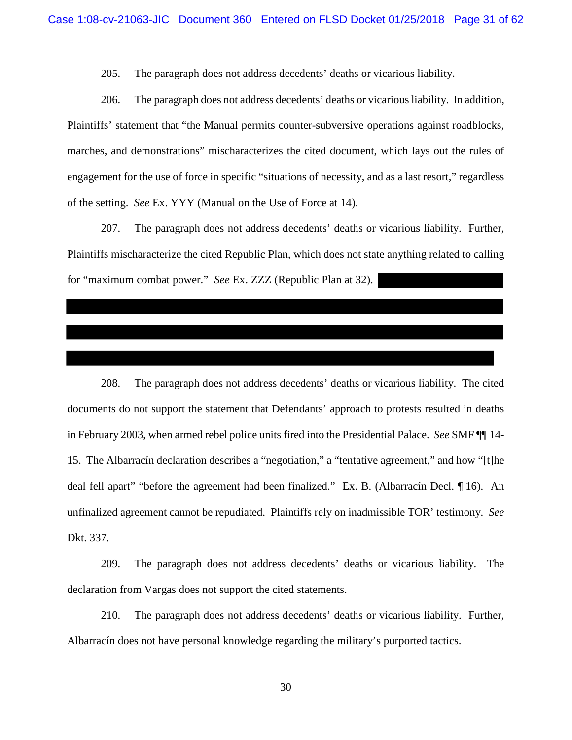205. The paragraph does not address decedents' deaths or vicarious liability.

206. The paragraph does not address decedents' deaths or vicarious liability. In addition, Plaintiffs' statement that "the Manual permits counter-subversive operations against roadblocks, marches, and demonstrations" mischaracterizes the cited document, which lays out the rules of engagement for the use of force in specific "situations of necessity, and as a last resort," regardless of the setting. *See* Ex. YYY (Manual on the Use of Force at 14).

207. The paragraph does not address decedents' deaths or vicarious liability. Further, Plaintiffs mischaracterize the cited Republic Plan, which does not state anything related to calling for "maximum combat power." *See* Ex. ZZZ (Republic Plan at 32).

208. The paragraph does not address decedents' deaths or vicarious liability. The cited documents do not support the statement that Defendants' approach to protests resulted in deaths in February 2003, when armed rebel police units fired into the Presidential Palace. *See* SMF ¶¶ 14-15. The Albarracín declaration describes a "negotiation," a "tentative agreement," and how "[t]he deal fell apart" "before the agreement had been finalized." Ex. B. (Albarracín Decl. ¶ 16). An unfinalized agreement cannot be repudiated. Plaintiffs rely on inadmissible TOR' testimony. *See* Dkt. 337.

209. The paragraph does not address decedents' deaths or vicarious liability. The declaration from Vargas does not support the cited statements.

210. The paragraph does not address decedents' deaths or vicarious liability. Further, Albarracín does not have personal knowledge regarding the military's purported tactics.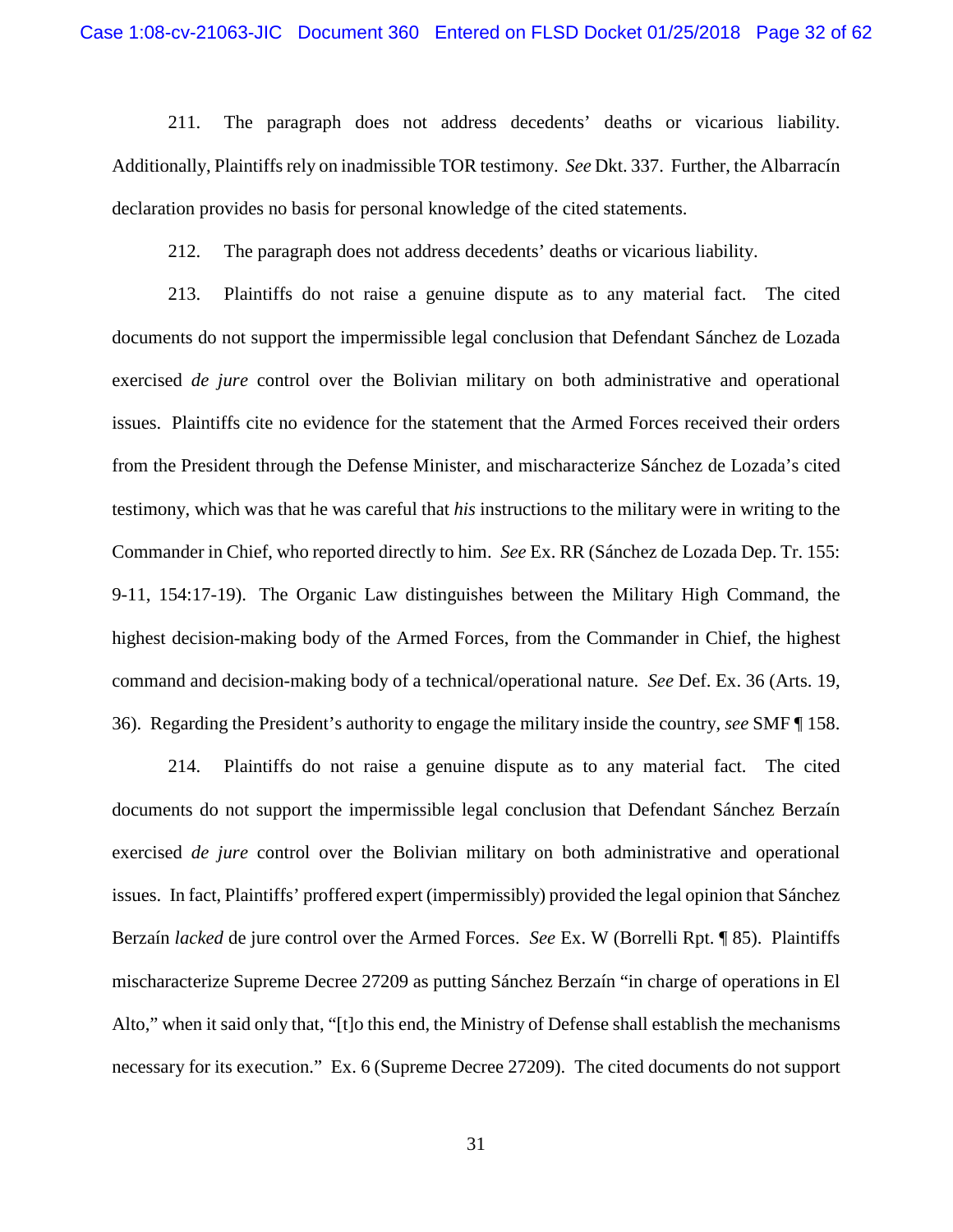211. The paragraph does not address decedents' deaths or vicarious liability. Additionally, Plaintiffs rely on inadmissible TOR testimony. *See* Dkt. 337. Further, the Albarracín declaration provides no basis for personal knowledge of the cited statements.

212. The paragraph does not address decedents' deaths or vicarious liability.

213. Plaintiffs do not raise a genuine dispute as to any material fact. The cited documents do not support the impermissible legal conclusion that Defendant Sánchez de Lozada exercised *de jure* control over the Bolivian military on both administrative and operational issues. Plaintiffs cite no evidence for the statement that the Armed Forces received their orders from the President through the Defense Minister, and mischaracterize Sánchez de Lozada's cited testimony, which was that he was careful that *his* instructions to the military were in writing to the Commander in Chief, who reported directly to him. *See* Ex. RR (Sánchez de Lozada Dep. Tr. 155: 9-11, 154:17-19). The Organic Law distinguishes between the Military High Command, the highest decision-making body of the Armed Forces, from the Commander in Chief, the highest command and decision-making body of a technical/operational nature. *See* Def. Ex. 36 (Arts. 19, 36). Regarding the President's authority to engage the military inside the country, *see* SMF ¶ 158.

214. Plaintiffs do not raise a genuine dispute as to any material fact. The cited documents do not support the impermissible legal conclusion that Defendant Sánchez Berzaín exercised *de jure* control over the Bolivian military on both administrative and operational issues. In fact, Plaintiffs' proffered expert (impermissibly) provided the legal opinion that Sánchez Berzaín *lacked* de jure control over the Armed Forces. *See* Ex. W (Borrelli Rpt. ¶ 85). Plaintiffs mischaracterize Supreme Decree 27209 as putting Sánchez Berzaín "in charge of operations in El Alto," when it said only that, "[t]o this end, the Ministry of Defense shall establish the mechanisms necessary for its execution." Ex. 6 (Supreme Decree 27209). The cited documents do not support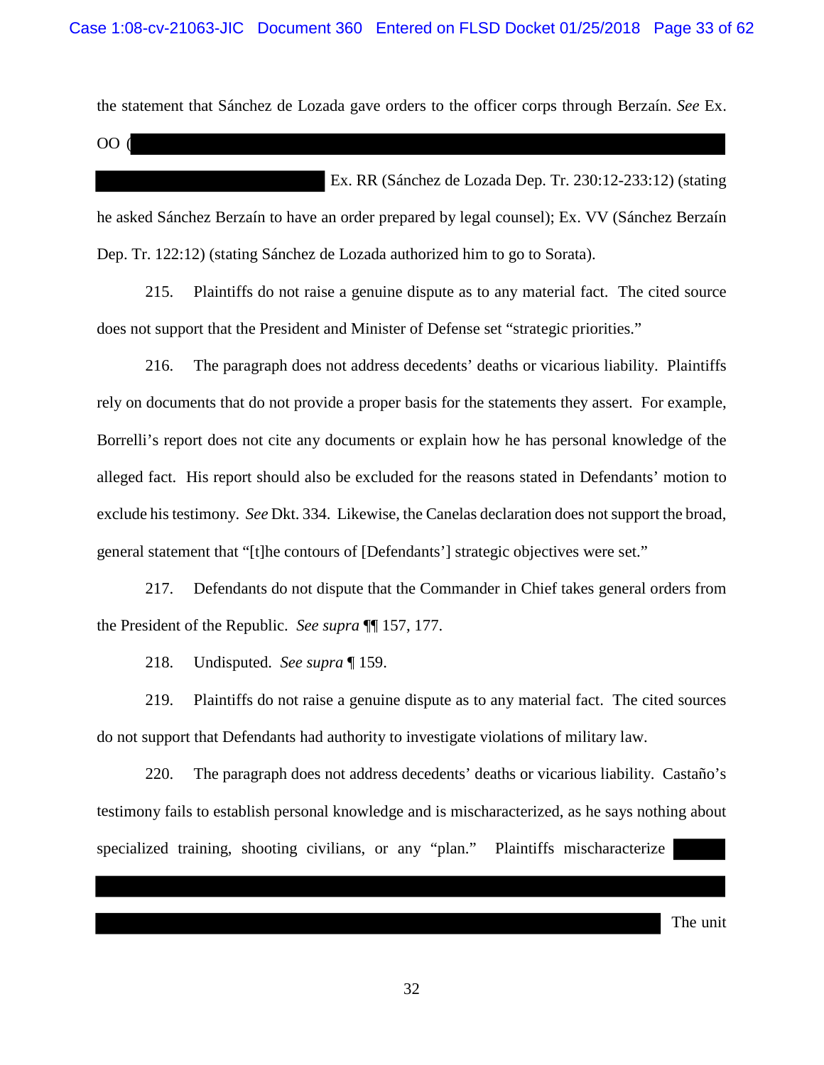the statement that Sánchez de Lozada gave orders to the officer corps through Berzaín. *See* Ex. OO ( Ex. RR (Sánchez de Lozada Dep. Tr. 230:12-233:12) (stating he asked Sánchez Berzaín to have an order prepared by legal counsel); Ex. VV (Sánchez Berzaín Dep. Tr. 122:12) (stating Sánchez de Lozada authorized him to go to Sorata).

215. Plaintiffs do not raise a genuine dispute as to any material fact. The cited source does not support that the President and Minister of Defense set "strategic priorities."

216. The paragraph does not address decedents' deaths or vicarious liability. Plaintiffs rely on documents that do not provide a proper basis for the statements they assert. For example, Borrelli's report does not cite any documents or explain how he has personal knowledge of the alleged fact. His report should also be excluded for the reasons stated in Defendants' motion to exclude his testimony. *See* Dkt. 334. Likewise, the Canelas declaration does not support the broad, general statement that "[t]he contours of [Defendants'] strategic objectives were set."

217. Defendants do not dispute that the Commander in Chief takes general orders from the President of the Republic. *See supra* ¶¶ 157, 177.

218. Undisputed. *See supra* ¶ 159.

219. Plaintiffs do not raise a genuine dispute as to any material fact. The cited sources do not support that Defendants had authority to investigate violations of military law.

220. The paragraph does not address decedents' deaths or vicarious liability. Castaño's testimony fails to establish personal knowledge and is mischaracterized, as he says nothing about specialized training, shooting civilians, or any "plan." Plaintiffs mischaracterize The unit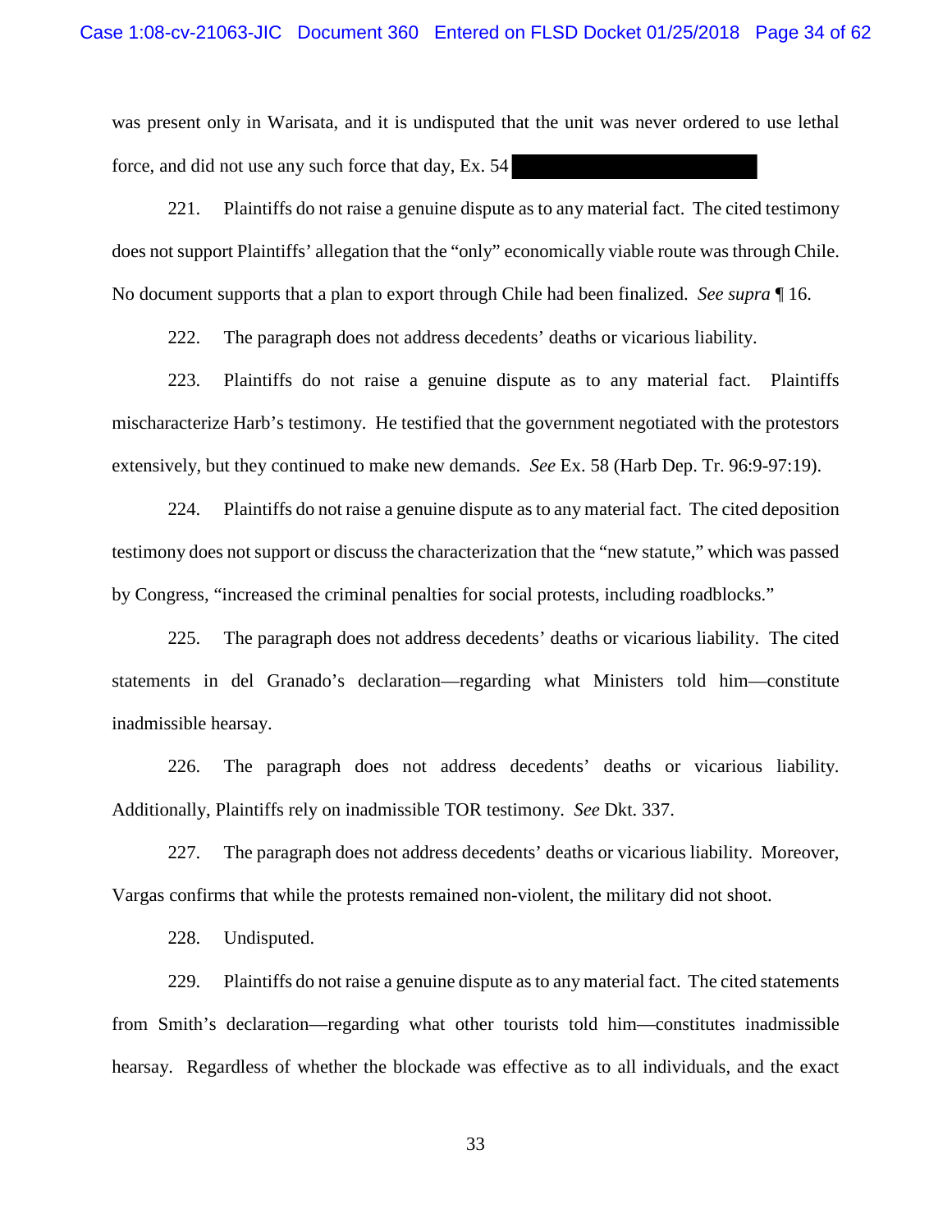was present only in Warisata, and it is undisputed that the unit was never ordered to use lethal force, and did not use any such force that day, Ex. 54 ██████████████

221. Plaintiffs do not raise a genuine dispute as to any material fact. The cited testimony does not support Plaintiffs' allegation that the "only" economically viable route was through Chile. No document supports that a plan to export through Chile had been finalized. *See supra* ¶ 16.

222. The paragraph does not address decedents' deaths or vicarious liability.

223. Plaintiffs do not raise a genuine dispute as to any material fact. Plaintiffs mischaracterize Harb's testimony. He testified that the government negotiated with the protestors extensively, but they continued to make new demands. *See* Ex. 58 (Harb Dep. Tr. 96:9-97:19).

224. Plaintiffs do not raise a genuine dispute as to any material fact. The cited deposition testimony does not support or discuss the characterization that the "new statute," which was passed by Congress, "increased the criminal penalties for social protests, including roadblocks."

225. The paragraph does not address decedents' deaths or vicarious liability. The cited statements in del Granado's declaration—regarding what Ministers told him—constitute inadmissible hearsay.

226. The paragraph does not address decedents' deaths or vicarious liability. Additionally, Plaintiffs rely on inadmissible TOR testimony. *See* Dkt. 337.

227. The paragraph does not address decedents' deaths or vicarious liability. Moreover, Vargas confirms that while the protests remained non-violent, the military did not shoot.

228. Undisputed.

229. Plaintiffs do not raise a genuine dispute as to any material fact. The cited statements from Smith's declaration—regarding what other tourists told him—constitutes inadmissible hearsay. Regardless of whether the blockade was effective as to all individuals, and the exact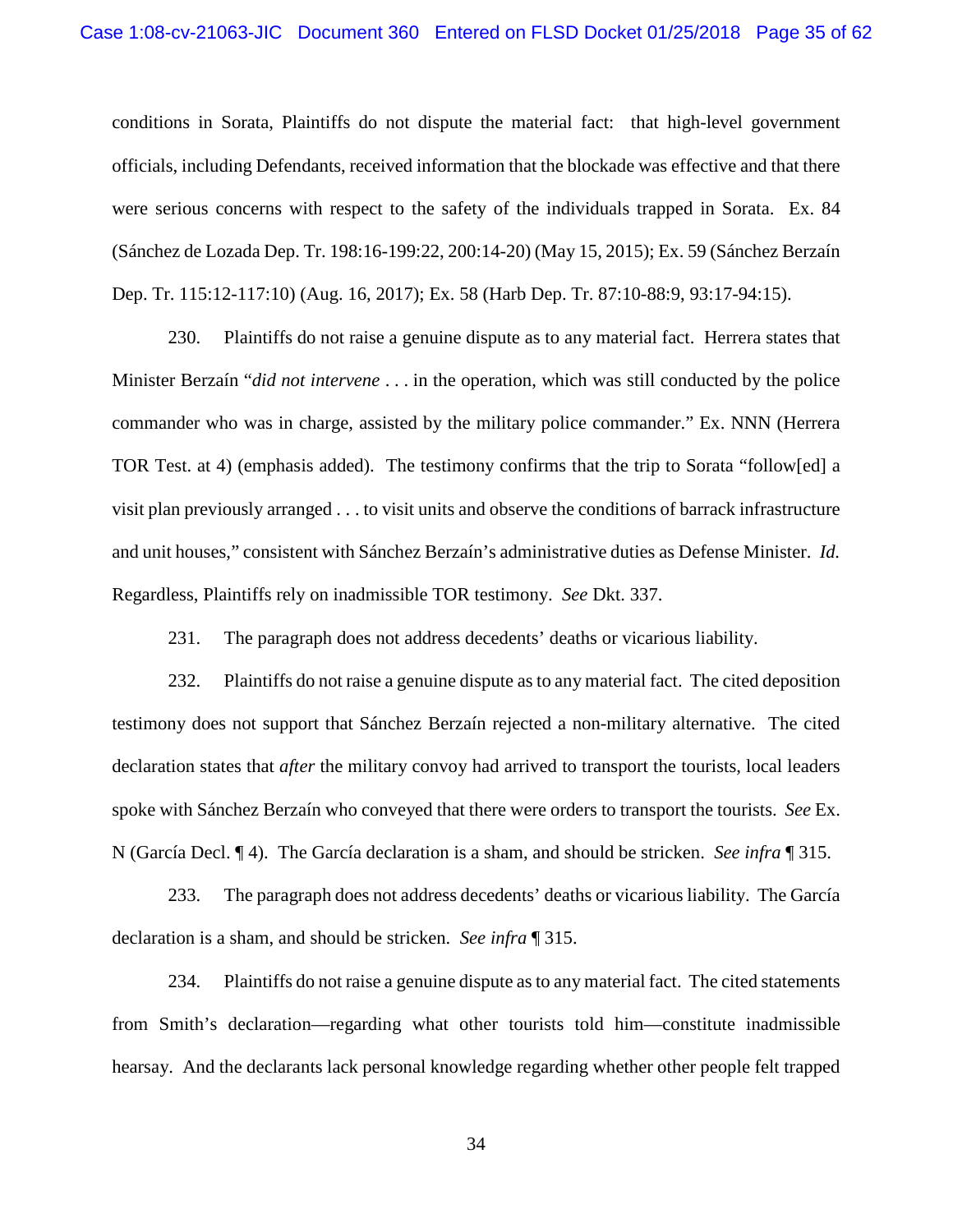conditions in Sorata, Plaintiffs do not dispute the material fact: that high-level government officials, including Defendants, received information that the blockade was effective and that there were serious concerns with respect to the safety of the individuals trapped in Sorata. Ex. 84 (Sánchez de Lozada Dep. Tr. 198:16-199:22, 200:14-20) (May 15, 2015); Ex. 59 (Sánchez Berzaín Dep. Tr. 115:12-117:10) (Aug. 16, 2017); Ex. 58 (Harb Dep. Tr. 87:10-88:9, 93:17-94:15).

230. Plaintiffs do not raise a genuine dispute as to any material fact. Herrera states that Minister Berzaín "*did not intervene* . . . in the operation, which was still conducted by the police commander who was in charge, assisted by the military police commander." Ex. NNN (Herrera TOR Test. at 4) (emphasis added). The testimony confirms that the trip to Sorata "follow[ed] a visit plan previously arranged . . . to visit units and observe the conditions of barrack infrastructure and unit houses," consistent with Sánchez Berzaín's administrative duties as Defense Minister. *Id.* Regardless, Plaintiffs rely on inadmissible TOR testimony. *See* Dkt. 337.

231. The paragraph does not address decedents' deaths or vicarious liability.

232. Plaintiffs do not raise a genuine dispute as to any material fact. The cited deposition testimony does not support that Sánchez Berzaín rejected a non-military alternative. The cited declaration states that *after* the military convoy had arrived to transport the tourists, local leaders spoke with Sánchez Berzaín who conveyed that there were orders to transport the tourists. *See* Ex. N (García Decl. ¶ 4). The García declaration is a sham, and should be stricken. *See infra* ¶ 315.

233. The paragraph does not address decedents' deaths or vicarious liability. The García declaration is a sham, and should be stricken. *See infra* ¶ 315.

234. Plaintiffs do not raise a genuine dispute as to any material fact. The cited statements from Smith's declaration—regarding what other tourists told him—constitute inadmissible hearsay. And the declarants lack personal knowledge regarding whether other people felt trapped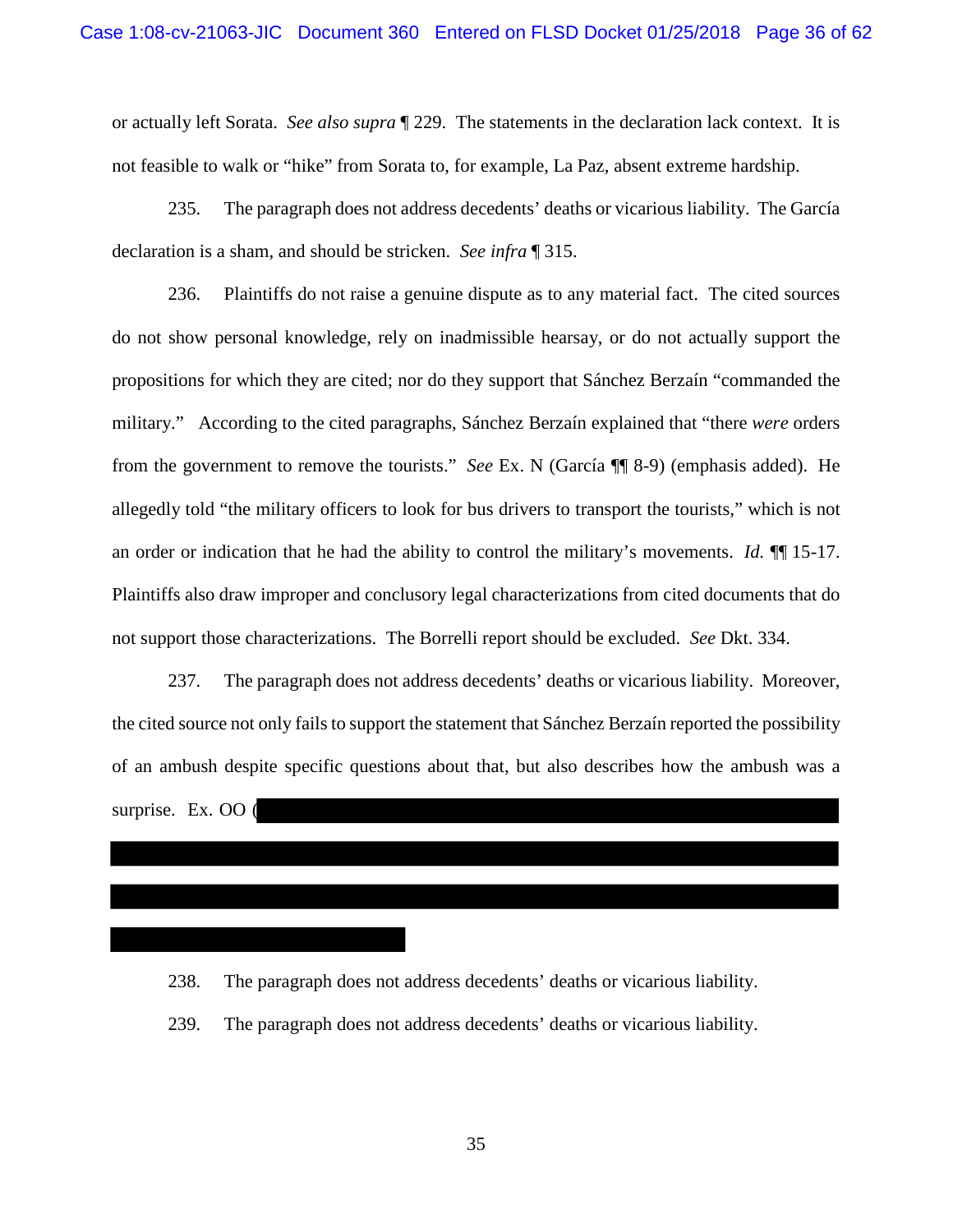or actually left Sorata. *See also supra* ¶ 229. The statements in the declaration lack context. It is not feasible to walk or "hike" from Sorata to, for example, La Paz, absent extreme hardship.

235. The paragraph does not address decedents' deaths or vicarious liability. The García declaration is a sham, and should be stricken. *See infra* ¶ 315.

236. Plaintiffs do not raise a genuine dispute as to any material fact. The cited sources do not show personal knowledge, rely on inadmissible hearsay, or do not actually support the propositions for which they are cited; nor do they support that Sánchez Berzaín "commanded the military." According to the cited paragraphs, Sánchez Berzaín explained that "there *were* orders from the government to remove the tourists." *See* Ex. N (García ¶¶ 8-9) (emphasis added). He allegedly told "the military officers to look for bus drivers to transport the tourists," which is not an order or indication that he had the ability to control the military's movements. *Id.* ¶¶ 15-17. Plaintiffs also draw improper and conclusory legal characterizations from cited documents that do not support those characterizations. The Borrelli report should be excluded. *See* Dkt. 334.

237. The paragraph does not address decedents' deaths or vicarious liability. Moreover, the cited source not only fails to support the statement that Sánchez Berzaín reported the possibility of an ambush despite specific questions about that, but also describes how the ambush was a surprise. Ex. OO (

238. The paragraph does not address decedents' deaths or vicarious liability.

239. The paragraph does not address decedents' deaths or vicarious liability.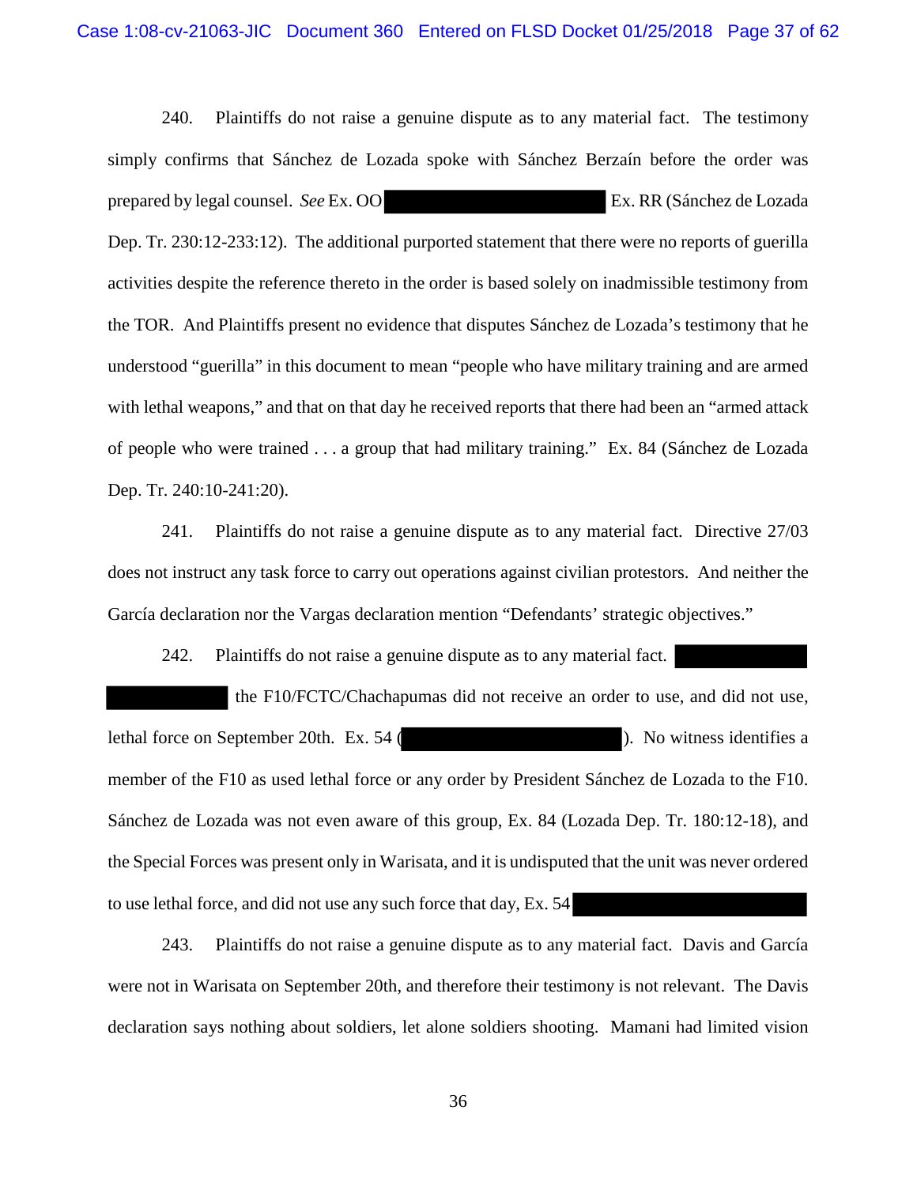240. Plaintiffs do not raise a genuine dispute as to any material fact. The testimony simply confirms that Sánchez de Lozada spoke with Sánchez Berzaín before the order was prepared by legal counsel. *See* Ex. OO [REDACTED] Ex. RR (Sánchez de Lozada Dep. Tr. 230:12-233:12). The additional purported statement that there were no reports of guerilla activities despite the reference thereto in the order is based solely on inadmissible testimony from the TOR. And Plaintiffs present no evidence that disputes Sánchez de Lozada's testimony that he understood "guerilla" in this document to mean "people who have military training and are armed with lethal weapons," and that on that day he received reports that there had been an "armed attack of people who were trained . . . a group that had military training." Ex. 84 (Sánchez de Lozada Dep. Tr. 240:10-241:20).

241. Plaintiffs do not raise a genuine dispute as to any material fact. Directive 27/03 does not instruct any task force to carry out operations against civilian protestors. And neither the García declaration nor the Vargas declaration mention "Defendants' strategic objectives."

242. Plaintiffs do not raise a genuine dispute as to any material fact. [REDACTED] the F10/FCTC/Chachapumas did not receive an order to use, and did not use, lethal force on September 20th. Ex. 54 ([REDACTED]). No witness identifies a member of the F10 as used lethal force or any order by President Sánchez de Lozada to the F10. Sánchez de Lozada was not even aware of this group, Ex. 84 (Lozada Dep. Tr. 180:12-18), and the Special Forces was present only in Warisata, and it is undisputed that the unit was never ordered to use lethal force, and did not use any such force that day, Ex. 54 [REDACTED]

243. Plaintiffs do not raise a genuine dispute as to any material fact. Davis and García were not in Warisata on September 20th, and therefore their testimony is not relevant. The Davis declaration says nothing about soldiers, let alone soldiers shooting. Mamani had limited vision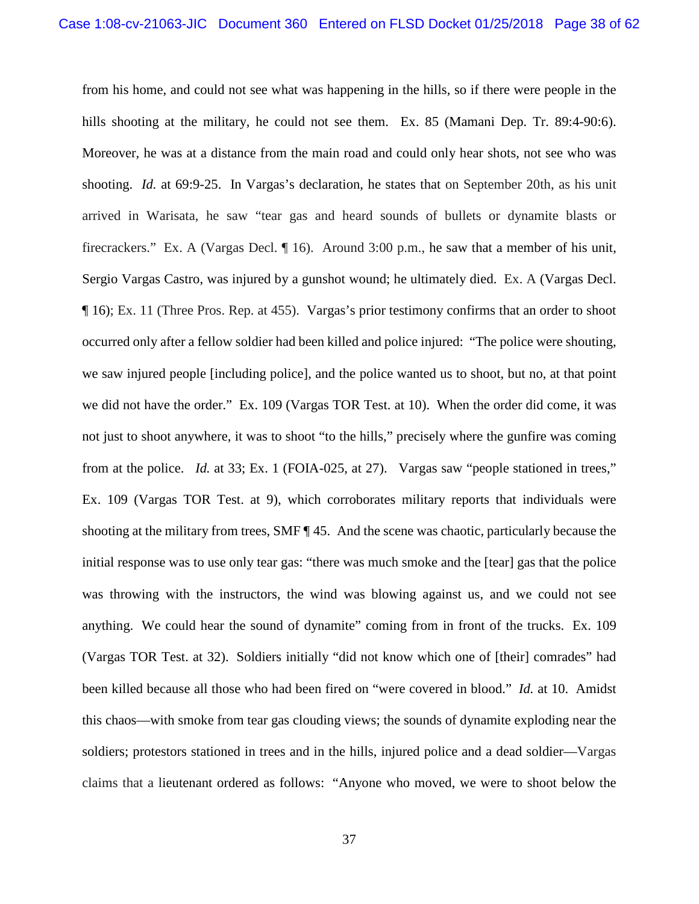from his home, and could not see what was happening in the hills, so if there were people in the hills shooting at the military, he could not see them. Ex. 85 (Mamani Dep. Tr. 89:4-90:6). Moreover, he was at a distance from the main road and could only hear shots, not see who was shooting. *Id.* at 69:9-25. In Vargas's declaration, he states that on September 20th, as his unit arrived in Warisata, he saw "tear gas and heard sounds of bullets or dynamite blasts or firecrackers." Ex. A (Vargas Decl. ¶ 16). Around 3:00 p.m., he saw that a member of his unit, Sergio Vargas Castro, was injured by a gunshot wound; he ultimately died. Ex. A (Vargas Decl. ¶ 16); Ex. 11 (Three Pros. Rep. at 455). Vargas's prior testimony confirms that an order to shoot occurred only after a fellow soldier had been killed and police injured: "The police were shouting, we saw injured people [including police], and the police wanted us to shoot, but no, at that point we did not have the order." Ex. 109 (Vargas TOR Test. at 10). When the order did come, it was not just to shoot anywhere, it was to shoot "to the hills," precisely where the gunfire was coming from at the police. *Id.* at 33; Ex. 1 (FOIA-025, at 27). Vargas saw "people stationed in trees," Ex. 109 (Vargas TOR Test. at 9), which corroborates military reports that individuals were shooting at the military from trees, SMF ¶ 45. And the scene was chaotic, particularly because the initial response was to use only tear gas: "there was much smoke and the [tear] gas that the police was throwing with the instructors, the wind was blowing against us, and we could not see anything. We could hear the sound of dynamite" coming from in front of the trucks. Ex. 109 (Vargas TOR Test. at 32). Soldiers initially "did not know which one of [their] comrades" had been killed because all those who had been fired on "were covered in blood." *Id.* at 10. Amidst this chaos—with smoke from tear gas clouding views; the sounds of dynamite exploding near the soldiers; protestors stationed in trees and in the hills, injured police and a dead soldier—Vargas claims that a lieutenant ordered as follows: "Anyone who moved, we were to shoot below the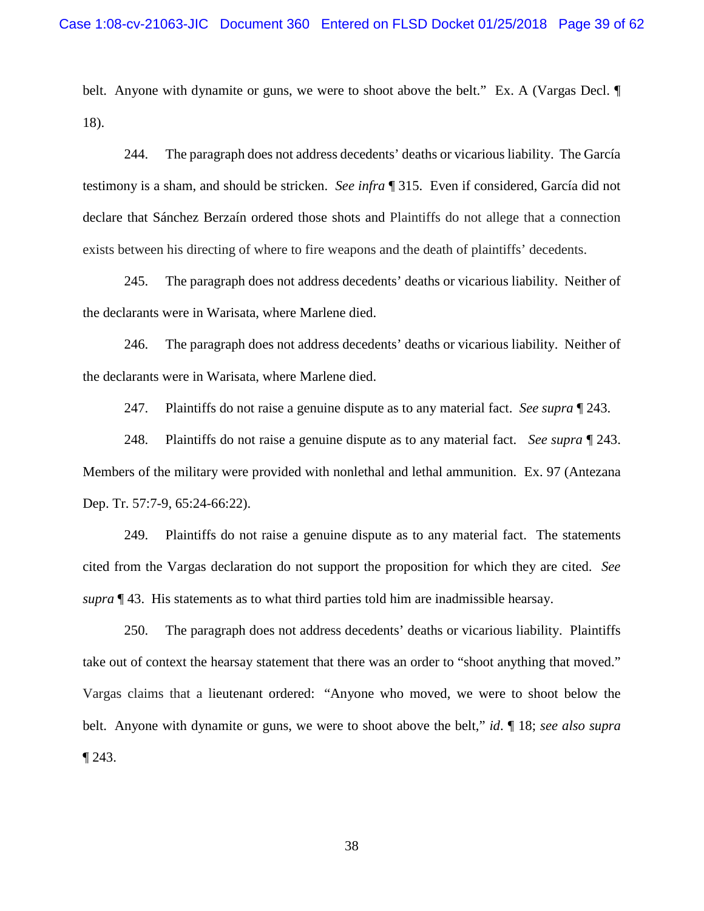belt. Anyone with dynamite or guns, we were to shoot above the belt." Ex. A (Vargas Decl. ¶ 18).

244. The paragraph does not address decedents' deaths or vicarious liability. The García testimony is a sham, and should be stricken. *See infra* ¶ 315. Even if considered, García did not declare that Sánchez Berzaín ordered those shots and Plaintiffs do not allege that a connection exists between his directing of where to fire weapons and the death of plaintiffs' decedents.

245. The paragraph does not address decedents' deaths or vicarious liability. Neither of the declarants were in Warisata, where Marlene died.

246. The paragraph does not address decedents' deaths or vicarious liability. Neither of the declarants were in Warisata, where Marlene died.

247. Plaintiffs do not raise a genuine dispute as to any material fact. *See supra* ¶ 243.

248. Plaintiffs do not raise a genuine dispute as to any material fact. *See supra* ¶ 243. Members of the military were provided with nonlethal and lethal ammunition. Ex. 97 (Antezana Dep. Tr. 57:7-9, 65:24-66:22).

249. Plaintiffs do not raise a genuine dispute as to any material fact. The statements cited from the Vargas declaration do not support the proposition for which they are cited. *See supra* ¶ 43. His statements as to what third parties told him are inadmissible hearsay.

250. The paragraph does not address decedents' deaths or vicarious liability. Plaintiffs take out of context the hearsay statement that there was an order to "shoot anything that moved." Vargas claims that a lieutenant ordered: "Anyone who moved, we were to shoot below the belt. Anyone with dynamite or guns, we were to shoot above the belt," *id*. ¶ 18; *see also supra* ¶ 243.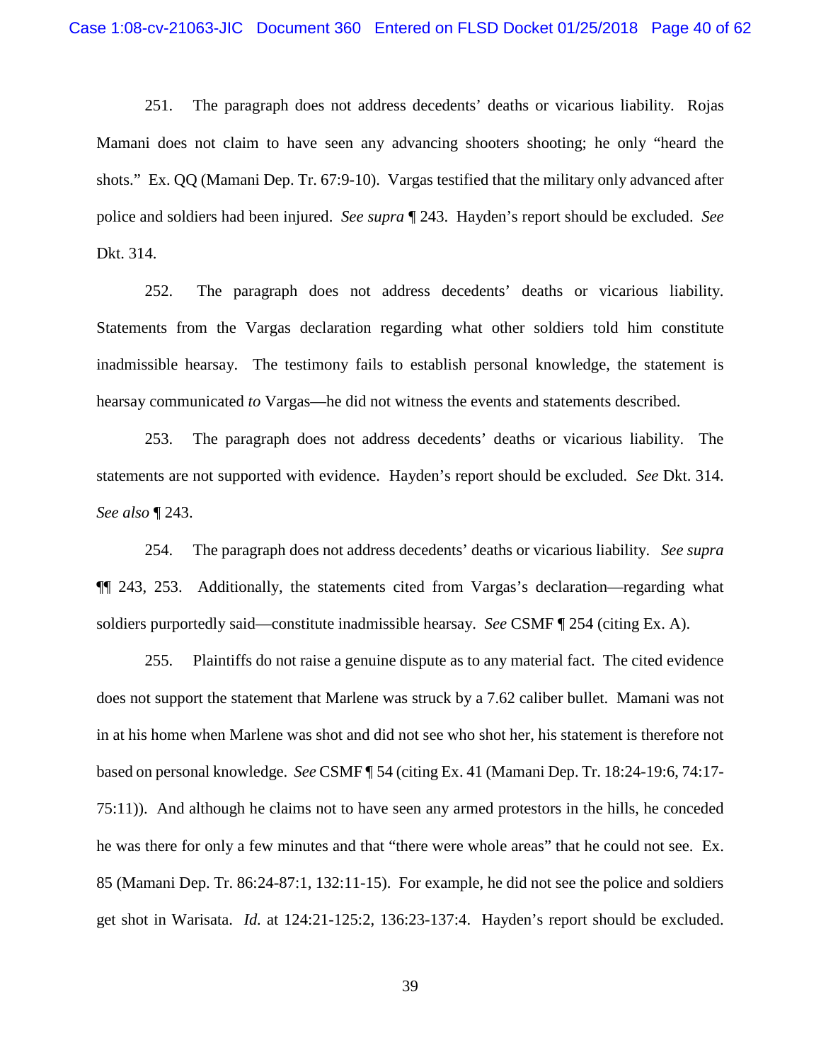251. The paragraph does not address decedents' deaths or vicarious liability. Rojas Mamani does not claim to have seen any advancing shooters shooting; he only "heard the shots." Ex. QQ (Mamani Dep. Tr. 67:9-10). Vargas testified that the military only advanced after police and soldiers had been injured. *See supra* ¶ 243. Hayden's report should be excluded. *See* Dkt. 314.

252. The paragraph does not address decedents' deaths or vicarious liability. Statements from the Vargas declaration regarding what other soldiers told him constitute inadmissible hearsay. The testimony fails to establish personal knowledge, the statement is hearsay communicated *to* Vargas—he did not witness the events and statements described.

253. The paragraph does not address decedents' deaths or vicarious liability. The statements are not supported with evidence. Hayden's report should be excluded. *See* Dkt. 314. *See also* ¶ 243.

254. The paragraph does not address decedents' deaths or vicarious liability. *See supra* ¶¶ 243, 253. Additionally, the statements cited from Vargas's declaration—regarding what soldiers purportedly said—constitute inadmissible hearsay. *See* CSMF ¶ 254 (citing Ex. A).

255. Plaintiffs do not raise a genuine dispute as to any material fact. The cited evidence does not support the statement that Marlene was struck by a 7.62 caliber bullet. Mamani was not in at his home when Marlene was shot and did not see who shot her, his statement is therefore not based on personal knowledge. *See* CSMF ¶ 54 (citing Ex. 41 (Mamani Dep. Tr. 18:24-19:6, 74:17-75:11)). And although he claims not to have seen any armed protestors in the hills, he conceded he was there for only a few minutes and that "there were whole areas" that he could not see. Ex. 85 (Mamani Dep. Tr. 86:24-87:1, 132:11-15). For example, he did not see the police and soldiers get shot in Warisata. *Id.* at 124:21-125:2, 136:23-137:4. Hayden's report should be excluded.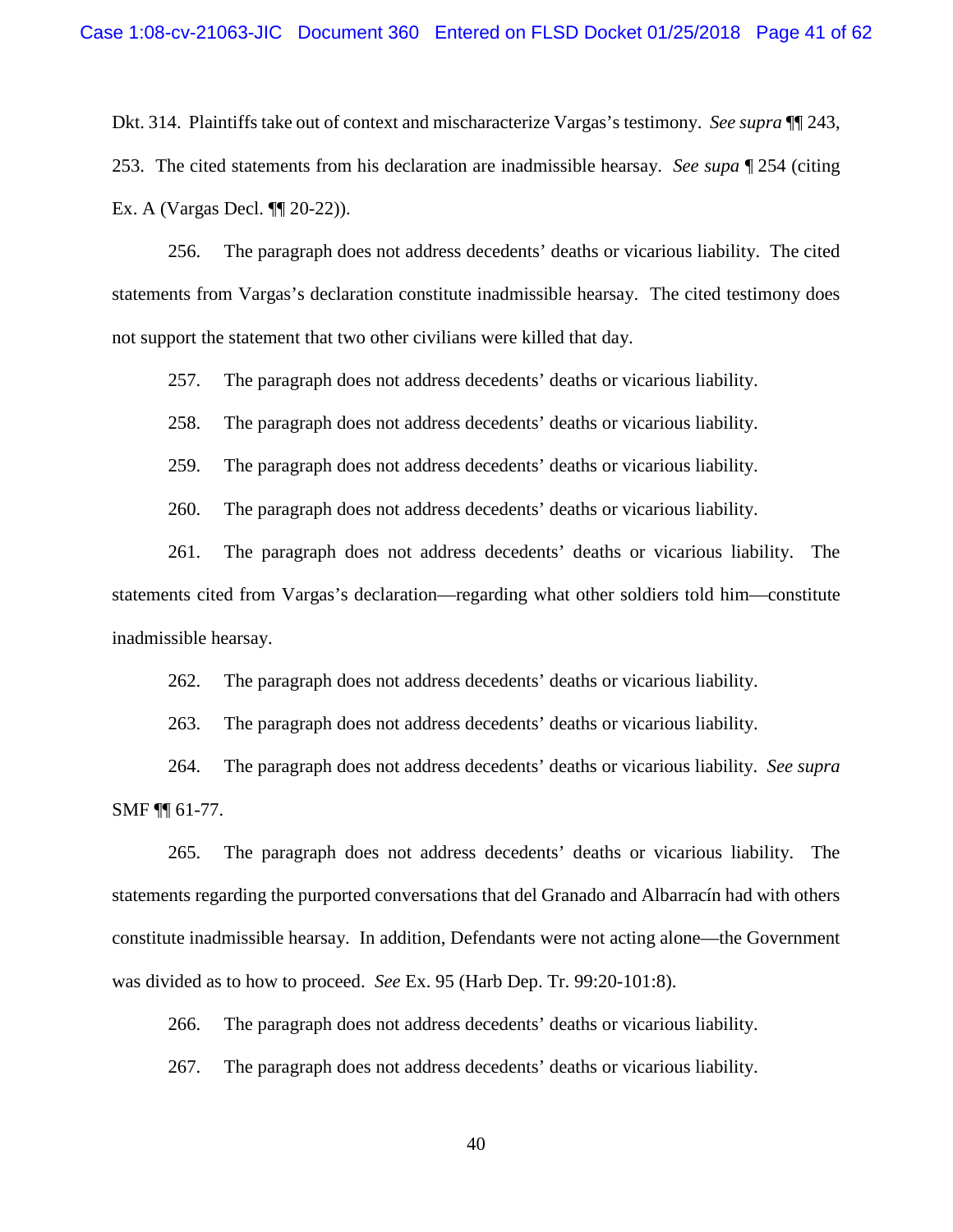Dkt. 314. Plaintiffs take out of context and mischaracterize Vargas's testimony. *See supra* ¶¶ 243, 253. The cited statements from his declaration are inadmissible hearsay. *See supa* ¶ 254 (citing Ex. A (Vargas Decl. ¶¶ 20-22)).

256. The paragraph does not address decedents' deaths or vicarious liability. The cited statements from Vargas's declaration constitute inadmissible hearsay. The cited testimony does not support the statement that two other civilians were killed that day.

257. The paragraph does not address decedents' deaths or vicarious liability.

258. The paragraph does not address decedents' deaths or vicarious liability.

259. The paragraph does not address decedents' deaths or vicarious liability.

260. The paragraph does not address decedents' deaths or vicarious liability.

261. The paragraph does not address decedents' deaths or vicarious liability. The statements cited from Vargas's declaration—regarding what other soldiers told him—constitute inadmissible hearsay.

262. The paragraph does not address decedents' deaths or vicarious liability.

263. The paragraph does not address decedents' deaths or vicarious liability.

264. The paragraph does not address decedents' deaths or vicarious liability. *See supra* SMF ¶¶ 61-77.

265. The paragraph does not address decedents' deaths or vicarious liability. The statements regarding the purported conversations that del Granado and Albarracín had with others constitute inadmissible hearsay. In addition, Defendants were not acting alone—the Government was divided as to how to proceed. *See* Ex. 95 (Harb Dep. Tr. 99:20-101:8).

266. The paragraph does not address decedents' deaths or vicarious liability.

267. The paragraph does not address decedents' deaths or vicarious liability.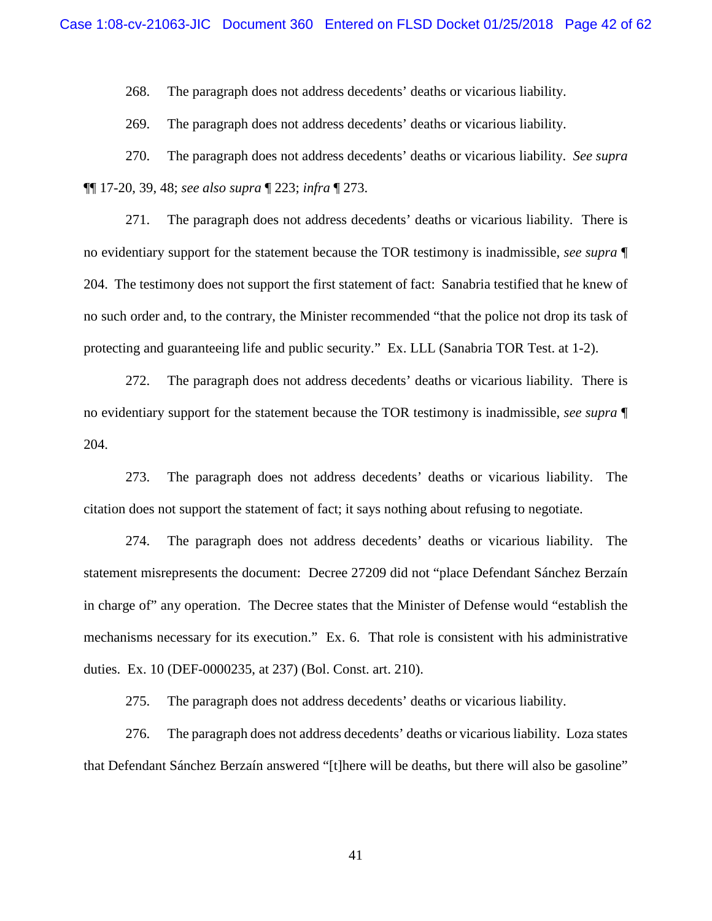268. The paragraph does not address decedents' deaths or vicarious liability.

269. The paragraph does not address decedents' deaths or vicarious liability.

270. The paragraph does not address decedents' deaths or vicarious liability. *See supra* ¶¶ 17-20, 39, 48; *see also supra* ¶ 223; *infra* ¶ 273.

271. The paragraph does not address decedents' deaths or vicarious liability. There is no evidentiary support for the statement because the TOR testimony is inadmissible, *see supra* ¶ 204. The testimony does not support the first statement of fact: Sanabria testified that he knew of no such order and, to the contrary, the Minister recommended "that the police not drop its task of protecting and guaranteeing life and public security." Ex. LLL (Sanabria TOR Test. at 1-2).

272. The paragraph does not address decedents' deaths or vicarious liability. There is no evidentiary support for the statement because the TOR testimony is inadmissible, *see supra* ¶ 204.

273. The paragraph does not address decedents' deaths or vicarious liability. The citation does not support the statement of fact; it says nothing about refusing to negotiate.

274. The paragraph does not address decedents' deaths or vicarious liability. The statement misrepresents the document: Decree 27209 did not "place Defendant Sánchez Berzaín in charge of" any operation. The Decree states that the Minister of Defense would "establish the mechanisms necessary for its execution." Ex. 6. That role is consistent with his administrative duties. Ex. 10 (DEF-0000235, at 237) (Bol. Const. art. 210).

275. The paragraph does not address decedents' deaths or vicarious liability.

276. The paragraph does not address decedents' deaths or vicarious liability. Loza states that Defendant Sánchez Berzaín answered "[t]here will be deaths, but there will also be gasoline"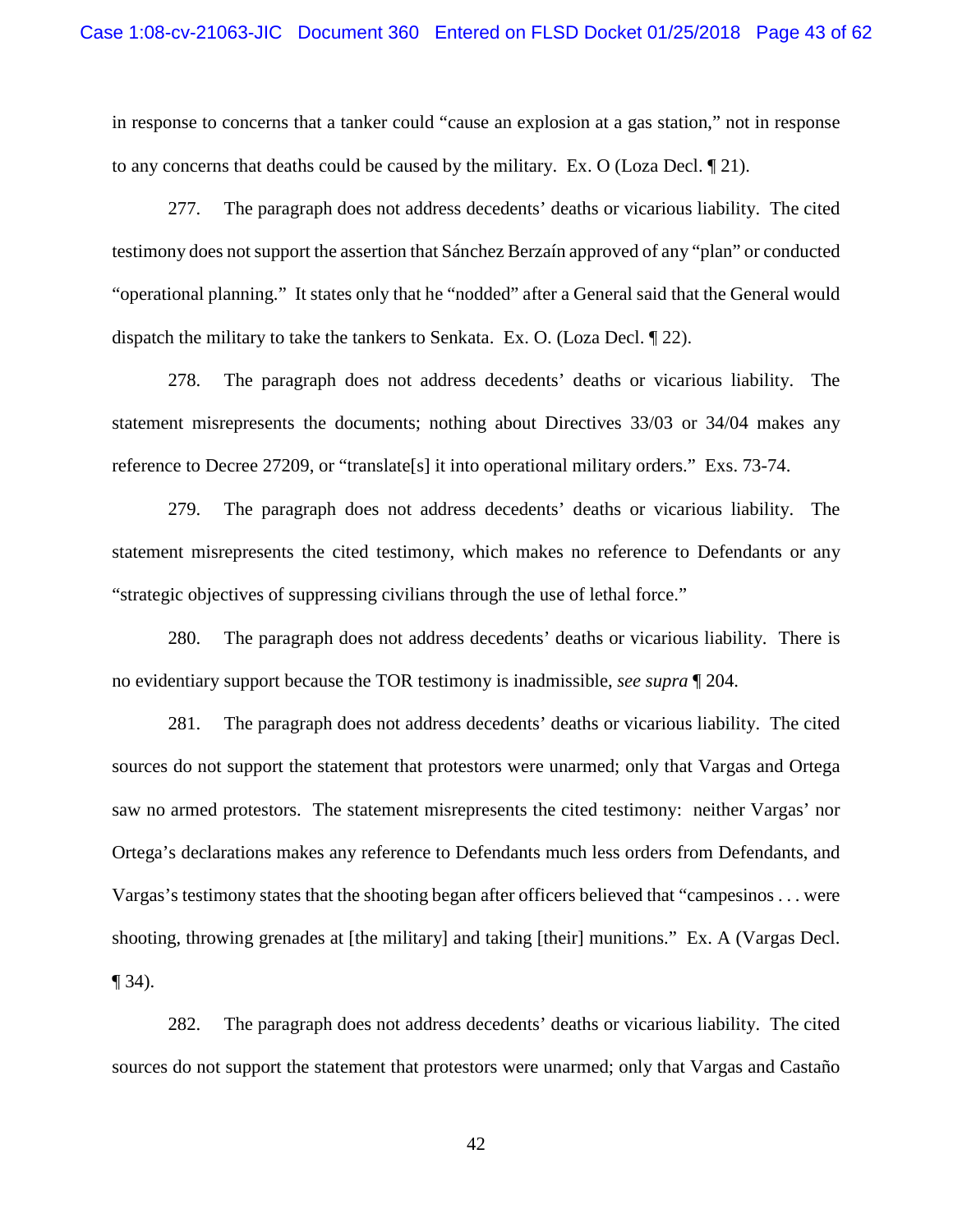in response to concerns that a tanker could "cause an explosion at a gas station," not in response to any concerns that deaths could be caused by the military. Ex. O (Loza Decl. ¶ 21).

277. The paragraph does not address decedents' deaths or vicarious liability. The cited testimony does not support the assertion that Sánchez Berzaín approved of any "plan" or conducted "operational planning." It states only that he "nodded" after a General said that the General would dispatch the military to take the tankers to Senkata. Ex. O. (Loza Decl. ¶ 22).

278. The paragraph does not address decedents' deaths or vicarious liability. The statement misrepresents the documents; nothing about Directives 33/03 or 34/04 makes any reference to Decree 27209, or "translate[s] it into operational military orders." Exs. 73-74.

279. The paragraph does not address decedents' deaths or vicarious liability. The statement misrepresents the cited testimony, which makes no reference to Defendants or any "strategic objectives of suppressing civilians through the use of lethal force."

280. The paragraph does not address decedents' deaths or vicarious liability. There is no evidentiary support because the TOR testimony is inadmissible, *see supra* ¶ 204.

281. The paragraph does not address decedents' deaths or vicarious liability. The cited sources do not support the statement that protestors were unarmed; only that Vargas and Ortega saw no armed protestors. The statement misrepresents the cited testimony: neither Vargas' nor Ortega's declarations makes any reference to Defendants much less orders from Defendants, and Vargas's testimony states that the shooting began after officers believed that "campesinos . . . were shooting, throwing grenades at [the military] and taking [their] munitions." Ex. A (Vargas Decl. ¶ 34).

282. The paragraph does not address decedents' deaths or vicarious liability. The cited sources do not support the statement that protestors were unarmed; only that Vargas and Castaño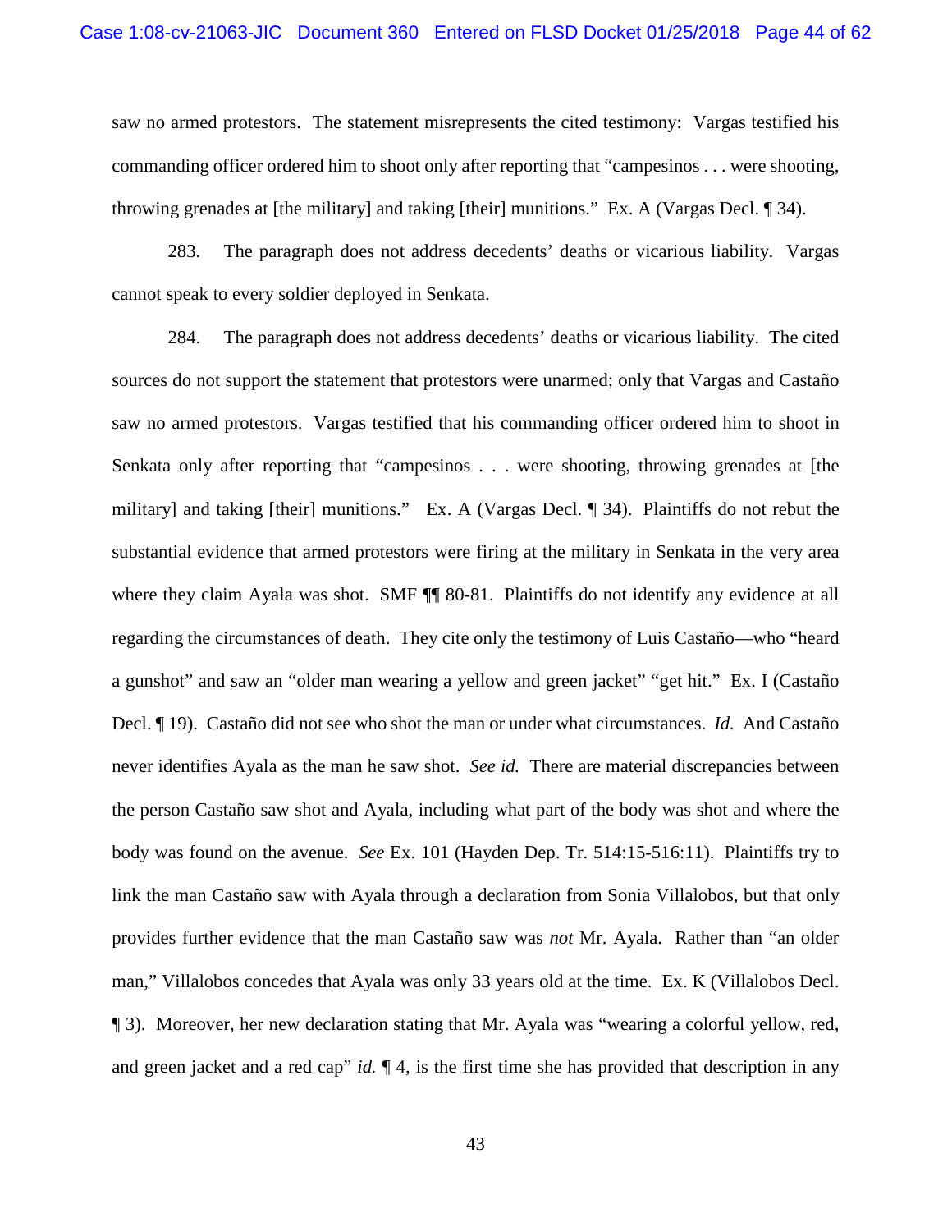saw no armed protestors. The statement misrepresents the cited testimony: Vargas testified his commanding officer ordered him to shoot only after reporting that "campesinos . . . were shooting, throwing grenades at [the military] and taking [their] munitions." Ex. A (Vargas Decl. ¶ 34).

283. The paragraph does not address decedents' deaths or vicarious liability. Vargas cannot speak to every soldier deployed in Senkata.

284. The paragraph does not address decedents' deaths or vicarious liability. The cited sources do not support the statement that protestors were unarmed; only that Vargas and Castaño saw no armed protestors. Vargas testified that his commanding officer ordered him to shoot in Senkata only after reporting that "campesinos . . . were shooting, throwing grenades at [the military] and taking [their] munitions." Ex. A (Vargas Decl. ¶ 34). Plaintiffs do not rebut the substantial evidence that armed protestors were firing at the military in Senkata in the very area where they claim Ayala was shot. SMF ¶¶ 80-81. Plaintiffs do not identify any evidence at all regarding the circumstances of death. They cite only the testimony of Luis Castaño—who "heard a gunshot" and saw an "older man wearing a yellow and green jacket" "get hit." Ex. I (Castaño Decl. ¶ 19). Castaño did not see who shot the man or under what circumstances. *Id.* And Castaño never identifies Ayala as the man he saw shot. *See id.* There are material discrepancies between the person Castaño saw shot and Ayala, including what part of the body was shot and where the body was found on the avenue. *See* Ex. 101 (Hayden Dep. Tr. 514:15-516:11). Plaintiffs try to link the man Castaño saw with Ayala through a declaration from Sonia Villalobos, but that only provides further evidence that the man Castaño saw was *not* Mr. Ayala. Rather than "an older man," Villalobos concedes that Ayala was only 33 years old at the time. Ex. K (Villalobos Decl. ¶ 3). Moreover, her new declaration stating that Mr. Ayala was "wearing a colorful yellow, red, and green jacket and a red cap" *id.* ¶ 4, is the first time she has provided that description in any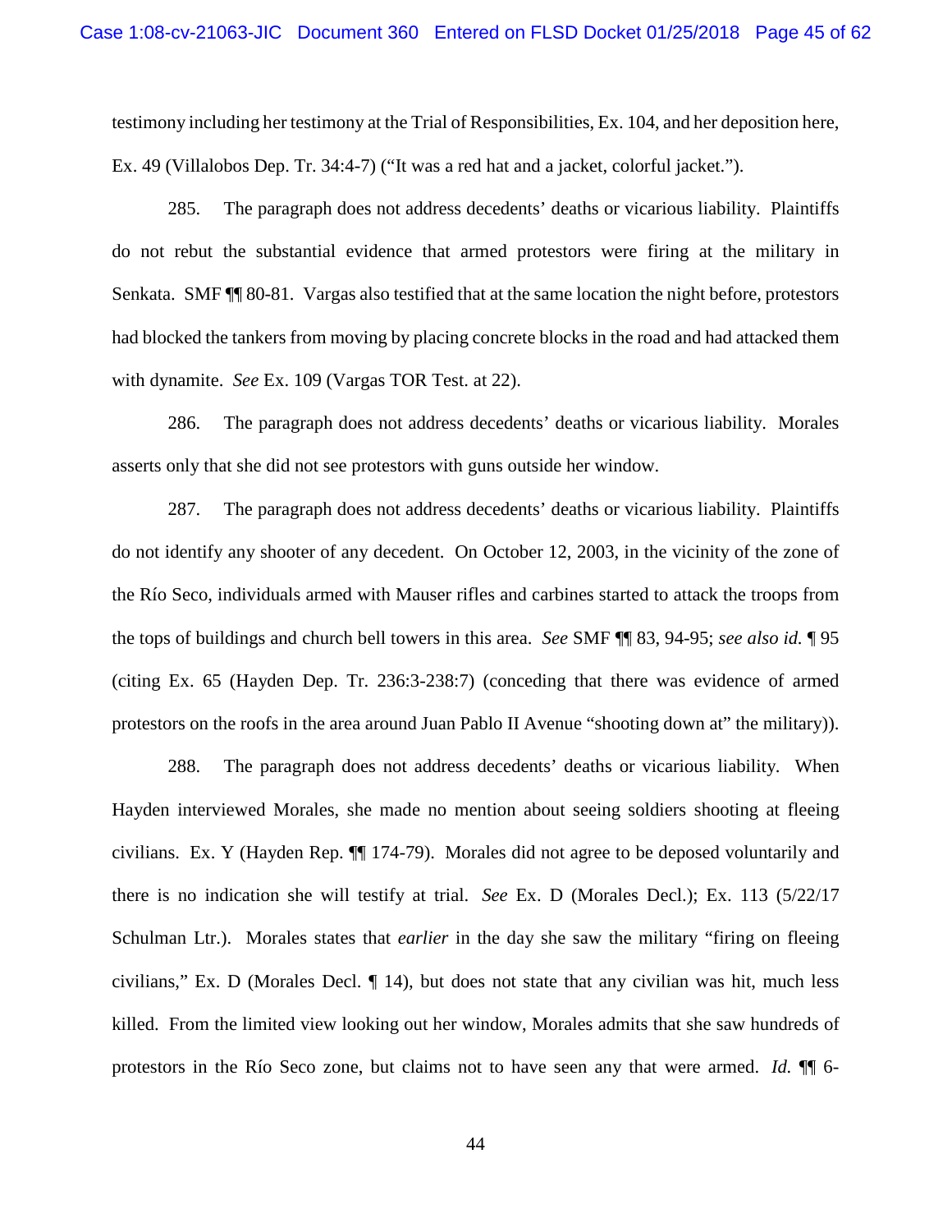testimony including her testimony at the Trial of Responsibilities, Ex. 104, and her deposition here, Ex. 49 (Villalobos Dep. Tr. 34:4-7) ("It was a red hat and a jacket, colorful jacket.").

285. The paragraph does not address decedents' deaths or vicarious liability. Plaintiffs do not rebut the substantial evidence that armed protestors were firing at the military in Senkata. SMF ¶¶ 80-81. Vargas also testified that at the same location the night before, protestors had blocked the tankers from moving by placing concrete blocks in the road and had attacked them with dynamite. *See* Ex. 109 (Vargas TOR Test. at 22).

286. The paragraph does not address decedents' deaths or vicarious liability. Morales asserts only that she did not see protestors with guns outside her window.

287. The paragraph does not address decedents' deaths or vicarious liability. Plaintiffs do not identify any shooter of any decedent. On October 12, 2003, in the vicinity of the zone of the Río Seco, individuals armed with Mauser rifles and carbines started to attack the troops from the tops of buildings and church bell towers in this area. *See* SMF ¶¶ 83, 94-95; *see also id.* ¶ 95 (citing Ex. 65 (Hayden Dep. Tr. 236:3-238:7) (conceding that there was evidence of armed protestors on the roofs in the area around Juan Pablo II Avenue "shooting down at" the military)).

288. The paragraph does not address decedents' deaths or vicarious liability. When Hayden interviewed Morales, she made no mention about seeing soldiers shooting at fleeing civilians. Ex. Y (Hayden Rep. ¶¶ 174-79). Morales did not agree to be deposed voluntarily and there is no indication she will testify at trial. *See* Ex. D (Morales Decl.); Ex. 113 (5/22/17 Schulman Ltr.). Morales states that *earlier* in the day she saw the military "firing on fleeing civilians," Ex. D (Morales Decl. ¶ 14), but does not state that any civilian was hit, much less killed. From the limited view looking out her window, Morales admits that she saw hundreds of protestors in the Río Seco zone, but claims not to have seen any that were armed. *Id.* ¶¶ 6-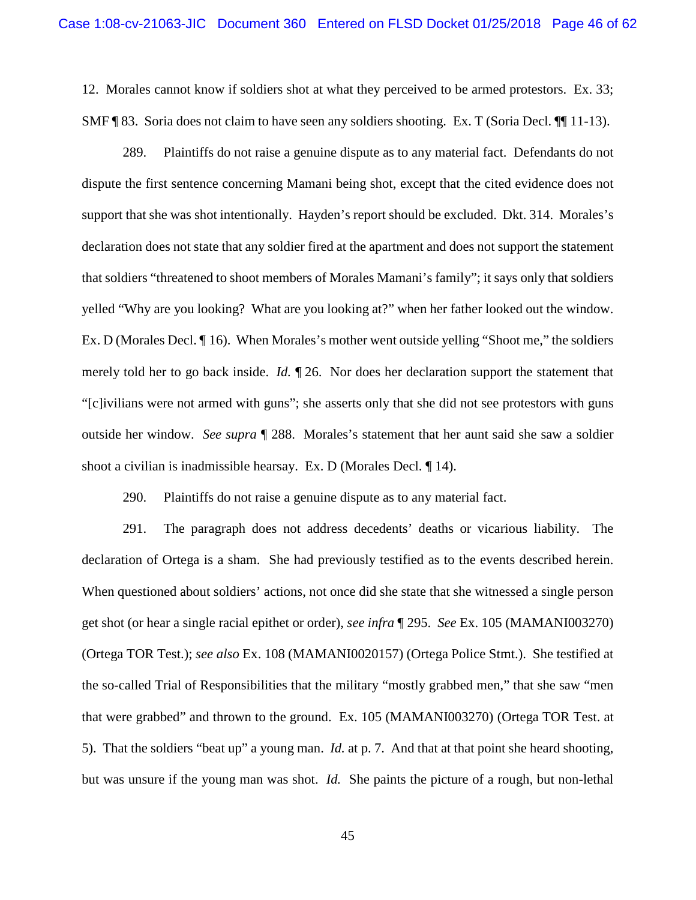12. Morales cannot know if soldiers shot at what they perceived to be armed protestors. Ex. 33; SMF ¶ 83. Soria does not claim to have seen any soldiers shooting. Ex. T (Soria Decl. ¶¶ 11-13).

289. Plaintiffs do not raise a genuine dispute as to any material fact. Defendants do not dispute the first sentence concerning Mamani being shot, except that the cited evidence does not support that she was shot intentionally. Hayden's report should be excluded. Dkt. 314. Morales's declaration does not state that any soldier fired at the apartment and does not support the statement that soldiers "threatened to shoot members of Morales Mamani's family"; it says only that soldiers yelled "Why are you looking? What are you looking at?" when her father looked out the window. Ex. D (Morales Decl. ¶ 16). When Morales's mother went outside yelling "Shoot me," the soldiers merely told her to go back inside. *Id.* ¶ 26. Nor does her declaration support the statement that "[c]ivilians were not armed with guns"; she asserts only that she did not see protestors with guns outside her window. *See supra* ¶ 288. Morales's statement that her aunt said she saw a soldier shoot a civilian is inadmissible hearsay. Ex. D (Morales Decl. ¶ 14).

290. Plaintiffs do not raise a genuine dispute as to any material fact.

291. The paragraph does not address decedents' deaths or vicarious liability. The declaration of Ortega is a sham. She had previously testified as to the events described herein. When questioned about soldiers' actions, not once did she state that she witnessed a single person get shot (or hear a single racial epithet or order), *see infra* ¶ 295. *See* Ex. 105 (MAMANI003270) (Ortega TOR Test.); *see also* Ex. 108 (MAMANI0020157) (Ortega Police Stmt.). She testified at the so-called Trial of Responsibilities that the military "mostly grabbed men," that she saw "men that were grabbed" and thrown to the ground. Ex. 105 (MAMANI003270) (Ortega TOR Test. at 5). That the soldiers "beat up" a young man. *Id.* at p. 7. And that at that point she heard shooting, but was unsure if the young man was shot. *Id.* She paints the picture of a rough, but non-lethal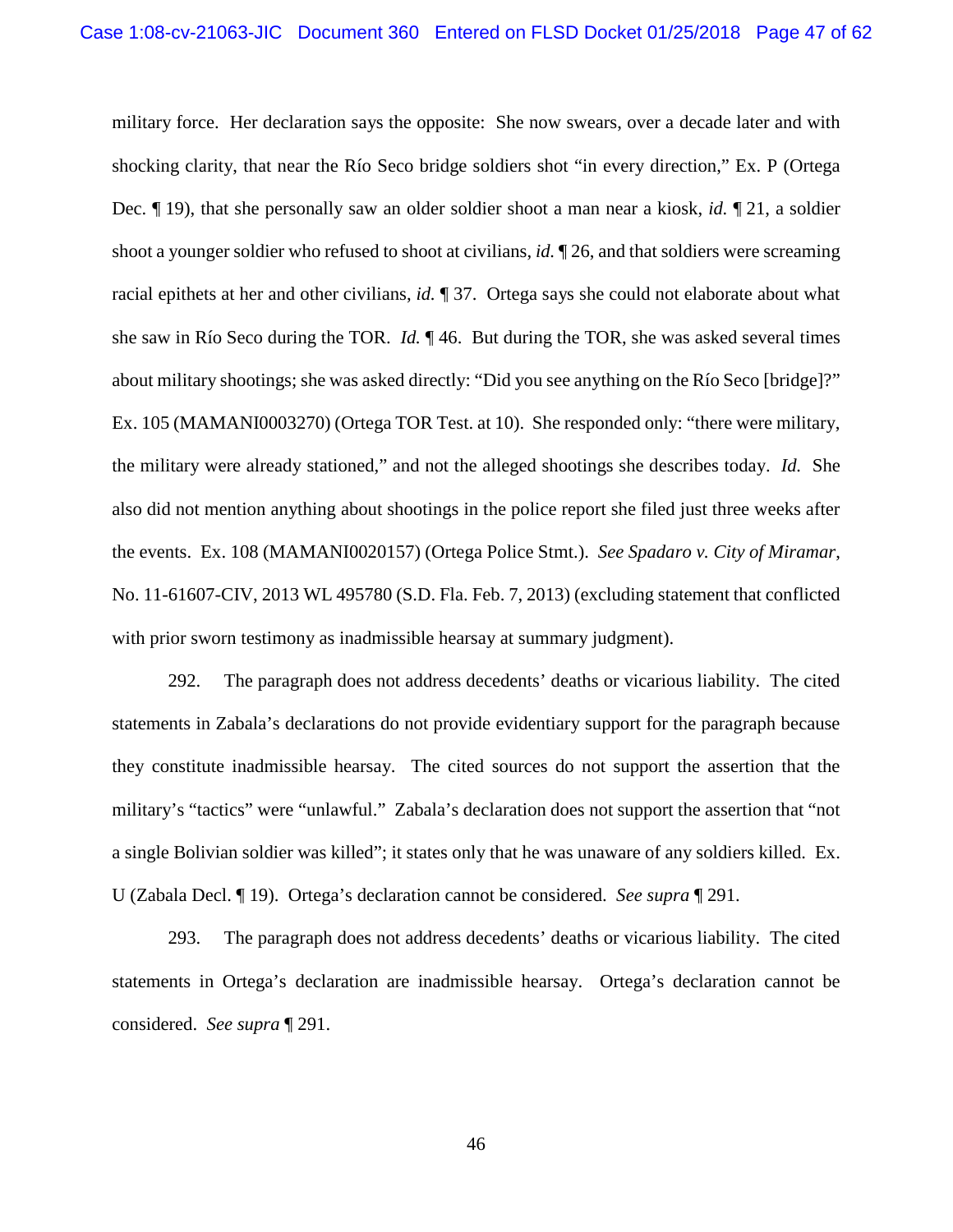military force. Her declaration says the opposite: She now swears, over a decade later and with shocking clarity, that near the Río Seco bridge soldiers shot "in every direction," Ex. P (Ortega Dec. ¶ 19), that she personally saw an older soldier shoot a man near a kiosk, *id.* ¶ 21, a soldier shoot a younger soldier who refused to shoot at civilians, *id.* ¶ 26, and that soldiers were screaming racial epithets at her and other civilians, *id.* ¶ 37. Ortega says she could not elaborate about what she saw in Río Seco during the TOR. *Id.* ¶ 46. But during the TOR, she was asked several times about military shootings; she was asked directly: "Did you see anything on the Río Seco [bridge]?" Ex. 105 (MAMANI0003270) (Ortega TOR Test. at 10). She responded only: "there were military, the military were already stationed," and not the alleged shootings she describes today. *Id.* She also did not mention anything about shootings in the police report she filed just three weeks after the events. Ex. 108 (MAMANI0020157) (Ortega Police Stmt.). *See Spadaro v. City of Miramar*, No. 11-61607-CIV, 2013 WL 495780 (S.D. Fla. Feb. 7, 2013) (excluding statement that conflicted with prior sworn testimony as inadmissible hearsay at summary judgment).

292. The paragraph does not address decedents' deaths or vicarious liability. The cited statements in Zabala's declarations do not provide evidentiary support for the paragraph because they constitute inadmissible hearsay. The cited sources do not support the assertion that the military's "tactics" were "unlawful." Zabala's declaration does not support the assertion that "not a single Bolivian soldier was killed"; it states only that he was unaware of any soldiers killed. Ex. U (Zabala Decl. ¶ 19). Ortega's declaration cannot be considered. *See supra* ¶ 291.

293. The paragraph does not address decedents' deaths or vicarious liability. The cited statements in Ortega's declaration are inadmissible hearsay. Ortega's declaration cannot be considered. *See supra* ¶ 291.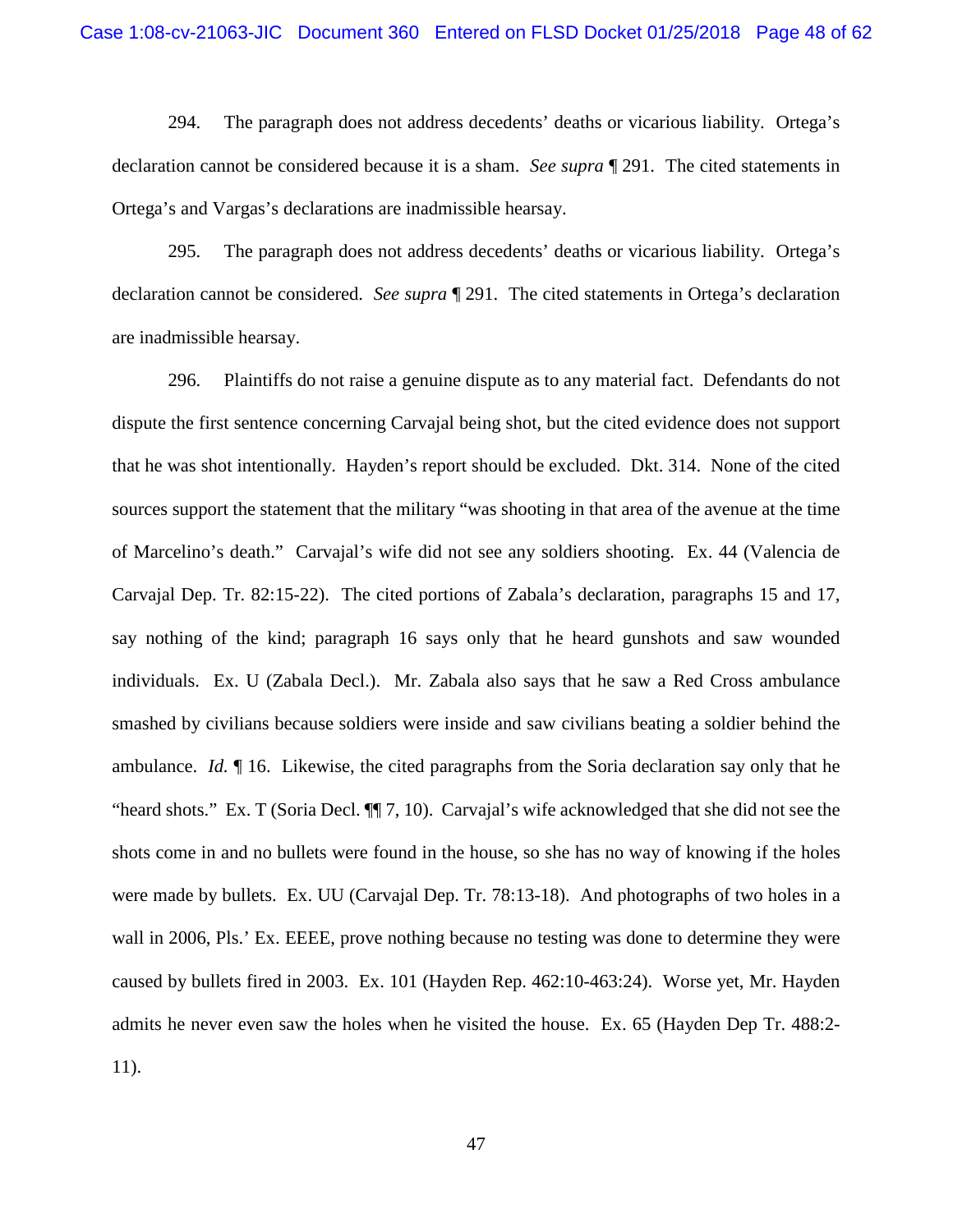294. The paragraph does not address decedents' deaths or vicarious liability. Ortega's declaration cannot be considered because it is a sham. *See supra* ¶ 291. The cited statements in Ortega's and Vargas's declarations are inadmissible hearsay.

295. The paragraph does not address decedents' deaths or vicarious liability. Ortega's declaration cannot be considered. *See supra* ¶ 291. The cited statements in Ortega's declaration are inadmissible hearsay.

296. Plaintiffs do not raise a genuine dispute as to any material fact. Defendants do not dispute the first sentence concerning Carvajal being shot, but the cited evidence does not support that he was shot intentionally. Hayden's report should be excluded. Dkt. 314. None of the cited sources support the statement that the military "was shooting in that area of the avenue at the time of Marcelino's death." Carvajal's wife did not see any soldiers shooting. Ex. 44 (Valencia de Carvajal Dep. Tr. 82:15-22). The cited portions of Zabala's declaration, paragraphs 15 and 17, say nothing of the kind; paragraph 16 says only that he heard gunshots and saw wounded individuals. Ex. U (Zabala Decl.). Mr. Zabala also says that he saw a Red Cross ambulance smashed by civilians because soldiers were inside and saw civilians beating a soldier behind the ambulance. *Id.* ¶ 16. Likewise, the cited paragraphs from the Soria declaration say only that he "heard shots." Ex. T (Soria Decl. ¶¶ 7, 10). Carvajal's wife acknowledged that she did not see the shots come in and no bullets were found in the house, so she has no way of knowing if the holes were made by bullets. Ex. UU (Carvajal Dep. Tr. 78:13-18). And photographs of two holes in a wall in 2006, Pls.' Ex. EEEE, prove nothing because no testing was done to determine they were caused by bullets fired in 2003. Ex. 101 (Hayden Rep. 462:10-463:24). Worse yet, Mr. Hayden admits he never even saw the holes when he visited the house. Ex. 65 (Hayden Dep Tr. 488:2-11).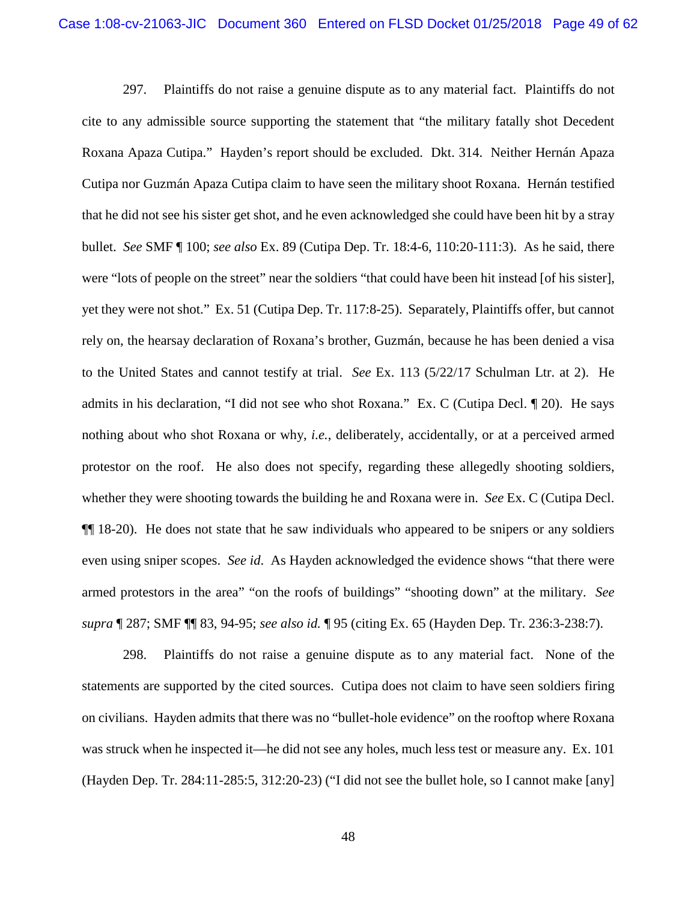297. Plaintiffs do not raise a genuine dispute as to any material fact. Plaintiffs do not cite to any admissible source supporting the statement that "the military fatally shot Decedent Roxana Apaza Cutipa." Hayden's report should be excluded. Dkt. 314. Neither Hernán Apaza Cutipa nor Guzmán Apaza Cutipa claim to have seen the military shoot Roxana. Hernán testified that he did not see his sister get shot, and he even acknowledged she could have been hit by a stray bullet. *See* SMF ¶ 100; *see also* Ex. 89 (Cutipa Dep. Tr. 18:4-6, 110:20-111:3). As he said, there were "lots of people on the street" near the soldiers "that could have been hit instead [of his sister], yet they were not shot." Ex. 51 (Cutipa Dep. Tr. 117:8-25). Separately, Plaintiffs offer, but cannot rely on, the hearsay declaration of Roxana's brother, Guzmán, because he has been denied a visa to the United States and cannot testify at trial. *See* Ex. 113 (5/22/17 Schulman Ltr. at 2). He admits in his declaration, "I did not see who shot Roxana." Ex. C (Cutipa Decl. ¶ 20). He says nothing about who shot Roxana or why, *i.e.*, deliberately, accidentally, or at a perceived armed protestor on the roof. He also does not specify, regarding these allegedly shooting soldiers, whether they were shooting towards the building he and Roxana were in. *See* Ex. C (Cutipa Decl. ¶¶ 18-20). He does not state that he saw individuals who appeared to be snipers or any soldiers even using sniper scopes. *See id*. As Hayden acknowledged the evidence shows "that there were armed protestors in the area" "on the roofs of buildings" "shooting down" at the military. *See supra* ¶ 287; SMF ¶¶ 83, 94-95; *see also id.* ¶ 95 (citing Ex. 65 (Hayden Dep. Tr. 236:3-238:7).

298. Plaintiffs do not raise a genuine dispute as to any material fact. None of the statements are supported by the cited sources. Cutipa does not claim to have seen soldiers firing on civilians. Hayden admits that there was no "bullet-hole evidence" on the rooftop where Roxana was struck when he inspected it—he did not see any holes, much less test or measure any. Ex. 101 (Hayden Dep. Tr. 284:11-285:5, 312:20-23) ("I did not see the bullet hole, so I cannot make [any]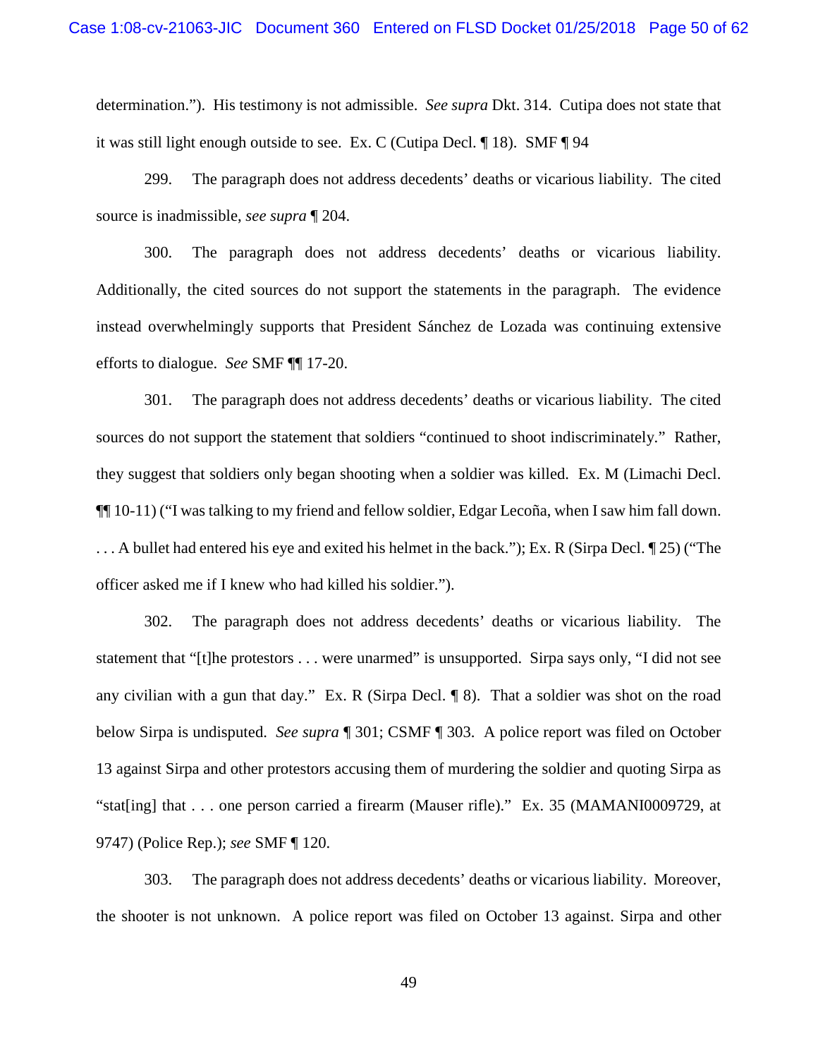determination."). His testimony is not admissible. *See supra* Dkt. 314. Cutipa does not state that it was still light enough outside to see. Ex. C (Cutipa Decl. ¶ 18). SMF ¶ 94

299. The paragraph does not address decedents' deaths or vicarious liability. The cited source is inadmissible, *see supra* ¶ 204.

300. The paragraph does not address decedents' deaths or vicarious liability. Additionally, the cited sources do not support the statements in the paragraph. The evidence instead overwhelmingly supports that President Sánchez de Lozada was continuing extensive efforts to dialogue. *See* SMF ¶¶ 17-20.

301. The paragraph does not address decedents' deaths or vicarious liability. The cited sources do not support the statement that soldiers "continued to shoot indiscriminately." Rather, they suggest that soldiers only began shooting when a soldier was killed. Ex. M (Limachi Decl. ¶¶ 10-11) ("I was talking to my friend and fellow soldier, Edgar Lecoña, when I saw him fall down. . . . A bullet had entered his eye and exited his helmet in the back."); Ex. R (Sirpa Decl. ¶ 25) ("The officer asked me if I knew who had killed his soldier.").

302. The paragraph does not address decedents' deaths or vicarious liability. The statement that "[t]he protestors . . . were unarmed" is unsupported. Sirpa says only, "I did not see any civilian with a gun that day." Ex. R (Sirpa Decl. ¶ 8). That a soldier was shot on the road below Sirpa is undisputed. *See supra* ¶ 301; CSMF ¶ 303. A police report was filed on October 13 against Sirpa and other protestors accusing them of murdering the soldier and quoting Sirpa as "stat[ing] that . . . one person carried a firearm (Mauser rifle)." Ex. 35 (MAMANI0009729, at 9747) (Police Rep.); *see* SMF ¶ 120.

303. The paragraph does not address decedents' deaths or vicarious liability. Moreover, the shooter is not unknown. A police report was filed on October 13 against. Sirpa and other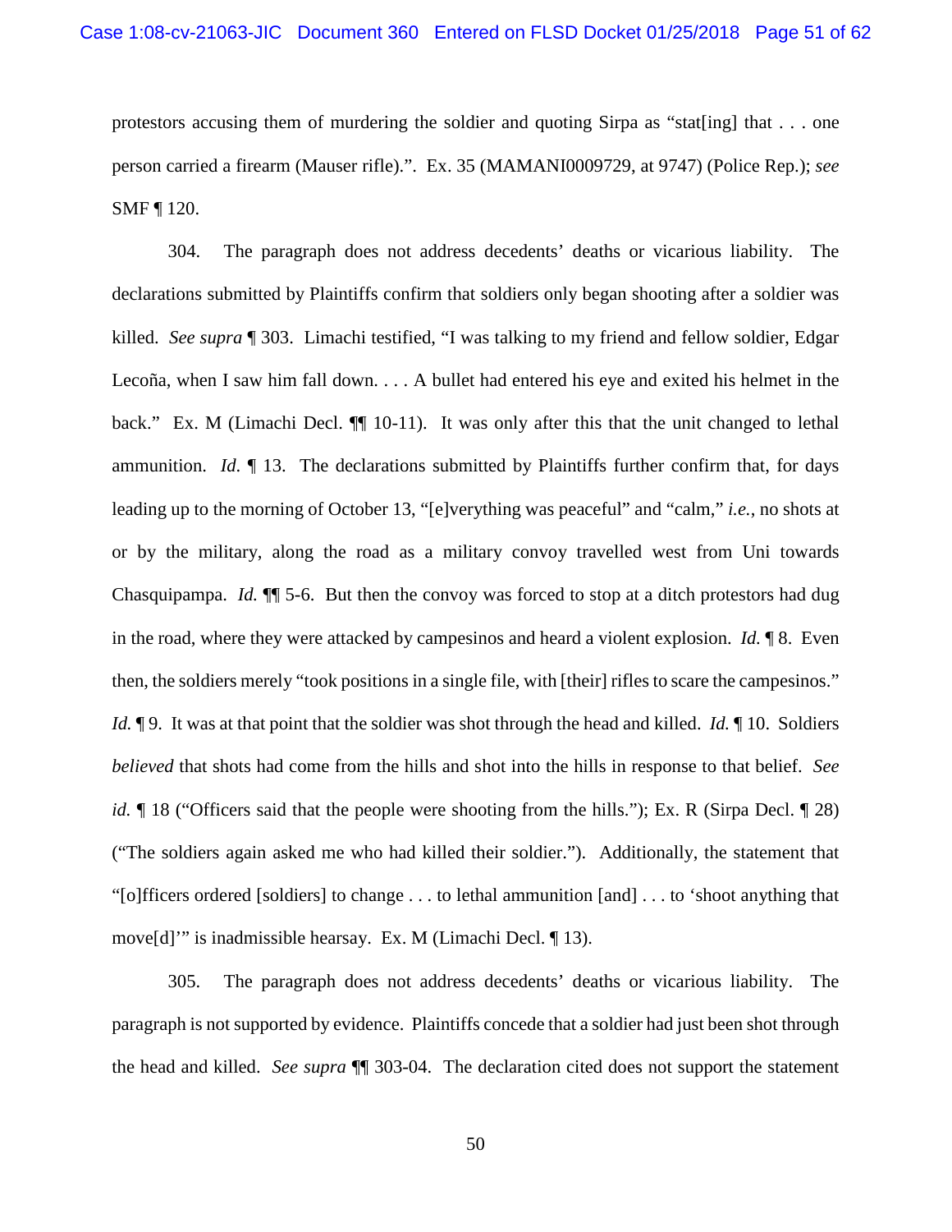protestors accusing them of murdering the soldier and quoting Sirpa as "stat[ing] that . . . one person carried a firearm (Mauser rifle).". Ex. 35 (MAMANI0009729, at 9747) (Police Rep.); *see* SMF ¶ 120.

304. The paragraph does not address decedents' deaths or vicarious liability. The declarations submitted by Plaintiffs confirm that soldiers only began shooting after a soldier was killed. *See supra* ¶ 303. Limachi testified, "I was talking to my friend and fellow soldier, Edgar Lecoña, when I saw him fall down. . . . A bullet had entered his eye and exited his helmet in the back." Ex. M (Limachi Decl. ¶¶ 10-11). It was only after this that the unit changed to lethal ammunition. *Id*. ¶ 13. The declarations submitted by Plaintiffs further confirm that, for days leading up to the morning of October 13, "[e]verything was peaceful" and "calm," *i.e.*, no shots at or by the military, along the road as a military convoy travelled west from Uni towards Chasquipampa. *Id.* ¶¶ 5-6. But then the convoy was forced to stop at a ditch protestors had dug in the road, where they were attacked by campesinos and heard a violent explosion. *Id.* ¶ 8. Even then, the soldiers merely "took positions in a single file, with [their] rifles to scare the campesinos." *Id.* ¶ 9. It was at that point that the soldier was shot through the head and killed. *Id.* ¶ 10. Soldiers *believed* that shots had come from the hills and shot into the hills in response to that belief. *See id.* ¶ 18 ("Officers said that the people were shooting from the hills."); Ex. R (Sirpa Decl. ¶ 28) ("The soldiers again asked me who had killed their soldier."). Additionally, the statement that "[o]fficers ordered [soldiers] to change . . . to lethal ammunition [and] . . . to 'shoot anything that move[d]'" is inadmissible hearsay. Ex. M (Limachi Decl. ¶ 13).

305. The paragraph does not address decedents' deaths or vicarious liability. The paragraph is not supported by evidence. Plaintiffs concede that a soldier had just been shot through the head and killed. *See supra* ¶¶ 303-04. The declaration cited does not support the statement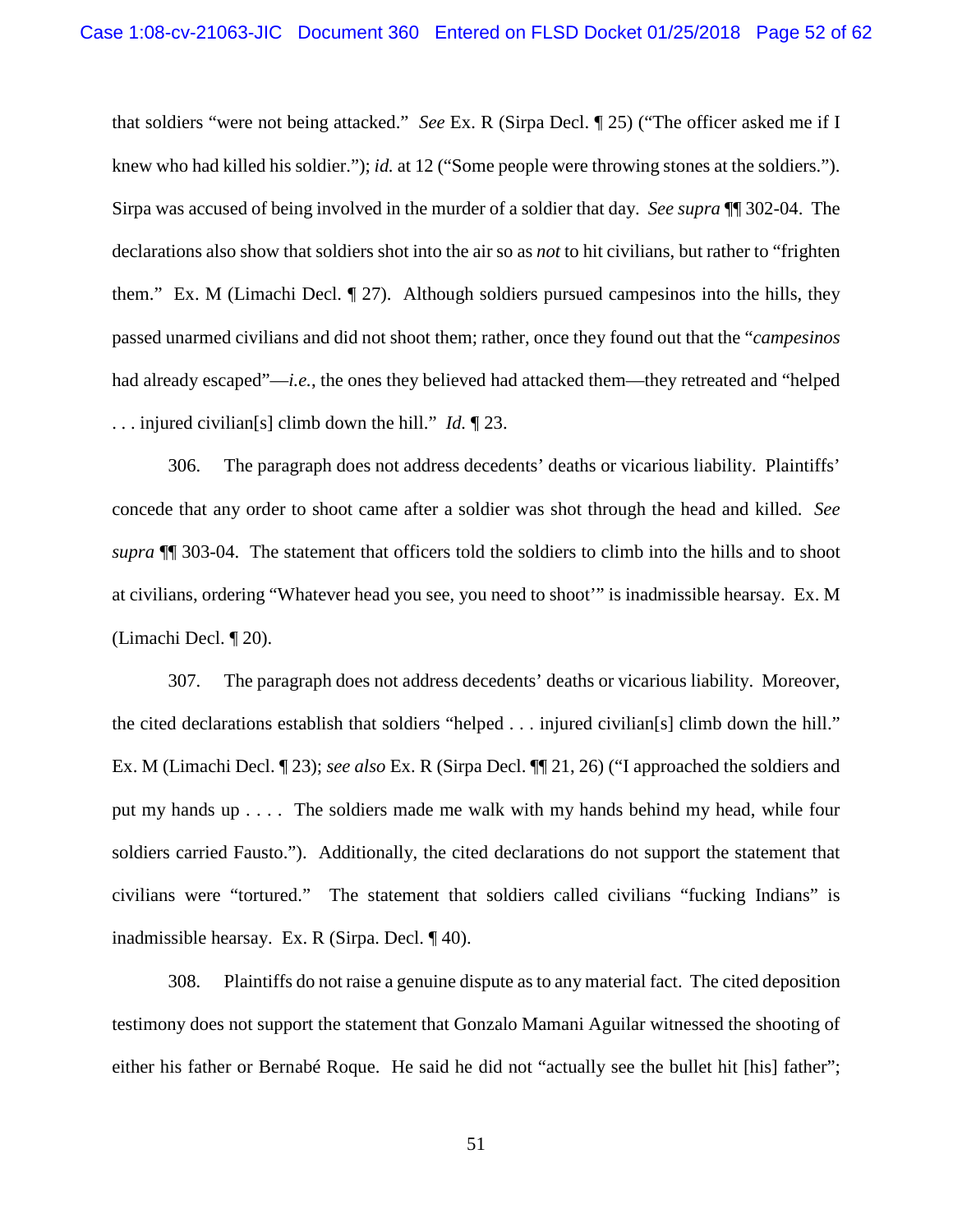that soldiers "were not being attacked." *See* Ex. R (Sirpa Decl. ¶ 25) ("The officer asked me if I knew who had killed his soldier."); *id.* at 12 ("Some people were throwing stones at the soldiers."). Sirpa was accused of being involved in the murder of a soldier that day. *See supra* ¶¶ 302-04. The declarations also show that soldiers shot into the air so as *not* to hit civilians, but rather to "frighten them." Ex. M (Limachi Decl. ¶ 27). Although soldiers pursued campesinos into the hills, they passed unarmed civilians and did not shoot them; rather, once they found out that the "*campesinos* had already escaped"—*i.e.*, the ones they believed had attacked them—they retreated and "helped . . . injured civilian[s] climb down the hill." *Id.* ¶ 23.

306. The paragraph does not address decedents' deaths or vicarious liability. Plaintiffs' concede that any order to shoot came after a soldier was shot through the head and killed. *See supra* ¶¶ 303-04. The statement that officers told the soldiers to climb into the hills and to shoot at civilians, ordering "Whatever head you see, you need to shoot'" is inadmissible hearsay. Ex. M (Limachi Decl. ¶ 20).

307. The paragraph does not address decedents' deaths or vicarious liability. Moreover, the cited declarations establish that soldiers "helped . . . injured civilian[s] climb down the hill." Ex. M (Limachi Decl. ¶ 23); *see also* Ex. R (Sirpa Decl. ¶¶ 21, 26) ("I approached the soldiers and put my hands up . . . . The soldiers made me walk with my hands behind my head, while four soldiers carried Fausto."). Additionally, the cited declarations do not support the statement that civilians were "tortured." The statement that soldiers called civilians "fucking Indians" is inadmissible hearsay. Ex. R (Sirpa. Decl. ¶ 40).

308. Plaintiffs do not raise a genuine dispute as to any material fact. The cited deposition testimony does not support the statement that Gonzalo Mamani Aguilar witnessed the shooting of either his father or Bernabé Roque. He said he did not "actually see the bullet hit [his] father";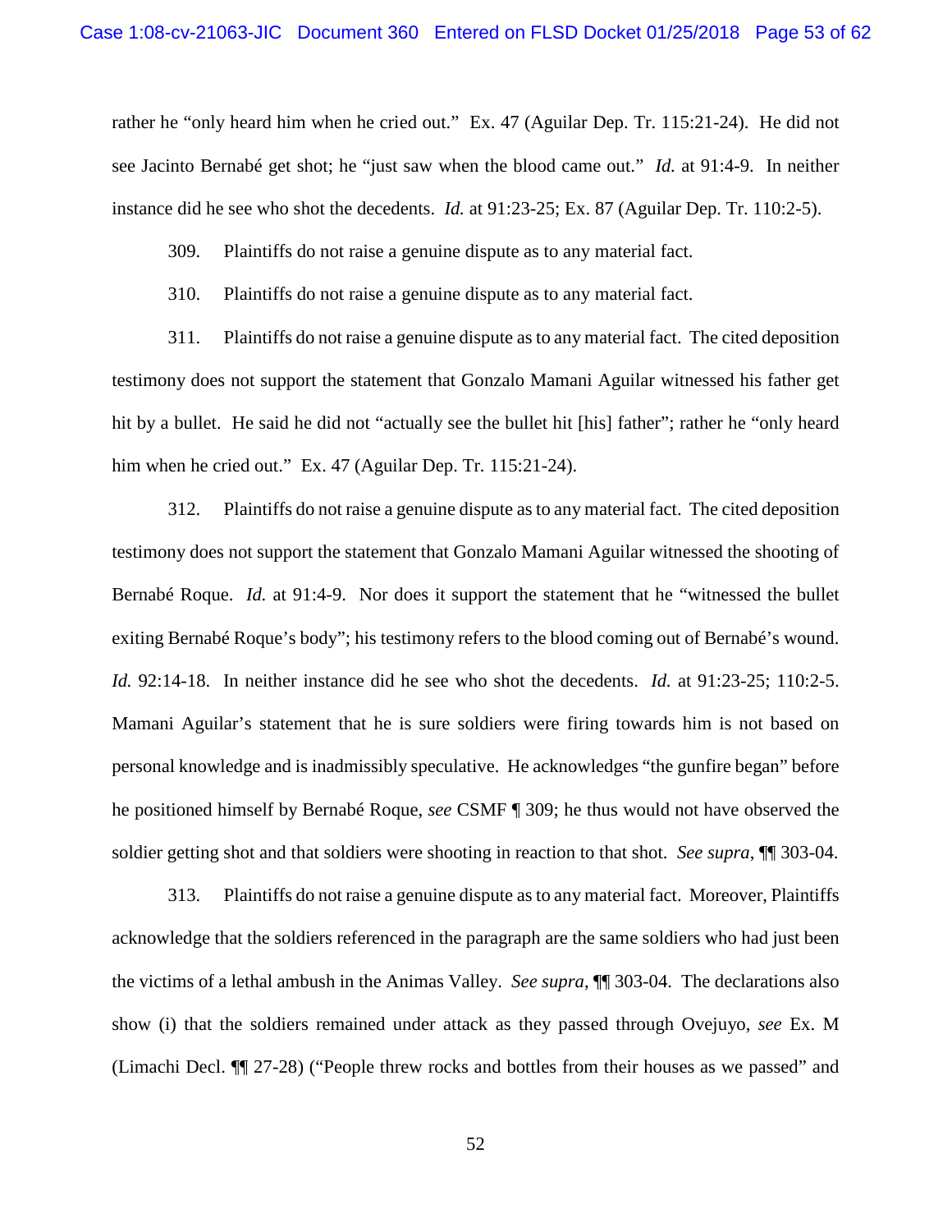rather he "only heard him when he cried out." Ex. 47 (Aguilar Dep. Tr. 115:21-24). He did not see Jacinto Bernabé get shot; he "just saw when the blood came out." *Id.* at 91:4-9. In neither instance did he see who shot the decedents. *Id.* at 91:23-25; Ex. 87 (Aguilar Dep. Tr. 110:2-5).

309. Plaintiffs do not raise a genuine dispute as to any material fact.

310. Plaintiffs do not raise a genuine dispute as to any material fact.

311. Plaintiffs do not raise a genuine dispute as to any material fact. The cited deposition testimony does not support the statement that Gonzalo Mamani Aguilar witnessed his father get hit by a bullet. He said he did not "actually see the bullet hit [his] father"; rather he "only heard him when he cried out." Ex. 47 (Aguilar Dep. Tr. 115:21-24).

312. Plaintiffs do not raise a genuine dispute as to any material fact. The cited deposition testimony does not support the statement that Gonzalo Mamani Aguilar witnessed the shooting of Bernabé Roque. *Id.* at 91:4-9. Nor does it support the statement that he "witnessed the bullet exiting Bernabé Roque's body"; his testimony refers to the blood coming out of Bernabé's wound. *Id.* 92:14-18. In neither instance did he see who shot the decedents. *Id.* at 91:23-25; 110:2-5. Mamani Aguilar's statement that he is sure soldiers were firing towards him is not based on personal knowledge and is inadmissibly speculative. He acknowledges "the gunfire began" before he positioned himself by Bernabé Roque, *see* CSMF ¶ 309; he thus would not have observed the soldier getting shot and that soldiers were shooting in reaction to that shot. *See supra*, ¶¶ 303-04.

313. Plaintiffs do not raise a genuine dispute as to any material fact. Moreover, Plaintiffs acknowledge that the soldiers referenced in the paragraph are the same soldiers who had just been the victims of a lethal ambush in the Animas Valley. *See supra*, ¶¶ 303-04. The declarations also show (i) that the soldiers remained under attack as they passed through Ovejuyo, *see* Ex. M (Limachi Decl. ¶¶ 27-28) ("People threw rocks and bottles from their houses as we passed" and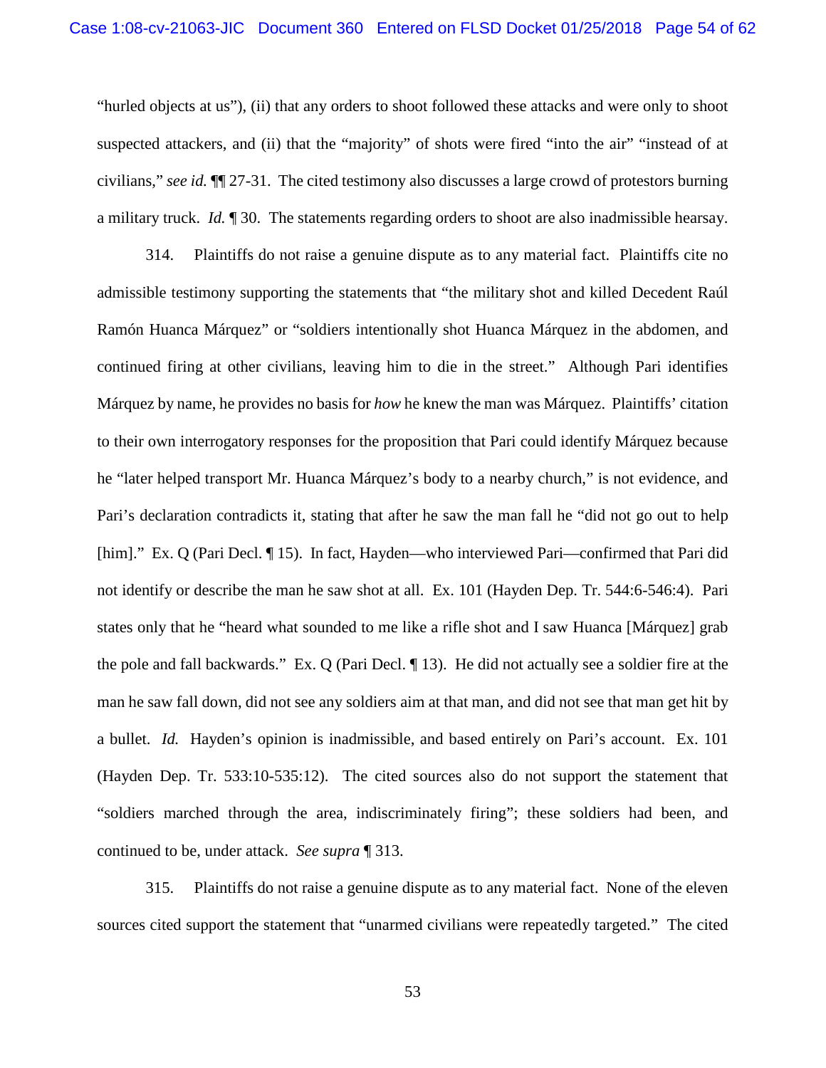"hurled objects at us"), (ii) that any orders to shoot followed these attacks and were only to shoot suspected attackers, and (ii) that the "majority" of shots were fired "into the air" "instead of at civilians," *see id.* ¶¶ 27-31. The cited testimony also discusses a large crowd of protestors burning a military truck. *Id.* ¶ 30. The statements regarding orders to shoot are also inadmissible hearsay.

314. Plaintiffs do not raise a genuine dispute as to any material fact. Plaintiffs cite no admissible testimony supporting the statements that "the military shot and killed Decedent Raúl Ramón Huanca Márquez" or "soldiers intentionally shot Huanca Márquez in the abdomen, and continued firing at other civilians, leaving him to die in the street." Although Pari identifies Márquez by name, he provides no basis for *how* he knew the man was Márquez. Plaintiffs' citation to their own interrogatory responses for the proposition that Pari could identify Márquez because he "later helped transport Mr. Huanca Márquez's body to a nearby church," is not evidence, and Pari's declaration contradicts it, stating that after he saw the man fall he "did not go out to help [him]." Ex. Q (Pari Decl. ¶ 15). In fact, Hayden—who interviewed Pari—confirmed that Pari did not identify or describe the man he saw shot at all. Ex. 101 (Hayden Dep. Tr. 544:6-546:4). Pari states only that he "heard what sounded to me like a rifle shot and I saw Huanca [Márquez] grab the pole and fall backwards." Ex. Q (Pari Decl. ¶ 13). He did not actually see a soldier fire at the man he saw fall down, did not see any soldiers aim at that man, and did not see that man get hit by a bullet. *Id.* Hayden's opinion is inadmissible, and based entirely on Pari's account. Ex. 101 (Hayden Dep. Tr. 533:10-535:12). The cited sources also do not support the statement that "soldiers marched through the area, indiscriminately firing"; these soldiers had been, and continued to be, under attack. *See supra* ¶ 313.

315. Plaintiffs do not raise a genuine dispute as to any material fact. None of the eleven sources cited support the statement that "unarmed civilians were repeatedly targeted." The cited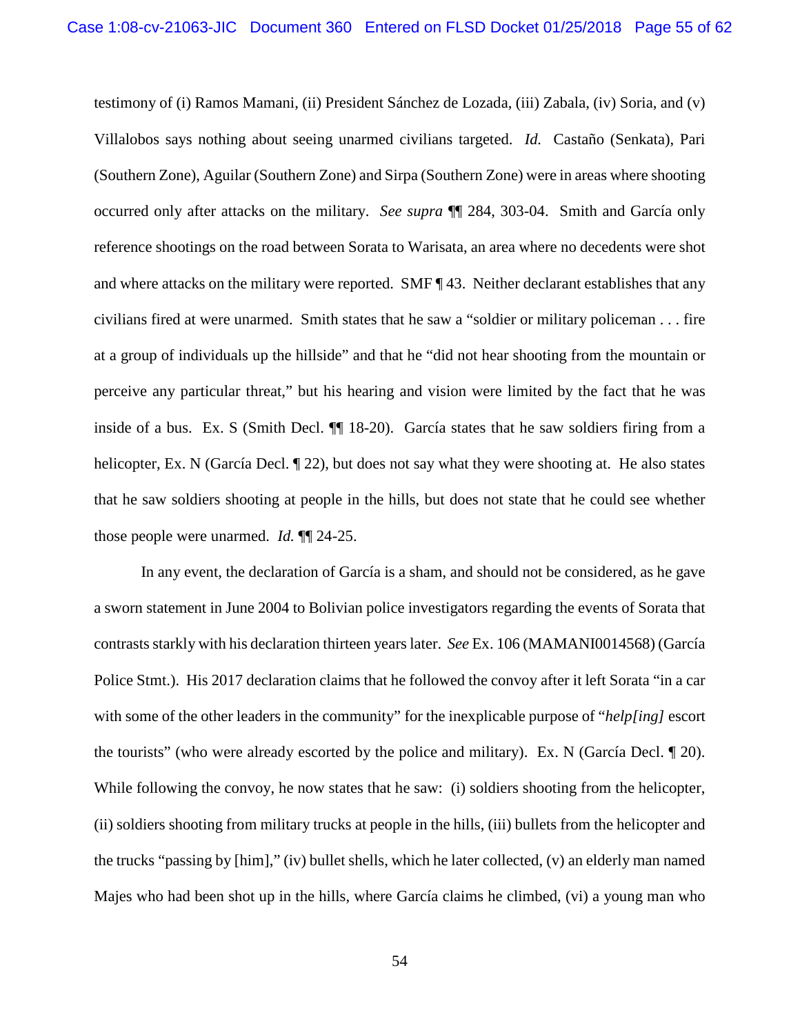testimony of (i) Ramos Mamani, (ii) President Sánchez de Lozada, (iii) Zabala, (iv) Soria, and (v) Villalobos says nothing about seeing unarmed civilians targeted. *Id.* Castaño (Senkata), Pari (Southern Zone), Aguilar (Southern Zone) and Sirpa (Southern Zone) were in areas where shooting occurred only after attacks on the military. *See supra* ¶¶ 284, 303-04. Smith and García only reference shootings on the road between Sorata to Warisata, an area where no decedents were shot and where attacks on the military were reported. SMF ¶ 43. Neither declarant establishes that any civilians fired at were unarmed. Smith states that he saw a "soldier or military policeman . . . fire at a group of individuals up the hillside" and that he "did not hear shooting from the mountain or perceive any particular threat," but his hearing and vision were limited by the fact that he was inside of a bus. Ex. S (Smith Decl. ¶¶ 18-20). García states that he saw soldiers firing from a helicopter, Ex. N (García Decl. ¶ 22), but does not say what they were shooting at. He also states that he saw soldiers shooting at people in the hills, but does not state that he could see whether those people were unarmed. *Id.* ¶¶ 24-25.

In any event, the declaration of García is a sham, and should not be considered, as he gave a sworn statement in June 2004 to Bolivian police investigators regarding the events of Sorata that contrasts starkly with his declaration thirteen years later. *See* Ex. 106 (MAMANI0014568) (García Police Stmt.). His 2017 declaration claims that he followed the convoy after it left Sorata "in a car with some of the other leaders in the community" for the inexplicable purpose of "*help[ing]* escort the tourists" (who were already escorted by the police and military). Ex. N (García Decl. ¶ 20). While following the convoy, he now states that he saw: (i) soldiers shooting from the helicopter, (ii) soldiers shooting from military trucks at people in the hills, (iii) bullets from the helicopter and the trucks "passing by [him]," (iv) bullet shells, which he later collected, (v) an elderly man named Majes who had been shot up in the hills, where García claims he climbed, (vi) a young man who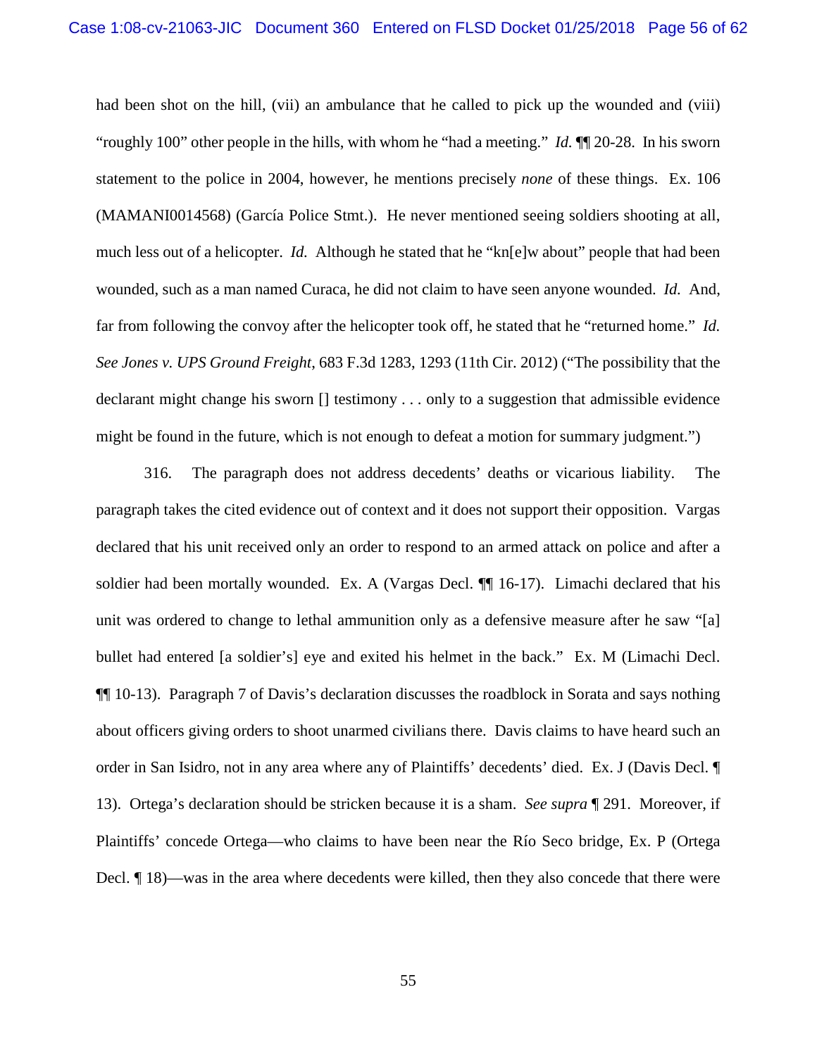had been shot on the hill, (vii) an ambulance that he called to pick up the wounded and (viii) "roughly 100" other people in the hills, with whom he "had a meeting." *Id.* ¶¶ 20-28. In his sworn statement to the police in 2004, however, he mentions precisely *none* of these things. Ex. 106 (MAMANI0014568) (García Police Stmt.). He never mentioned seeing soldiers shooting at all, much less out of a helicopter. *Id.* Although he stated that he "kn[e]w about" people that had been wounded, such as a man named Curaca, he did not claim to have seen anyone wounded. *Id.* And, far from following the convoy after the helicopter took off, he stated that he "returned home." *Id.* *See Jones v. UPS Ground Freight*, 683 F.3d 1283, 1293 (11th Cir. 2012) ("The possibility that the declarant might change his sworn [] testimony . . . only to a suggestion that admissible evidence might be found in the future, which is not enough to defeat a motion for summary judgment.")

316. The paragraph does not address decedents' deaths or vicarious liability. The paragraph takes the cited evidence out of context and it does not support their opposition. Vargas declared that his unit received only an order to respond to an armed attack on police and after a soldier had been mortally wounded. Ex. A (Vargas Decl. ¶¶ 16-17). Limachi declared that his unit was ordered to change to lethal ammunition only as a defensive measure after he saw "[a] bullet had entered [a soldier's] eye and exited his helmet in the back." Ex. M (Limachi Decl. ¶¶ 10-13). Paragraph 7 of Davis's declaration discusses the roadblock in Sorata and says nothing about officers giving orders to shoot unarmed civilians there. Davis claims to have heard such an order in San Isidro, not in any area where any of Plaintiffs' decedents' died. Ex. J (Davis Decl. ¶ 13). Ortega's declaration should be stricken because it is a sham. *See supra* ¶ 291. Moreover, if Plaintiffs' concede Ortega—who claims to have been near the Río Seco bridge, Ex. P (Ortega Decl. ¶ 18)—was in the area where decedents were killed, then they also concede that there were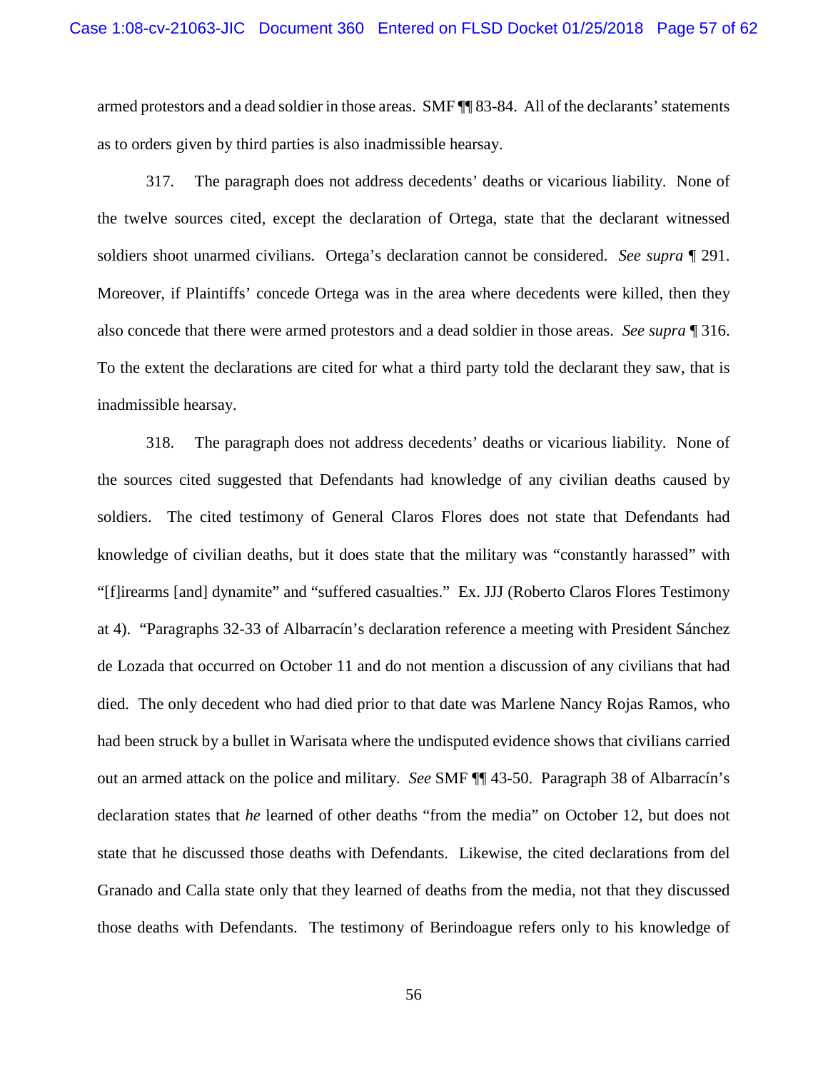armed protestors and a dead soldier in those areas. SMF ¶¶ 83-84. All of the declarants' statements as to orders given by third parties is also inadmissible hearsay.

317. The paragraph does not address decedents' deaths or vicarious liability. None of the twelve sources cited, except the declaration of Ortega, state that the declarant witnessed soldiers shoot unarmed civilians. Ortega's declaration cannot be considered. *See supra* ¶ 291. Moreover, if Plaintiffs' concede Ortega was in the area where decedents were killed, then they also concede that there were armed protestors and a dead soldier in those areas. *See supra* ¶ 316. To the extent the declarations are cited for what a third party told the declarant they saw, that is inadmissible hearsay.

318. The paragraph does not address decedents' deaths or vicarious liability. None of the sources cited suggested that Defendants had knowledge of any civilian deaths caused by soldiers. The cited testimony of General Claros Flores does not state that Defendants had knowledge of civilian deaths, but it does state that the military was "constantly harassed" with "[f]irearms [and] dynamite" and "suffered casualties." Ex. JJJ (Roberto Claros Flores Testimony at 4). "Paragraphs 32-33 of Albarracín's declaration reference a meeting with President Sánchez de Lozada that occurred on October 11 and do not mention a discussion of any civilians that had died. The only decedent who had died prior to that date was Marlene Nancy Rojas Ramos, who had been struck by a bullet in Warisata where the undisputed evidence shows that civilians carried out an armed attack on the police and military. *See* SMF ¶¶ 43-50. Paragraph 38 of Albarracín's declaration states that *he* learned of other deaths "from the media" on October 12, but does not state that he discussed those deaths with Defendants. Likewise, the cited declarations from del Granado and Calla state only that they learned of deaths from the media, not that they discussed those deaths with Defendants. The testimony of Berindoague refers only to his knowledge of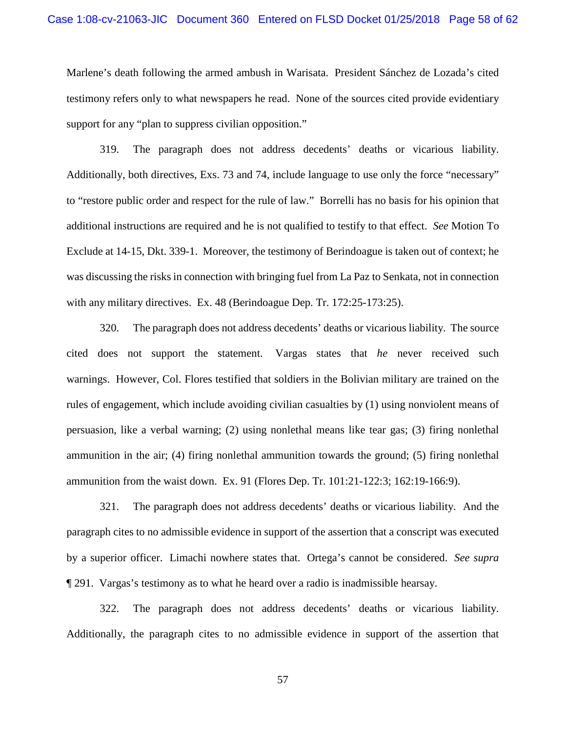Marlene's death following the armed ambush in Warisata. President Sánchez de Lozada's cited testimony refers only to what newspapers he read. None of the sources cited provide evidentiary support for any "plan to suppress civilian opposition."

319. The paragraph does not address decedents' deaths or vicarious liability. Additionally, both directives, Exs. 73 and 74, include language to use only the force "necessary" to "restore public order and respect for the rule of law." Borrelli has no basis for his opinion that additional instructions are required and he is not qualified to testify to that effect. *See* Motion To Exclude at 14-15, Dkt. 339-1. Moreover, the testimony of Berindoague is taken out of context; he was discussing the risks in connection with bringing fuel from La Paz to Senkata, not in connection with any military directives. Ex. 48 (Berindoague Dep. Tr. 172:25-173:25).

320. The paragraph does not address decedents' deaths or vicarious liability. The source cited does not support the statement. Vargas states that *he* never received such warnings. However, Col. Flores testified that soldiers in the Bolivian military are trained on the rules of engagement, which include avoiding civilian casualties by (1) using nonviolent means of persuasion, like a verbal warning; (2) using nonlethal means like tear gas; (3) firing nonlethal ammunition in the air; (4) firing nonlethal ammunition towards the ground; (5) firing nonlethal ammunition from the waist down. Ex. 91 (Flores Dep. Tr. 101:21-122:3; 162:19-166:9).

321. The paragraph does not address decedents' deaths or vicarious liability. And the paragraph cites to no admissible evidence in support of the assertion that a conscript was executed by a superior officer. Limachi nowhere states that. Ortega's cannot be considered. *See supra* ¶ 291. Vargas's testimony as to what he heard over a radio is inadmissible hearsay.

322. The paragraph does not address decedents' deaths or vicarious liability. Additionally, the paragraph cites to no admissible evidence in support of the assertion that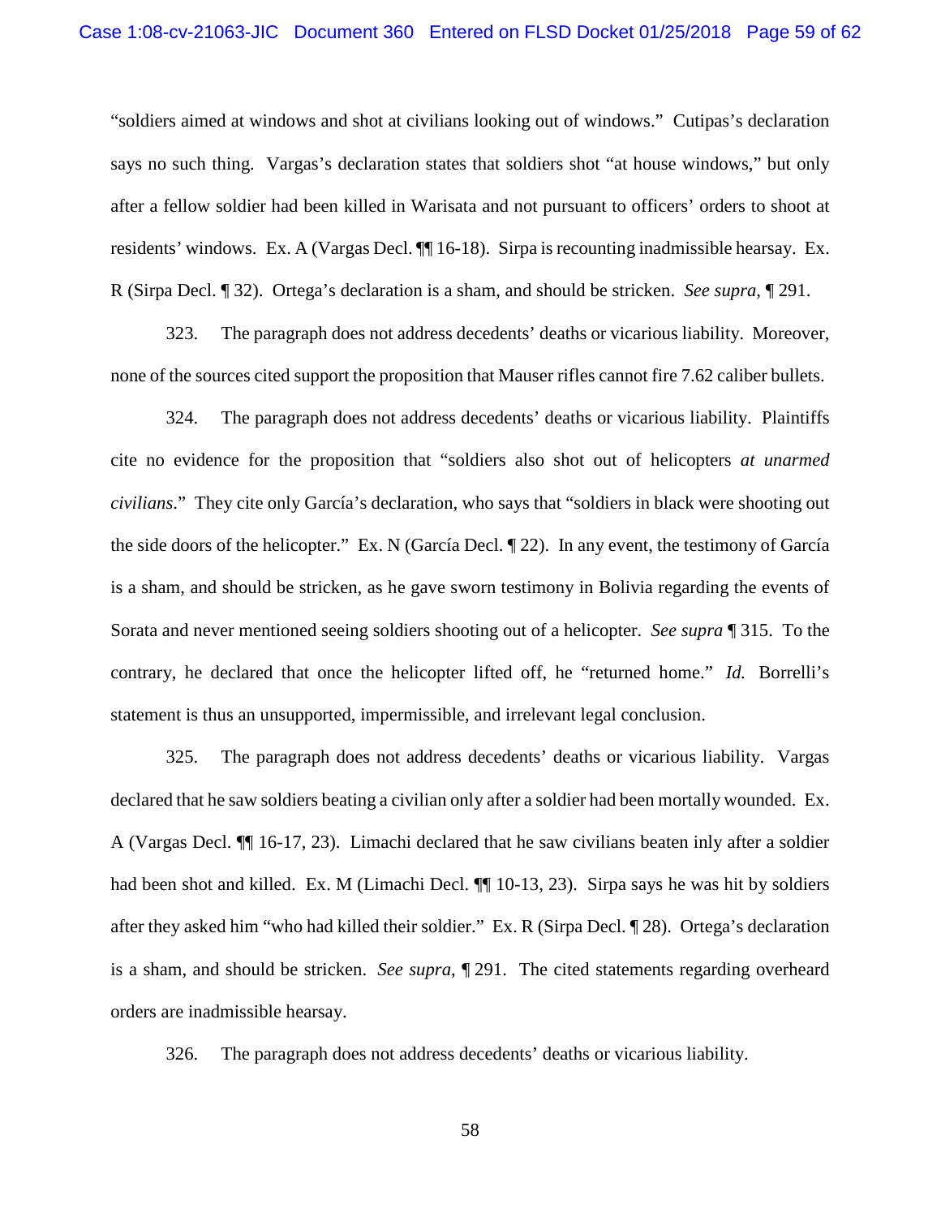"soldiers aimed at windows and shot at civilians looking out of windows." Cutipas's declaration says no such thing. Vargas's declaration states that soldiers shot "at house windows," but only after a fellow soldier had been killed in Warisata and not pursuant to officers' orders to shoot at residents' windows. Ex. A (Vargas Decl. ¶¶ 16-18). Sirpa is recounting inadmissible hearsay. Ex. R (Sirpa Decl. ¶ 32). Ortega's declaration is a sham, and should be stricken. *See supra*, ¶ 291.

323. The paragraph does not address decedents' deaths or vicarious liability. Moreover, none of the sources cited support the proposition that Mauser rifles cannot fire 7.62 caliber bullets.

324. The paragraph does not address decedents' deaths or vicarious liability. Plaintiffs cite no evidence for the proposition that "soldiers also shot out of helicopters *at unarmed civilians*." They cite only García's declaration, who says that "soldiers in black were shooting out the side doors of the helicopter." Ex. N (García Decl. ¶ 22). In any event, the testimony of García is a sham, and should be stricken, as he gave sworn testimony in Bolivia regarding the events of Sorata and never mentioned seeing soldiers shooting out of a helicopter. *See supra* ¶ 315. To the contrary, he declared that once the helicopter lifted off, he "returned home." *Id.* Borrelli's statement is thus an unsupported, impermissible, and irrelevant legal conclusion.

325. The paragraph does not address decedents' deaths or vicarious liability. Vargas declared that he saw soldiers beating a civilian only after a soldier had been mortally wounded. Ex. A (Vargas Decl. ¶¶ 16-17, 23). Limachi declared that he saw civilians beaten inly after a soldier had been shot and killed. Ex. M (Limachi Decl. ¶¶ 10-13, 23). Sirpa says he was hit by soldiers after they asked him "who had killed their soldier." Ex. R (Sirpa Decl. ¶ 28). Ortega's declaration is a sham, and should be stricken. *See supra*, ¶ 291. The cited statements regarding overheard orders are inadmissible hearsay.

326. The paragraph does not address decedents' deaths or vicarious liability.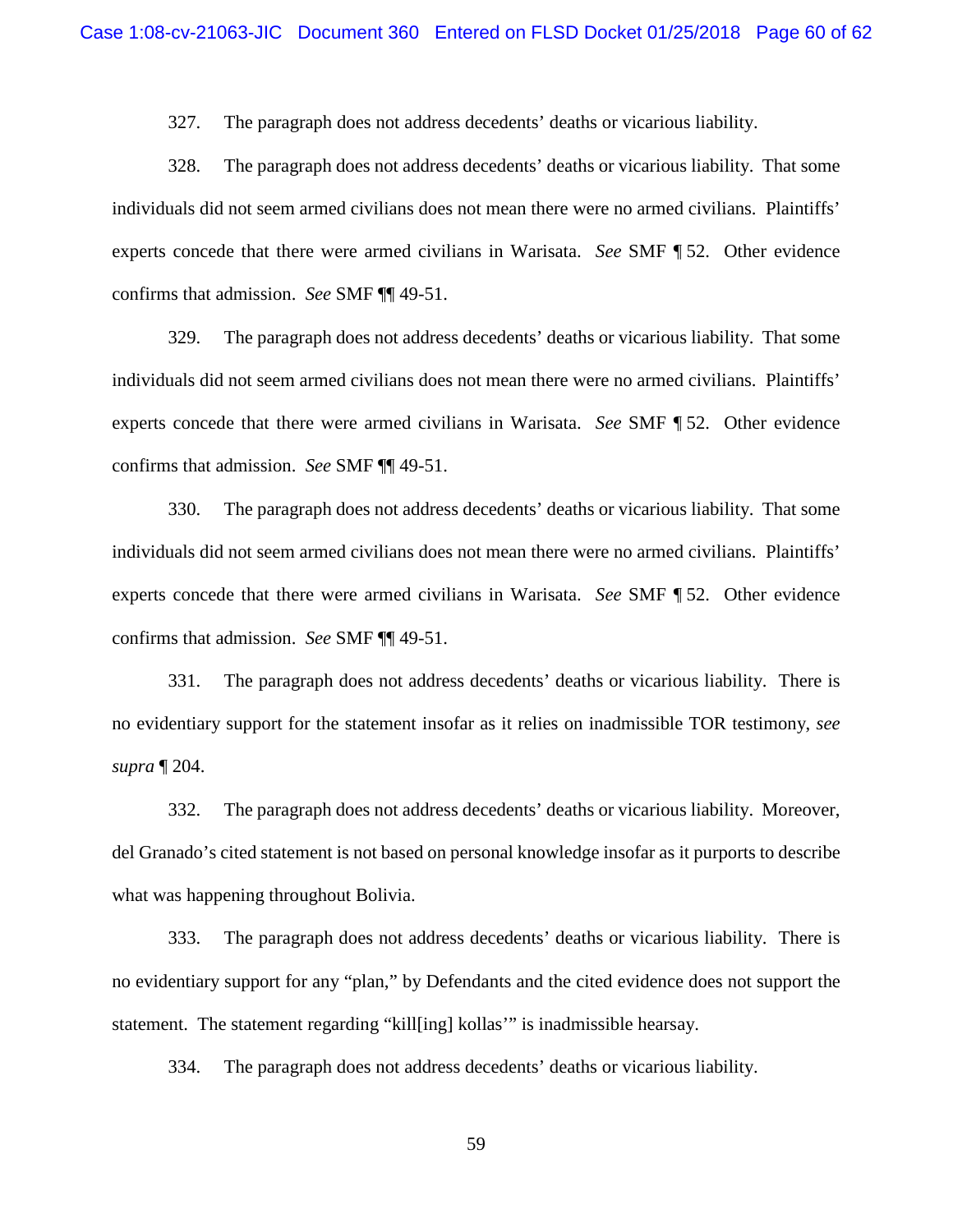327. The paragraph does not address decedents' deaths or vicarious liability.

328. The paragraph does not address decedents' deaths or vicarious liability. That some individuals did not seem armed civilians does not mean there were no armed civilians. Plaintiffs' experts concede that there were armed civilians in Warisata. *See* SMF ¶ 52. Other evidence confirms that admission. *See* SMF ¶¶ 49-51.

329. The paragraph does not address decedents' deaths or vicarious liability. That some individuals did not seem armed civilians does not mean there were no armed civilians. Plaintiffs' experts concede that there were armed civilians in Warisata. *See* SMF ¶ 52. Other evidence confirms that admission. *See* SMF ¶¶ 49-51.

330. The paragraph does not address decedents' deaths or vicarious liability. That some individuals did not seem armed civilians does not mean there were no armed civilians. Plaintiffs' experts concede that there were armed civilians in Warisata. *See* SMF ¶ 52. Other evidence confirms that admission. *See* SMF ¶¶ 49-51.

331. The paragraph does not address decedents' deaths or vicarious liability. There is no evidentiary support for the statement insofar as it relies on inadmissible TOR testimony, *see supra* ¶ 204.

332. The paragraph does not address decedents' deaths or vicarious liability. Moreover, del Granado's cited statement is not based on personal knowledge insofar as it purports to describe what was happening throughout Bolivia.

333. The paragraph does not address decedents' deaths or vicarious liability. There is no evidentiary support for any "plan," by Defendants and the cited evidence does not support the statement. The statement regarding "kill[ing] kollas'" is inadmissible hearsay.

334. The paragraph does not address decedents' deaths or vicarious liability.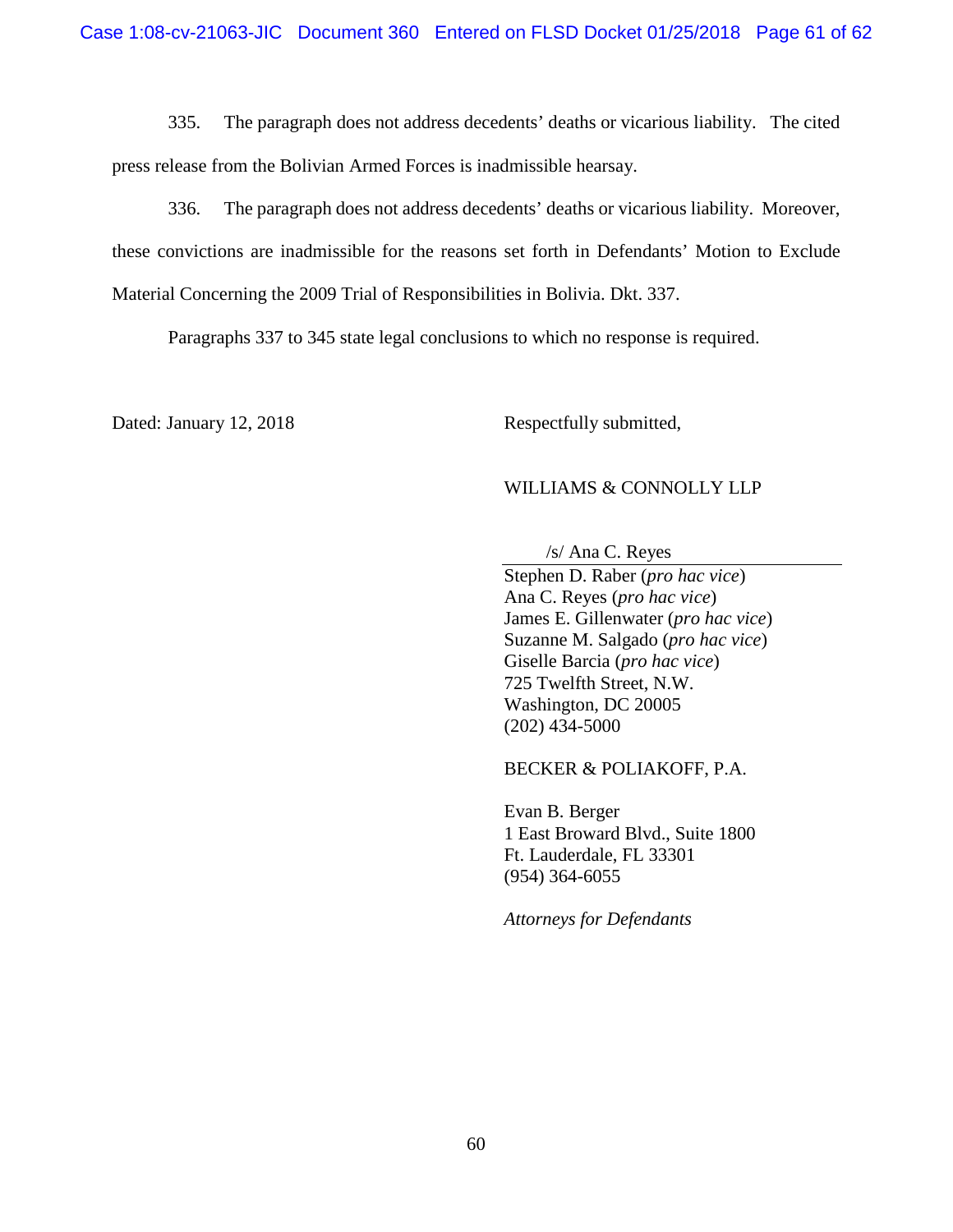335. The paragraph does not address decedents' deaths or vicarious liability. The cited press release from the Bolivian Armed Forces is inadmissible hearsay.

336. The paragraph does not address decedents' deaths or vicarious liability. Moreover, these convictions are inadmissible for the reasons set forth in Defendants' Motion to Exclude Material Concerning the 2009 Trial of Responsibilities in Bolivia. Dkt. 337.

Paragraphs 337 to 345 state legal conclusions to which no response is required.

Dated: January 12, 2018

Respectfully submitted,

WILLIAMS & CONNOLLY LLP

/s/ Ana C. Reyes

Stephen D. Raber (*pro hac vice*)
Ana C. Reyes (*pro hac vice*)
James E. Gillenwater (*pro hac vice*)
Suzanne M. Salgado (*pro hac vice*)
Giselle Barcia (*pro hac vice*)
725 Twelfth Street, N.W.
Washington, DC 20005
(202) 434-5000

BECKER & POLIAKOFF, P.A.

Evan B. Berger
1 East Broward Blvd., Suite 1800
Ft. Lauderdale, FL 33301
(954) 364-6055

*Attorneys for Defendants*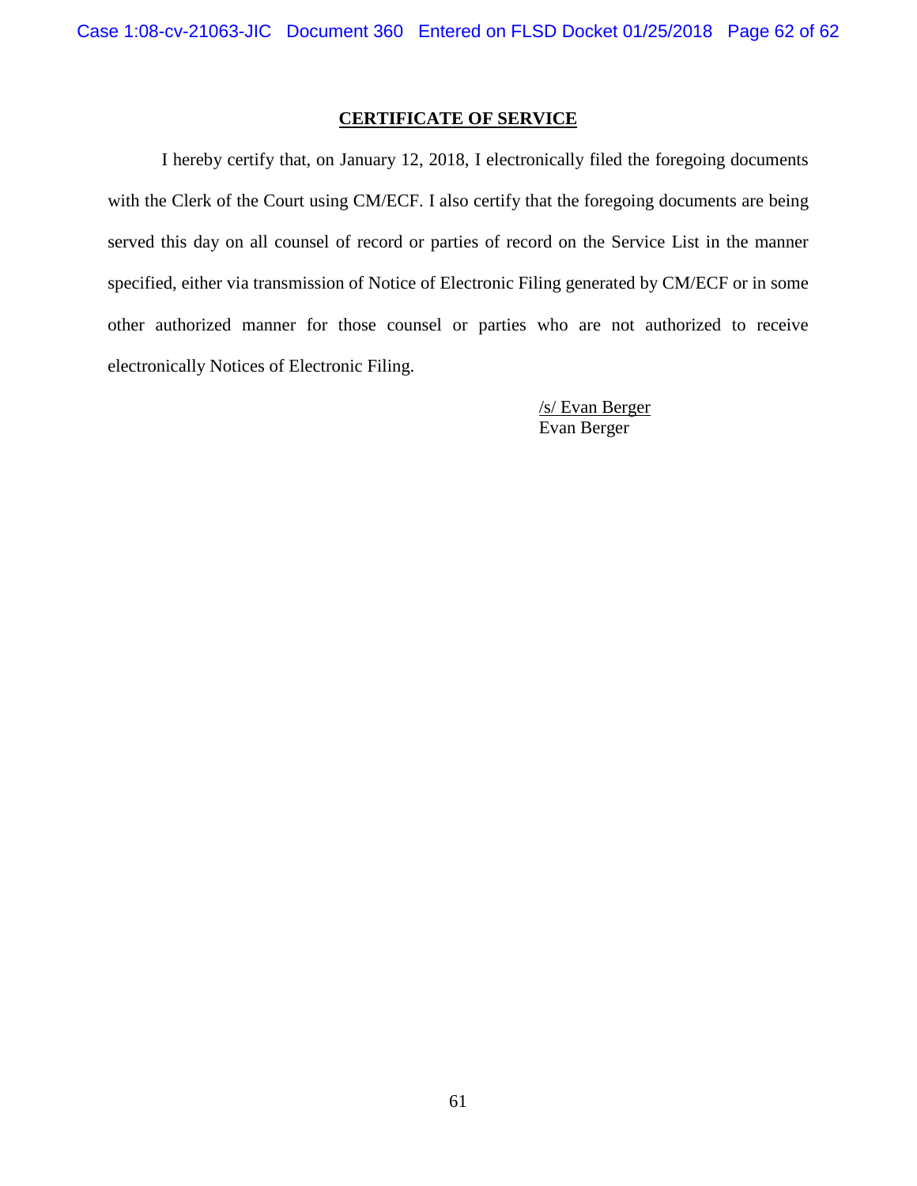## CERTIFICATE OF SERVICE

I hereby certify that, on January 12, 2018, I electronically filed the foregoing documents with the Clerk of the Court using CM/ECF. I also certify that the foregoing documents are being served this day on all counsel of record or parties of record on the Service List in the manner specified, either via transmission of Notice of Electronic Filing generated by CM/ECF or in some other authorized manner for those counsel or parties who are not authorized to receive electronically Notices of Electronic Filing.

/s/ Evan Berger
Evan Berger